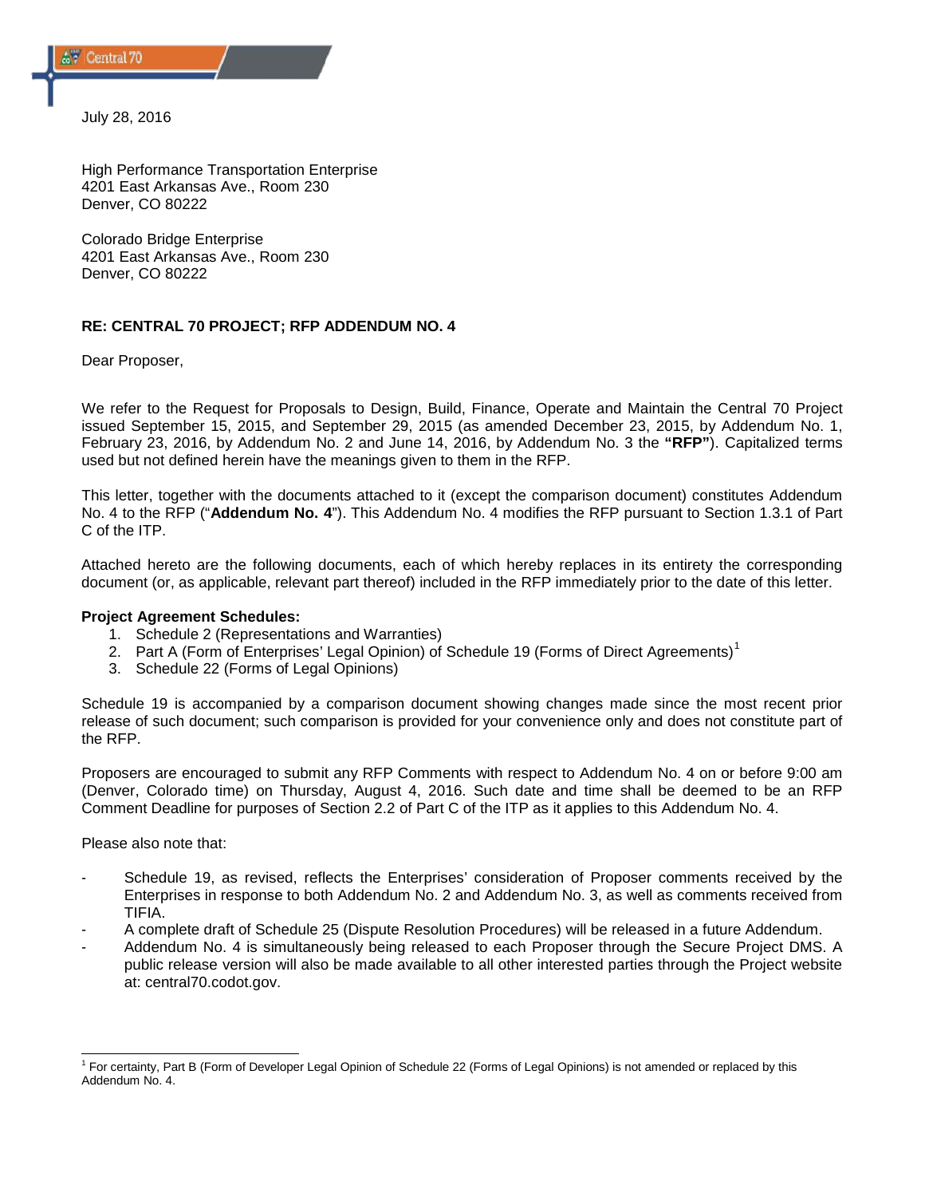July 28, 2016

High Performance Transportation Enterprise
4201 East Arkansas Ave., Room 230
Denver, CO 80222

Colorado Bridge Enterprise
4201 East Arkansas Ave., Room 230
Denver, CO 80222

**RE: CENTRAL 70 PROJECT; RFP ADDENDUM NO. 4**

Dear Proposer,

We refer to the Request for Proposals to Design, Build, Finance, Operate and Maintain the Central 70 Project issued September 15, 2015, and September 29, 2015 (as amended December 23, 2015, by Addendum No. 1, February 23, 2016, by Addendum No. 2 and June 14, 2016, by Addendum No. 3 the **"RFP"**). Capitalized terms used but not defined herein have the meanings given to them in the RFP.

This letter, together with the documents attached to it (except the comparison document) constitutes Addendum No. 4 to the RFP ("**Addendum No. 4**"). This Addendum No. 4 modifies the RFP pursuant to Section 1.3.1 of Part C of the ITP.

Attached hereto are the following documents, each of which hereby replaces in its entirety the corresponding document (or, as applicable, relevant part thereof) included in the RFP immediately prior to the date of this letter.

**Project Agreement Schedules:**

1. Schedule 2 (Representations and Warranties)
2. Part A (Form of Enterprises' Legal Opinion) of Schedule 19 (Forms of Direct Agreements)[1]
3. Schedule 22 (Forms of Legal Opinions)

Schedule 19 is accompanied by a comparison document showing changes made since the most recent prior release of such document; such comparison is provided for your convenience only and does not constitute part of the RFP.

Proposers are encouraged to submit any RFP Comments with respect to Addendum No. 4 on or before 9:00 am (Denver, Colorado time) on Thursday, August 4, 2016. Such date and time shall be deemed to be an RFP Comment Deadline for purposes of Section 2.2 of Part C of the ITP as it applies to this Addendum No. 4.

Please also note that:

- Schedule 19, as revised, reflects the Enterprises' consideration of Proposer comments received by the Enterprises in response to both Addendum No. 2 and Addendum No. 3, as well as comments received from TIFIA.
- A complete draft of Schedule 25 (Dispute Resolution Procedures) will be released in a future Addendum.
- Addendum No. 4 is simultaneously being released to each Proposer through the Secure Project DMS. A public release version will also be made available to all other interested parties through the Project website at: central70.codot.gov.

[1] For certainty, Part B (Form of Developer Legal Opinion of Schedule 22 (Forms of Legal Opinions) is not amended or replaced by this Addendum No. 4.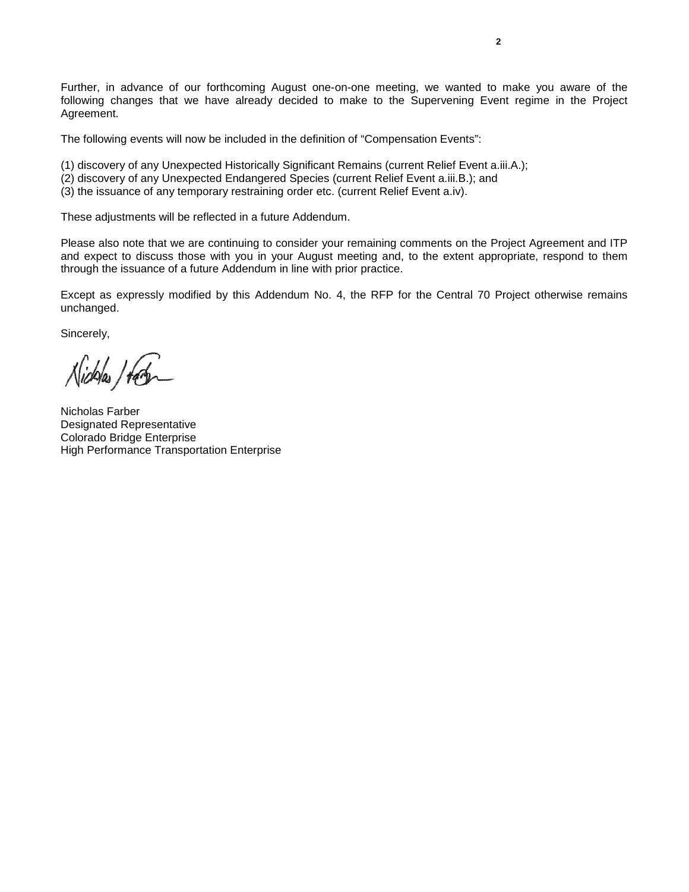Further, in advance of our forthcoming August one-on-one meeting, we wanted to make you aware of the following changes that we have already decided to make to the Supervening Event regime in the Project Agreement.

The following events will now be included in the definition of "Compensation Events":

(1) discovery of any Unexpected Historically Significant Remains (current Relief Event a.iii.A.);
(2) discovery of any Unexpected Endangered Species (current Relief Event a.iii.B.); and
(3) the issuance of any temporary restraining order etc. (current Relief Event a.iv).

These adjustments will be reflected in a future Addendum.

Please also note that we are continuing to consider your remaining comments on the Project Agreement and ITP and expect to discuss those with you in your August meeting and, to the extent appropriate, respond to them through the issuance of a future Addendum in line with prior practice.

Except as expressly modified by this Addendum No. 4, the RFP for the Central 70 Project otherwise remains unchanged.

Sincerely,

Nicholas Farber
Designated Representative
Colorado Bridge Enterprise
High Performance Transportation Enterprise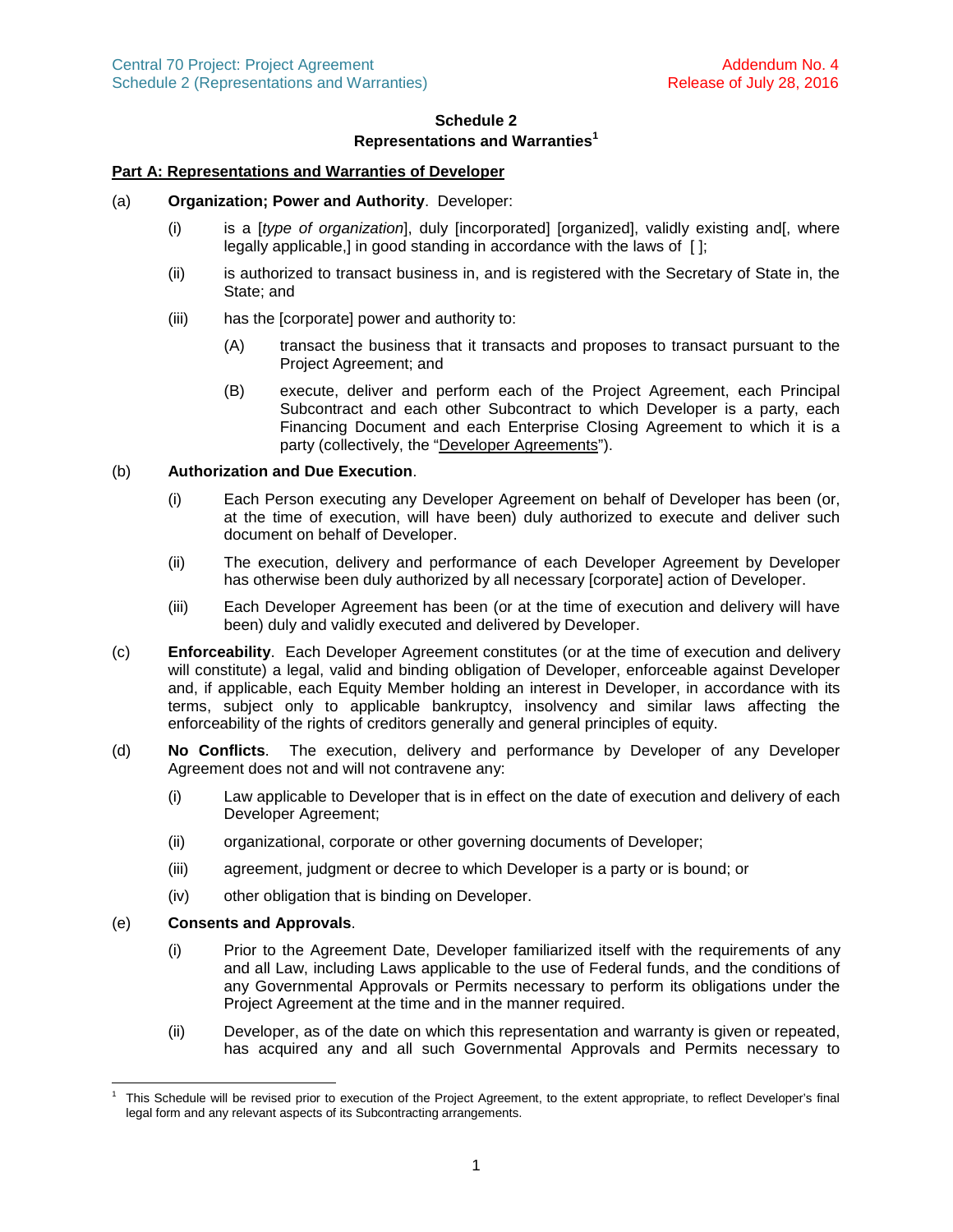## Schedule 2
## Representations and Warranties[1]

**Part A: Representations and Warranties of Developer**

(a) **Organization; Power and Authority**. Developer:

(i) is a [*type of organization*], duly [incorporated] [organized], validly existing and[, where legally applicable,] in good standing in accordance with the laws of [ ];

(ii) is authorized to transact business in, and is registered with the Secretary of State in, the State; and

(iii) has the [corporate] power and authority to:

(A) transact the business that it transacts and proposes to transact pursuant to the Project Agreement; and

(B) execute, deliver and perform each of the Project Agreement, each Principal Subcontract and each other Subcontract to which Developer is a party, each Financing Document and each Enterprise Closing Agreement to which it is a party (collectively, the "Developer Agreements").

(b) **Authorization and Due Execution**.

(i) Each Person executing any Developer Agreement on behalf of Developer has been (or, at the time of execution, will have been) duly authorized to execute and deliver such document on behalf of Developer.

(ii) The execution, delivery and performance of each Developer Agreement by Developer has otherwise been duly authorized by all necessary [corporate] action of Developer.

(iii) Each Developer Agreement has been (or at the time of execution and delivery will have been) duly and validly executed and delivered by Developer.

(c) **Enforceability**. Each Developer Agreement constitutes (or at the time of execution and delivery will constitute) a legal, valid and binding obligation of Developer, enforceable against Developer and, if applicable, each Equity Member holding an interest in Developer, in accordance with its terms, subject only to applicable bankruptcy, insolvency and similar laws affecting the enforceability of the rights of creditors generally and general principles of equity.

(d) **No Conflicts**. The execution, delivery and performance by Developer of any Developer Agreement does not and will not contravene any:

(i) Law applicable to Developer that is in effect on the date of execution and delivery of each Developer Agreement;

(ii) organizational, corporate or other governing documents of Developer;

(iii) agreement, judgment or decree to which Developer is a party or is bound; or

(iv) other obligation that is binding on Developer.

(e) **Consents and Approvals**.

(i) Prior to the Agreement Date, Developer familiarized itself with the requirements of any and all Law, including Laws applicable to the use of Federal funds, and the conditions of any Governmental Approvals or Permits necessary to perform its obligations under the Project Agreement at the time and in the manner required.

(ii) Developer, as of the date on which this representation and warranty is given or repeated, has acquired any and all such Governmental Approvals and Permits necessary to

---

[1] This Schedule will be revised prior to execution of the Project Agreement, to the extent appropriate, to reflect Developer's final legal form and any relevant aspects of its Subcontracting arrangements.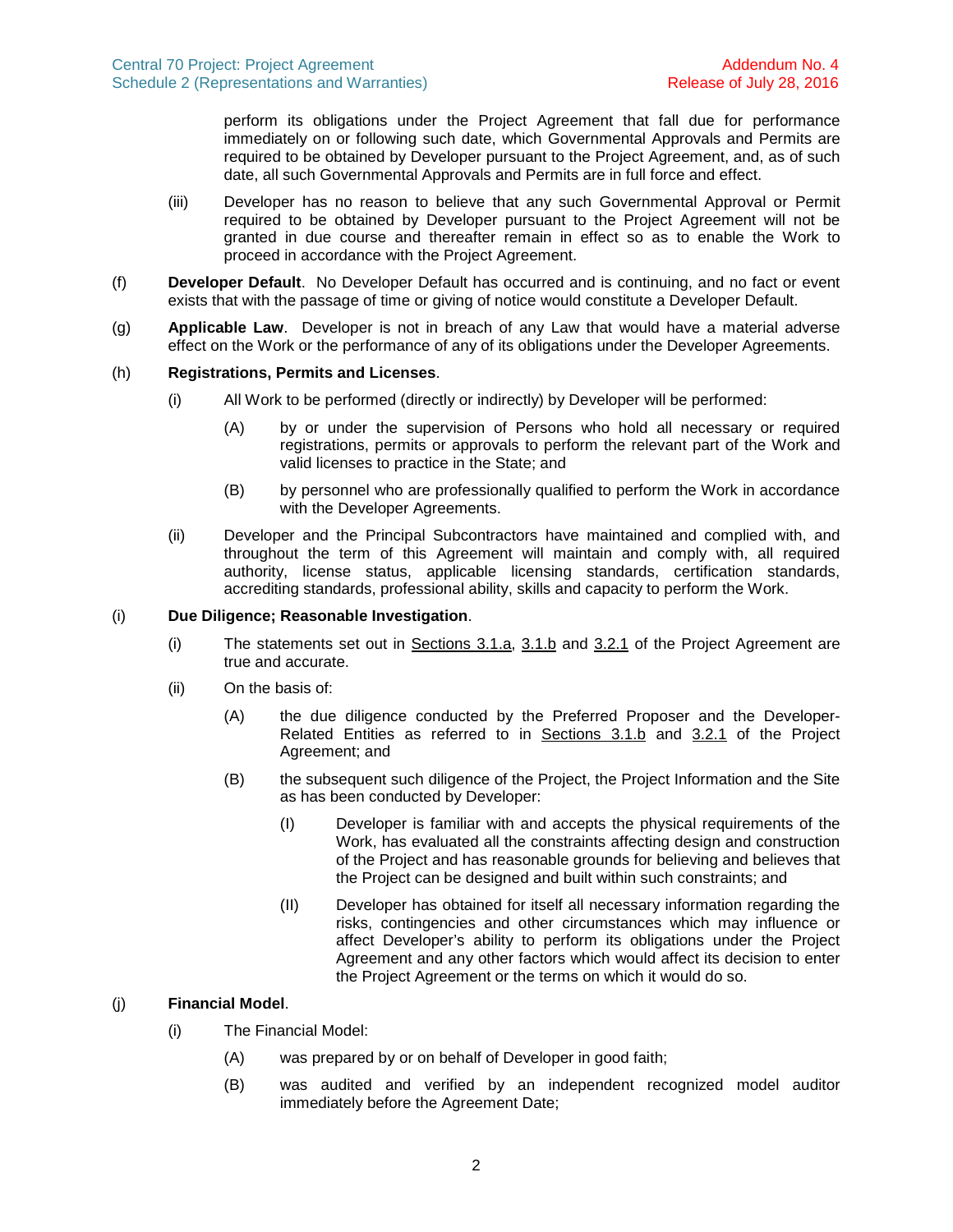perform its obligations under the Project Agreement that fall due for performance immediately on or following such date, which Governmental Approvals and Permits are required to be obtained by Developer pursuant to the Project Agreement, and, as of such date, all such Governmental Approvals and Permits are in full force and effect.

(iii) Developer has no reason to believe that any such Governmental Approval or Permit required to be obtained by Developer pursuant to the Project Agreement will not be granted in due course and thereafter remain in effect so as to enable the Work to proceed in accordance with the Project Agreement.

(f) **Developer Default**. No Developer Default has occurred and is continuing, and no fact or event exists that with the passage of time or giving of notice would constitute a Developer Default.

(g) **Applicable Law**. Developer is not in breach of any Law that would have a material adverse effect on the Work or the performance of any of its obligations under the Developer Agreements.

(h) **Registrations, Permits and Licenses**.

(i) All Work to be performed (directly or indirectly) by Developer will be performed:

(A) by or under the supervision of Persons who hold all necessary or required registrations, permits or approvals to perform the relevant part of the Work and valid licenses to practice in the State; and

(B) by personnel who are professionally qualified to perform the Work in accordance with the Developer Agreements.

(ii) Developer and the Principal Subcontractors have maintained and complied with, and throughout the term of this Agreement will maintain and comply with, all required authority, license status, applicable licensing standards, certification standards, accrediting standards, professional ability, skills and capacity to perform the Work.

(i) **Due Diligence; Reasonable Investigation**.

(i) The statements set out in Sections 3.1.a, 3.1.b and 3.2.1 of the Project Agreement are true and accurate.

(ii) On the basis of:

(A) the due diligence conducted by the Preferred Proposer and the Developer-Related Entities as referred to in Sections 3.1.b and 3.2.1 of the Project Agreement; and

(B) the subsequent such diligence of the Project, the Project Information and the Site as has been conducted by Developer:

(I) Developer is familiar with and accepts the physical requirements of the Work, has evaluated all the constraints affecting design and construction of the Project and has reasonable grounds for believing and believes that the Project can be designed and built within such constraints; and

(II) Developer has obtained for itself all necessary information regarding the risks, contingencies and other circumstances which may influence or affect Developer's ability to perform its obligations under the Project Agreement and any other factors which would affect its decision to enter the Project Agreement or the terms on which it would do so.

(j) **Financial Model**.

(i) The Financial Model:

(A) was prepared by or on behalf of Developer in good faith;

(B) was audited and verified by an independent recognized model auditor immediately before the Agreement Date;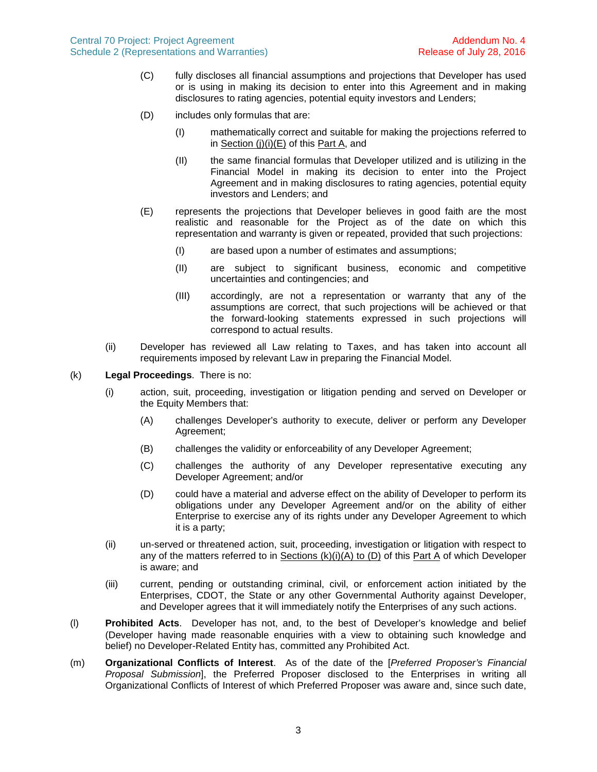(C) fully discloses all financial assumptions and projections that Developer has used or is using in making its decision to enter into this Agreement and in making disclosures to rating agencies, potential equity investors and Lenders;

(D) includes only formulas that are:

(I) mathematically correct and suitable for making the projections referred to in Section (j)(i)(E) of this Part A, and

(II) the same financial formulas that Developer utilized and is utilizing in the Financial Model in making its decision to enter into the Project Agreement and in making disclosures to rating agencies, potential equity investors and Lenders; and

(E) represents the projections that Developer believes in good faith are the most realistic and reasonable for the Project as of the date on which this representation and warranty is given or repeated, provided that such projections:

(I) are based upon a number of estimates and assumptions;

(II) are subject to significant business, economic and competitive uncertainties and contingencies; and

(III) accordingly, are not a representation or warranty that any of the assumptions are correct, that such projections will be achieved or that the forward-looking statements expressed in such projections will correspond to actual results.

(ii) Developer has reviewed all Law relating to Taxes, and has taken into account all requirements imposed by relevant Law in preparing the Financial Model.

(k) **Legal Proceedings**. There is no:

(i) action, suit, proceeding, investigation or litigation pending and served on Developer or the Equity Members that:

(A) challenges Developer's authority to execute, deliver or perform any Developer Agreement;

(B) challenges the validity or enforceability of any Developer Agreement;

(C) challenges the authority of any Developer representative executing any Developer Agreement; and/or

(D) could have a material and adverse effect on the ability of Developer to perform its obligations under any Developer Agreement and/or on the ability of either Enterprise to exercise any of its rights under any Developer Agreement to which it is a party;

(ii) un-served or threatened action, suit, proceeding, investigation or litigation with respect to any of the matters referred to in Sections (k)(i)(A) to (D) of this Part A of which Developer is aware; and

(iii) current, pending or outstanding criminal, civil, or enforcement action initiated by the Enterprises, CDOT, the State or any other Governmental Authority against Developer, and Developer agrees that it will immediately notify the Enterprises of any such actions.

(l) **Prohibited Acts**. Developer has not, and, to the best of Developer's knowledge and belief (Developer having made reasonable enquiries with a view to obtaining such knowledge and belief) no Developer-Related Entity has, committed any Prohibited Act.

(m) **Organizational Conflicts of Interest**. As of the date of the [*Preferred Proposer's Financial Proposal Submission*], the Preferred Proposer disclosed to the Enterprises in writing all Organizational Conflicts of Interest of which Preferred Proposer was aware and, since such date,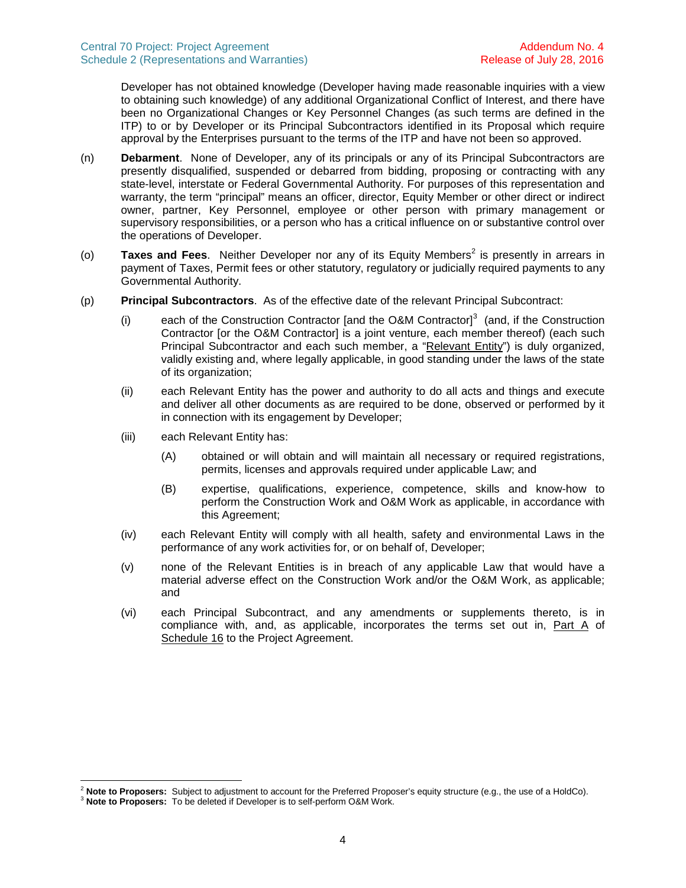Developer has not obtained knowledge (Developer having made reasonable inquiries with a view to obtaining such knowledge) of any additional Organizational Conflict of Interest, and there have been no Organizational Changes or Key Personnel Changes (as such terms are defined in the ITP) to or by Developer or its Principal Subcontractors identified in its Proposal which require approval by the Enterprises pursuant to the terms of the ITP and have not been so approved.

(n) **Debarment**. None of Developer, any of its principals or any of its Principal Subcontractors are presently disqualified, suspended or debarred from bidding, proposing or contracting with any state-level, interstate or Federal Governmental Authority. For purposes of this representation and warranty, the term "principal" means an officer, director, Equity Member or other direct or indirect owner, partner, Key Personnel, employee or other person with primary management or supervisory responsibilities, or a person who has a critical influence on or substantive control over the operations of Developer.

(o) **Taxes and Fees**. Neither Developer nor any of its Equity Members[2] is presently in arrears in payment of Taxes, Permit fees or other statutory, regulatory or judicially required payments to any Governmental Authority.

(p) **Principal Subcontractors**. As of the effective date of the relevant Principal Subcontract:

(i) each of the Construction Contractor [and the O&M Contractor][3] (and, if the Construction Contractor [or the O&M Contractor] is a joint venture, each member thereof) (each such Principal Subcontractor and each such member, a "Relevant Entity") is duly organized, validly existing and, where legally applicable, in good standing under the laws of the state of its organization;

(ii) each Relevant Entity has the power and authority to do all acts and things and execute and deliver all other documents as are required to be done, observed or performed by it in connection with its engagement by Developer;

(iii) each Relevant Entity has:

(A) obtained or will obtain and will maintain all necessary or required registrations, permits, licenses and approvals required under applicable Law; and

(B) expertise, qualifications, experience, competence, skills and know-how to perform the Construction Work and O&M Work as applicable, in accordance with this Agreement;

(iv) each Relevant Entity will comply with all health, safety and environmental Laws in the performance of any work activities for, or on behalf of, Developer;

(v) none of the Relevant Entities is in breach of any applicable Law that would have a material adverse effect on the Construction Work and/or the O&M Work, as applicable; and

(vi) each Principal Subcontract, and any amendments or supplements thereto, is in compliance with, and, as applicable, incorporates the terms set out in, Part A of Schedule 16 to the Project Agreement.

---

[2] **Note to Proposers:** Subject to adjustment to account for the Preferred Proposer's equity structure (e.g., the use of a HoldCo).

[3] **Note to Proposers:** To be deleted if Developer is to self-perform O&M Work.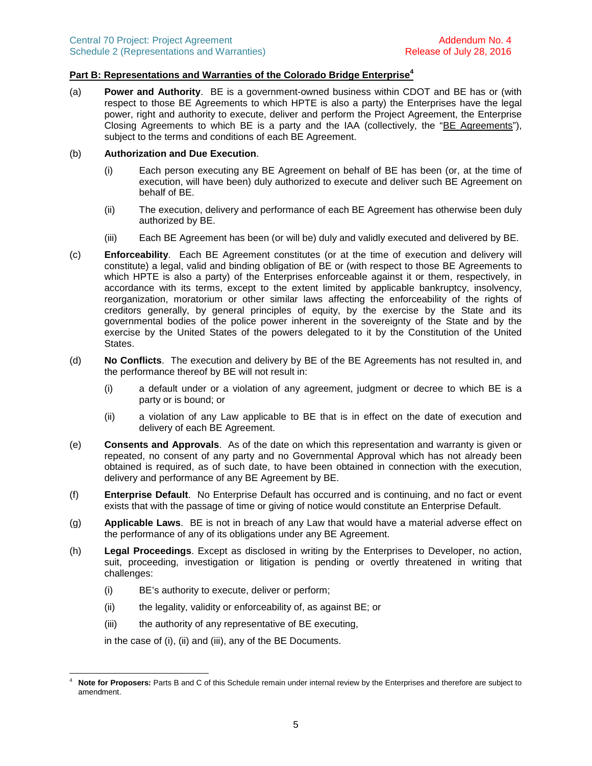## Part B: Representations and Warranties of the Colorado Bridge Enterprise[4]

(a) **Power and Authority**. BE is a government-owned business within CDOT and BE has or (with respect to those BE Agreements to which HPTE is also a party) the Enterprises have the legal power, right and authority to execute, deliver and perform the Project Agreement, the Enterprise Closing Agreements to which BE is a party and the IAA (collectively, the "BE Agreements"), subject to the terms and conditions of each BE Agreement.

(b) **Authorization and Due Execution**.

(i) Each person executing any BE Agreement on behalf of BE has been (or, at the time of execution, will have been) duly authorized to execute and deliver such BE Agreement on behalf of BE.

(ii) The execution, delivery and performance of each BE Agreement has otherwise been duly authorized by BE.

(iii) Each BE Agreement has been (or will be) duly and validly executed and delivered by BE.

(c) **Enforceability**. Each BE Agreement constitutes (or at the time of execution and delivery will constitute) a legal, valid and binding obligation of BE or (with respect to those BE Agreements to which HPTE is also a party) of the Enterprises enforceable against it or them, respectively, in accordance with its terms, except to the extent limited by applicable bankruptcy, insolvency, reorganization, moratorium or other similar laws affecting the enforceability of the rights of creditors generally, by general principles of equity, by the exercise by the State and its governmental bodies of the police power inherent in the sovereignty of the State and by the exercise by the United States of the powers delegated to it by the Constitution of the United States.

(d) **No Conflicts**. The execution and delivery by BE of the BE Agreements has not resulted in, and the performance thereof by BE will not result in:

(i) a default under or a violation of any agreement, judgment or decree to which BE is a party or is bound; or

(ii) a violation of any Law applicable to BE that is in effect on the date of execution and delivery of each BE Agreement.

(e) **Consents and Approvals**. As of the date on which this representation and warranty is given or repeated, no consent of any party and no Governmental Approval which has not already been obtained is required, as of such date, to have been obtained in connection with the execution, delivery and performance of any BE Agreement by BE.

(f) **Enterprise Default**. No Enterprise Default has occurred and is continuing, and no fact or event exists that with the passage of time or giving of notice would constitute an Enterprise Default.

(g) **Applicable Laws**. BE is not in breach of any Law that would have a material adverse effect on the performance of any of its obligations under any BE Agreement.

(h) **Legal Proceedings**. Except as disclosed in writing by the Enterprises to Developer, no action, suit, proceeding, investigation or litigation is pending or overtly threatened in writing that challenges:

(i) BE's authority to execute, deliver or perform;

(ii) the legality, validity or enforceability of, as against BE; or

(iii) the authority of any representative of BE executing,

in the case of (i), (ii) and (iii), any of the BE Documents.

---

[4] **Note for Proposers:** Parts B and C of this Schedule remain under internal review by the Enterprises and therefore are subject to amendment.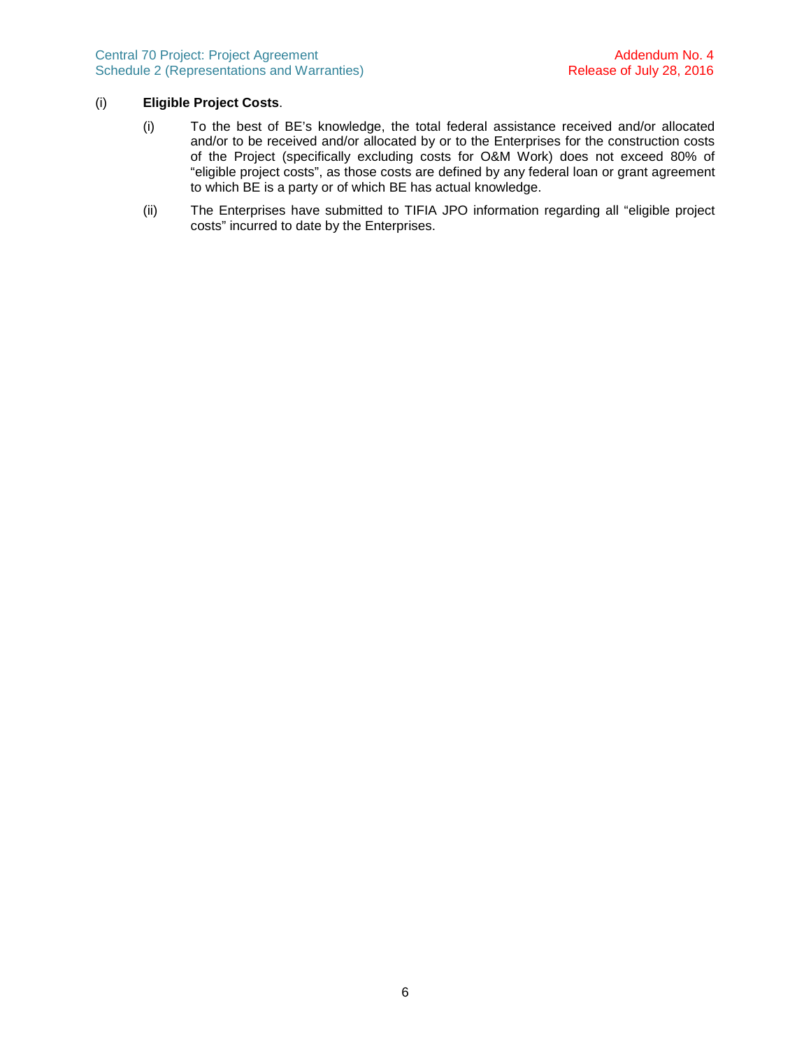(i) **Eligible Project Costs**.

(i) To the best of BE's knowledge, the total federal assistance received and/or allocated and/or to be received and/or allocated by or to the Enterprises for the construction costs of the Project (specifically excluding costs for O&M Work) does not exceed 80% of "eligible project costs", as those costs are defined by any federal loan or grant agreement to which BE is a party or of which BE has actual knowledge.

(ii) The Enterprises have submitted to TIFIA JPO information regarding all "eligible project costs" incurred to date by the Enterprises.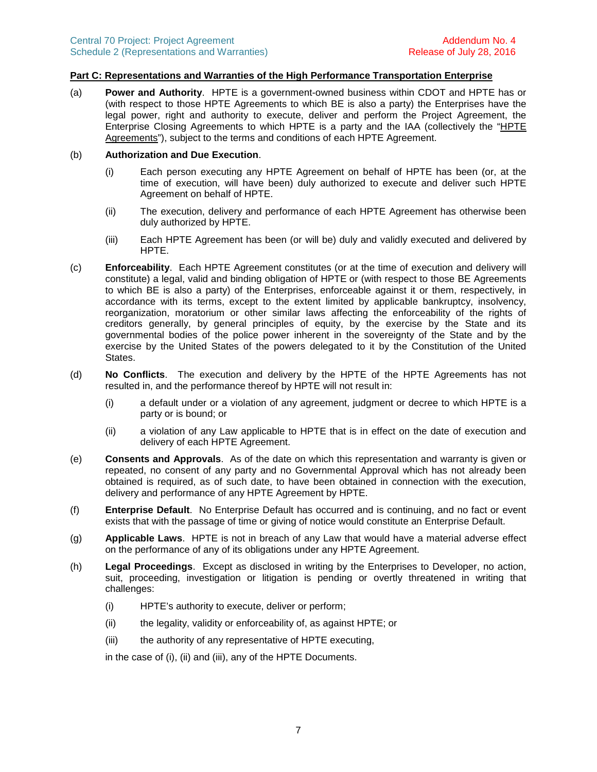**Part C: Representations and Warranties of the High Performance Transportation Enterprise**

(a) **Power and Authority**. HPTE is a government-owned business within CDOT and HPTE has or (with respect to those HPTE Agreements to which BE is also a party) the Enterprises have the legal power, right and authority to execute, deliver and perform the Project Agreement, the Enterprise Closing Agreements to which HPTE is a party and the IAA (collectively the "HPTE Agreements"), subject to the terms and conditions of each HPTE Agreement.

(b) **Authorization and Due Execution**.

(i) Each person executing any HPTE Agreement on behalf of HPTE has been (or, at the time of execution, will have been) duly authorized to execute and deliver such HPTE Agreement on behalf of HPTE.

(ii) The execution, delivery and performance of each HPTE Agreement has otherwise been duly authorized by HPTE.

(iii) Each HPTE Agreement has been (or will be) duly and validly executed and delivered by HPTE.

(c) **Enforceability**. Each HPTE Agreement constitutes (or at the time of execution and delivery will constitute) a legal, valid and binding obligation of HPTE or (with respect to those BE Agreements to which BE is also a party) of the Enterprises, enforceable against it or them, respectively, in accordance with its terms, except to the extent limited by applicable bankruptcy, insolvency, reorganization, moratorium or other similar laws affecting the enforceability of the rights of creditors generally, by general principles of equity, by the exercise by the State and its governmental bodies of the police power inherent in the sovereignty of the State and by the exercise by the United States of the powers delegated to it by the Constitution of the United States.

(d) **No Conflicts**. The execution and delivery by the HPTE of the HPTE Agreements has not resulted in, and the performance thereof by HPTE will not result in:

(i) a default under or a violation of any agreement, judgment or decree to which HPTE is a party or is bound; or

(ii) a violation of any Law applicable to HPTE that is in effect on the date of execution and delivery of each HPTE Agreement.

(e) **Consents and Approvals**. As of the date on which this representation and warranty is given or repeated, no consent of any party and no Governmental Approval which has not already been obtained is required, as of such date, to have been obtained in connection with the execution, delivery and performance of any HPTE Agreement by HPTE.

(f) **Enterprise Default**. No Enterprise Default has occurred and is continuing, and no fact or event exists that with the passage of time or giving of notice would constitute an Enterprise Default.

(g) **Applicable Laws**. HPTE is not in breach of any Law that would have a material adverse effect on the performance of any of its obligations under any HPTE Agreement.

(h) **Legal Proceedings**. Except as disclosed in writing by the Enterprises to Developer, no action, suit, proceeding, investigation or litigation is pending or overtly threatened in writing that challenges:

(i) HPTE's authority to execute, deliver or perform;

(ii) the legality, validity or enforceability of, as against HPTE; or

(iii) the authority of any representative of HPTE executing,

in the case of (i), (ii) and (iii), any of the HPTE Documents.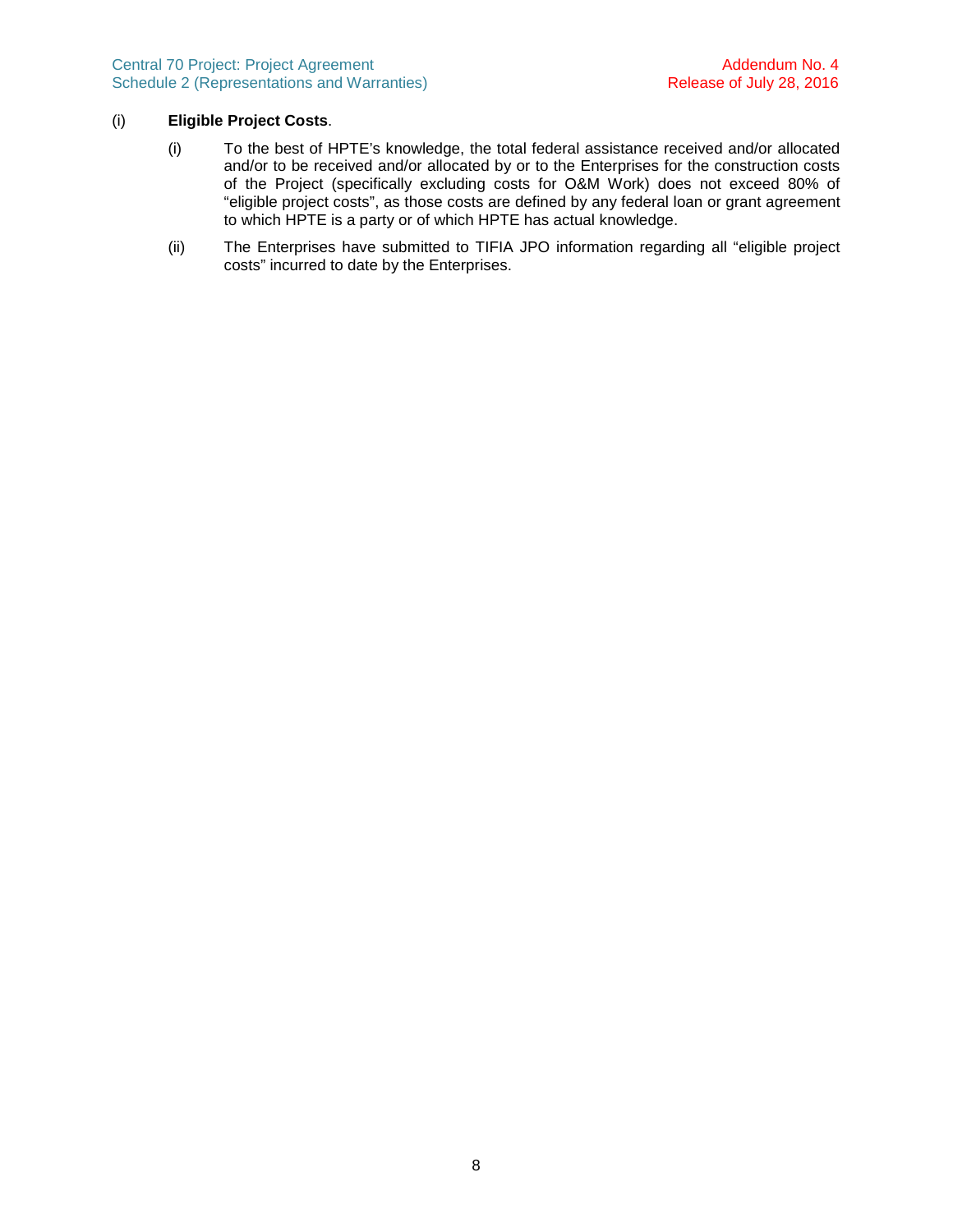(i) **Eligible Project Costs**.

(i) To the best of HPTE's knowledge, the total federal assistance received and/or allocated and/or to be received and/or allocated by or to the Enterprises for the construction costs of the Project (specifically excluding costs for O&M Work) does not exceed 80% of "eligible project costs", as those costs are defined by any federal loan or grant agreement to which HPTE is a party or of which HPTE has actual knowledge.

(ii) The Enterprises have submitted to TIFIA JPO information regarding all "eligible project costs" incurred to date by the Enterprises.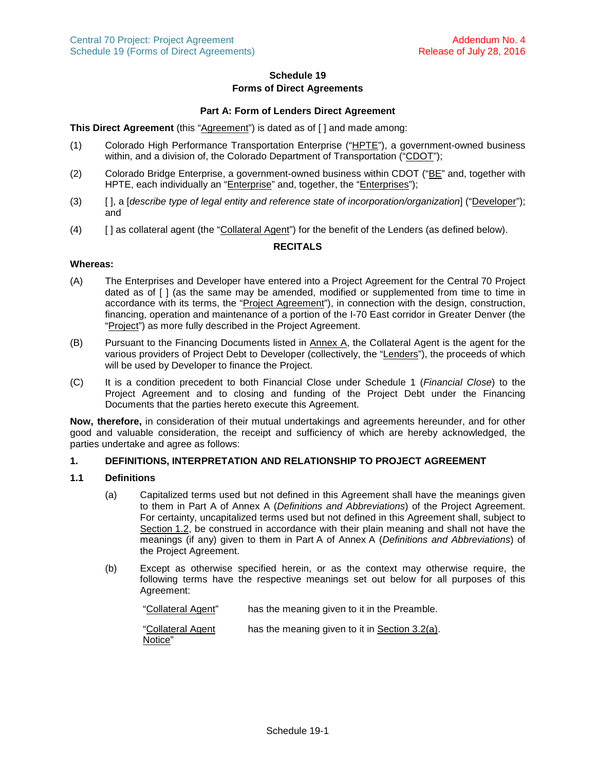# Schedule 19
## Forms of Direct Agreements

### Part A: Form of Lenders Direct Agreement

**This Direct Agreement** (this "Agreement") is dated as of [ ] and made among:

(1) Colorado High Performance Transportation Enterprise ("HPTE"), a government-owned business within, and a division of, the Colorado Department of Transportation ("CDOT");

(2) Colorado Bridge Enterprise, a government-owned business within CDOT ("BE" and, together with HPTE, each individually an "Enterprise" and, together, the "Enterprises");

(3) [ ], a [*describe type of legal entity and reference state of incorporation/organization*] ("Developer"); and

(4) [ ] as collateral agent (the "Collateral Agent") for the benefit of the Lenders (as defined below).

**RECITALS**

**Whereas:**

(A) The Enterprises and Developer have entered into a Project Agreement for the Central 70 Project dated as of [ ] (as the same may be amended, modified or supplemented from time to time in accordance with its terms, the "Project Agreement"), in connection with the design, construction, financing, operation and maintenance of a portion of the I-70 East corridor in Greater Denver (the "Project") as more fully described in the Project Agreement.

(B) Pursuant to the Financing Documents listed in Annex A, the Collateral Agent is the agent for the various providers of Project Debt to Developer (collectively, the "Lenders"), the proceeds of which will be used by Developer to finance the Project.

(C) It is a condition precedent to both Financial Close under Schedule 1 (*Financial Close*) to the Project Agreement and to closing and funding of the Project Debt under the Financing Documents that the parties hereto execute this Agreement.

**Now, therefore,** in consideration of their mutual undertakings and agreements hereunder, and for other good and valuable consideration, the receipt and sufficiency of which are hereby acknowledged, the parties undertake and agree as follows:

**1. DEFINITIONS, INTERPRETATION AND RELATIONSHIP TO PROJECT AGREEMENT**

**1.1 Definitions**

(a) Capitalized terms used but not defined in this Agreement shall have the meanings given to them in Part A of Annex A (*Definitions and Abbreviations*) of the Project Agreement. For certainty, uncapitalized terms used but not defined in this Agreement shall, subject to Section 1.2, be construed in accordance with their plain meaning and shall not have the meanings (if any) given to them in Part A of Annex A (*Definitions and Abbreviations*) of the Project Agreement.

(b) Except as otherwise specified herein, or as the context may otherwise require, the following terms have the respective meanings set out below for all purposes of this Agreement:

| | |
|---|---|
| "Collateral Agent" | has the meaning given to it in the Preamble. |
| "Collateral Agent Notice" | has the meaning given to it in Section 3.2(a). |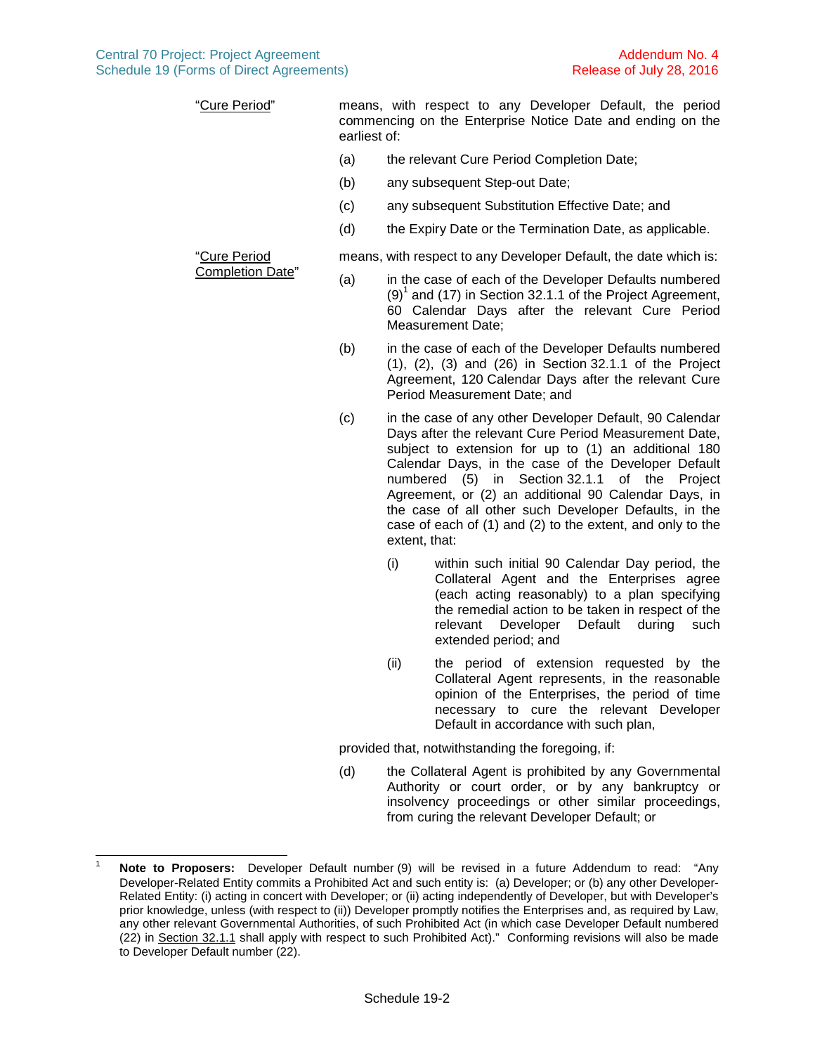"Cure Period" means, with respect to any Developer Default, the period commencing on the Enterprise Notice Date and ending on the earliest of:

(a) the relevant Cure Period Completion Date;

(b) any subsequent Step-out Date;

(c) any subsequent Substitution Effective Date; and

(d) the Expiry Date or the Termination Date, as applicable.

"Cure Period Completion Date" means, with respect to any Developer Default, the date which is:

(a) in the case of each of the Developer Defaults numbered (9)[1] and (17) in Section 32.1.1 of the Project Agreement, 60 Calendar Days after the relevant Cure Period Measurement Date;

(b) in the case of each of the Developer Defaults numbered (1), (2), (3) and (26) in Section 32.1.1 of the Project Agreement, 120 Calendar Days after the relevant Cure Period Measurement Date; and

(c) in the case of any other Developer Default, 90 Calendar Days after the relevant Cure Period Measurement Date, subject to extension for up to (1) an additional 180 Calendar Days, in the case of the Developer Default numbered (5) in Section 32.1.1 of the Project Agreement, or (2) an additional 90 Calendar Days, in the case of all other such Developer Defaults, in the case of each of (1) and (2) to the extent, and only to the extent, that:

(i) within such initial 90 Calendar Day period, the Collateral Agent and the Enterprises agree (each acting reasonably) to a plan specifying the remedial action to be taken in respect of the relevant Developer Default during such extended period; and

(ii) the period of extension requested by the Collateral Agent represents, in the reasonable opinion of the Enterprises, the period of time necessary to cure the relevant Developer Default in accordance with such plan,

provided that, notwithstanding the foregoing, if:

(d) the Collateral Agent is prohibited by any Governmental Authority or court order, or by any bankruptcy or insolvency proceedings or other similar proceedings, from curing the relevant Developer Default; or

---

[1] **Note to Proposers:** Developer Default number (9) will be revised in a future Addendum to read: "Any Developer-Related Entity commits a Prohibited Act and such entity is: (a) Developer; or (b) any other Developer-Related Entity: (i) acting in concert with Developer; or (ii) acting independently of Developer, but with Developer's prior knowledge, unless (with respect to (ii)) Developer promptly notifies the Enterprises and, as required by Law, any other relevant Governmental Authorities, of such Prohibited Act (in which case Developer Default numbered (22) in Section 32.1.1 shall apply with respect to such Prohibited Act)." Conforming revisions will also be made to Developer Default number (22).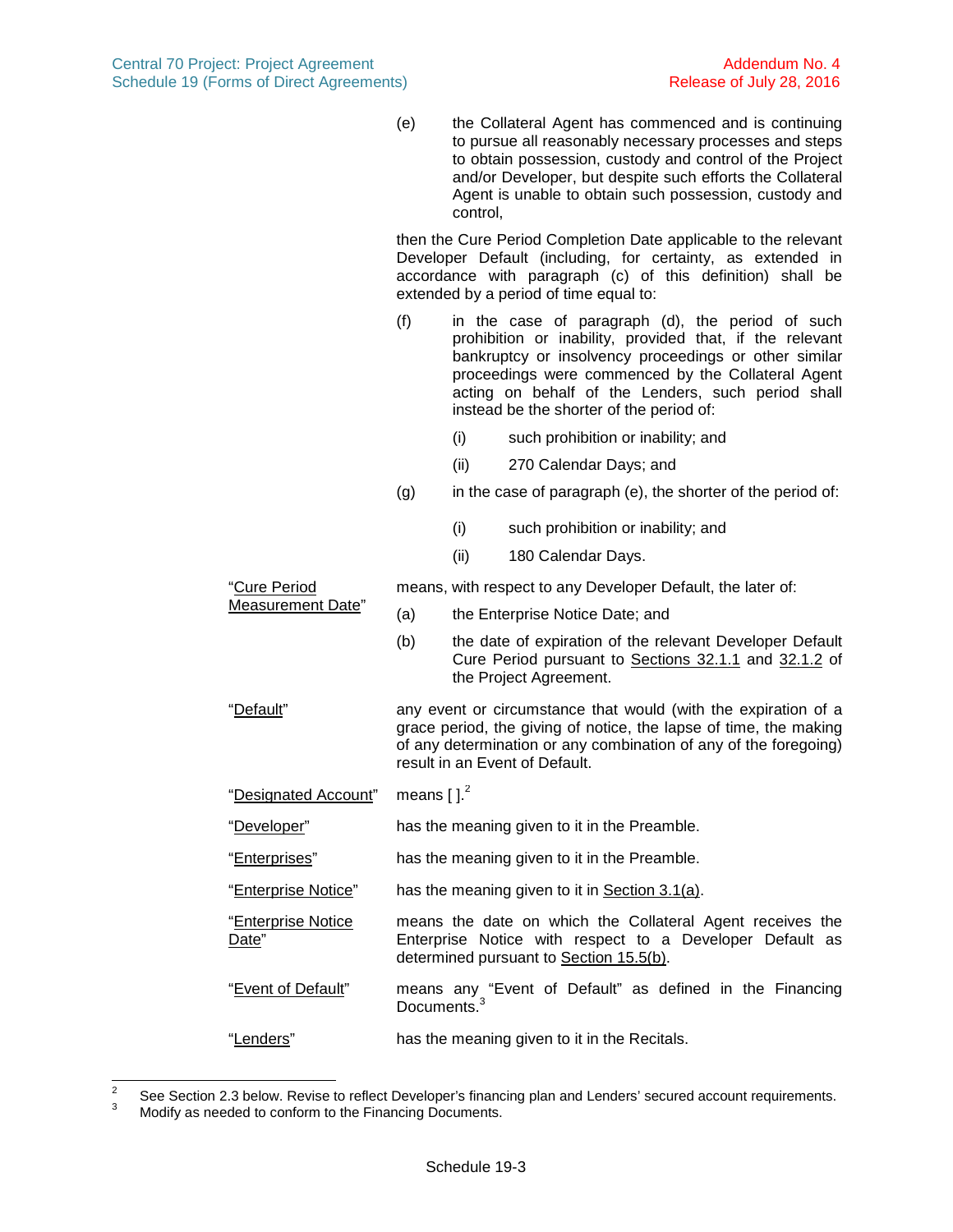(e) the Collateral Agent has commenced and is continuing to pursue all reasonably necessary processes and steps to obtain possession, custody and control of the Project and/or Developer, but despite such efforts the Collateral Agent is unable to obtain such possession, custody and control,

then the Cure Period Completion Date applicable to the relevant Developer Default (including, for certainty, as extended in accordance with paragraph (c) of this definition) shall be extended by a period of time equal to:

(f) in the case of paragraph (d), the period of such prohibition or inability, provided that, if the relevant bankruptcy or insolvency proceedings or other similar proceedings were commenced by the Collateral Agent acting on behalf of the Lenders, such period shall instead be the shorter of the period of:

(i) such prohibition or inability; and

(ii) 270 Calendar Days; and

(g) in the case of paragraph (e), the shorter of the period of:

(i) such prohibition or inability; and

(ii) 180 Calendar Days.

"Cure Period Measurement Date" means, with respect to any Developer Default, the later of:

(a) the Enterprise Notice Date; and

(b) the date of expiration of the relevant Developer Default Cure Period pursuant to Sections 32.1.1 and 32.1.2 of the Project Agreement.

"Default" any event or circumstance that would (with the expiration of a grace period, the giving of notice, the lapse of time, the making of any determination or any combination of any of the foregoing) result in an Event of Default.

"Designated Account" means [ ].[2]

"Developer" has the meaning given to it in the Preamble.

"Enterprises" has the meaning given to it in the Preamble.

"Enterprise Notice" has the meaning given to it in Section 3.1(a).

"Enterprise Notice Date" means the date on which the Collateral Agent receives the Enterprise Notice with respect to a Developer Default as determined pursuant to Section 15.5(b).

"Event of Default" means any "Event of Default" as defined in the Financing Documents.[3]

"Lenders" has the meaning given to it in the Recitals.

---

[2] See Section 2.3 below. Revise to reflect Developer's financing plan and Lenders' secured account requirements.

[3] Modify as needed to conform to the Financing Documents.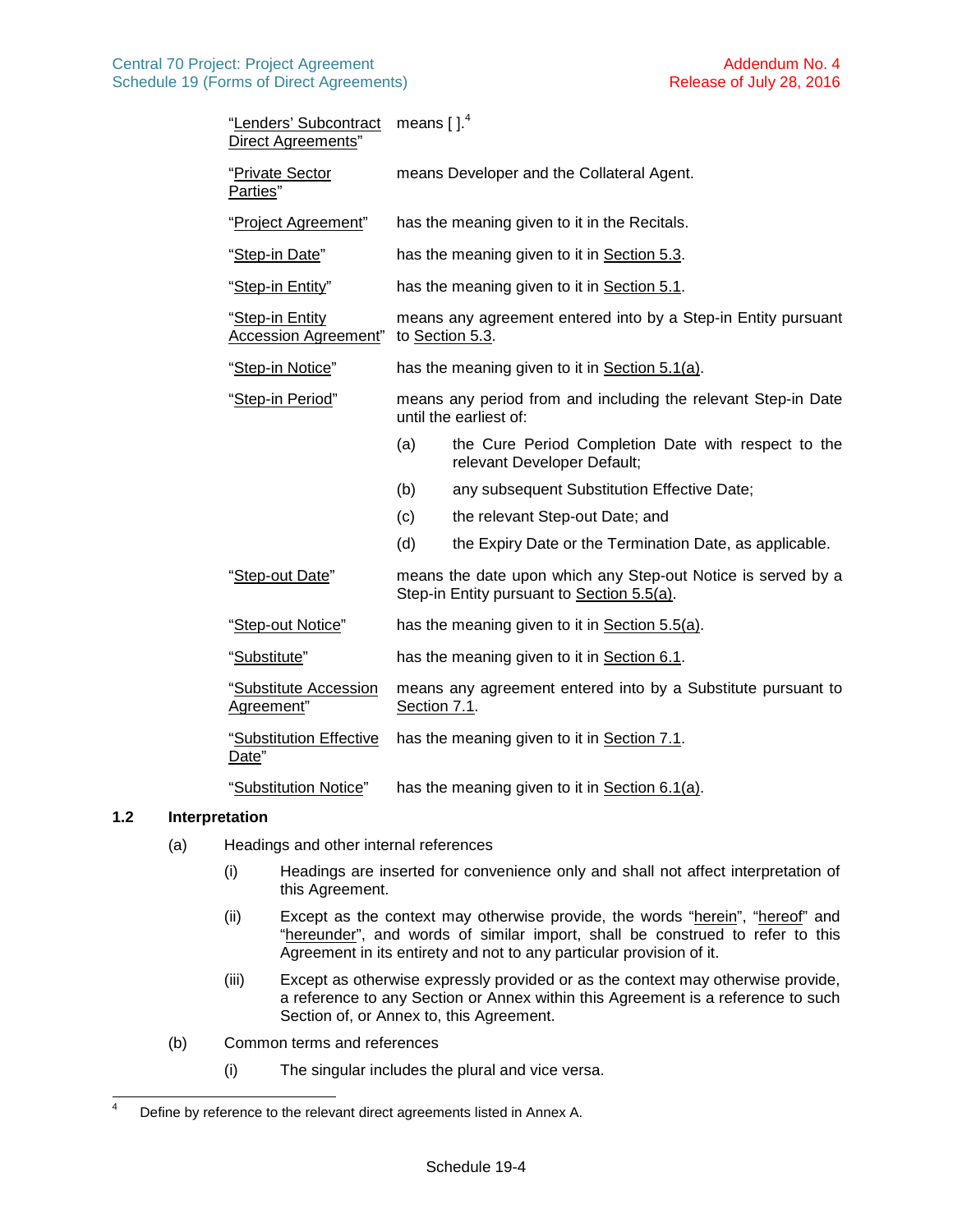"Lenders' Subcontract Direct Agreements" means [ ].[4]

"Private Sector Parties" means Developer and the Collateral Agent.

"Project Agreement" has the meaning given to it in the Recitals.

"Step-in Date" has the meaning given to it in Section 5.3.

"Step-in Entity" has the meaning given to it in Section 5.1.

"Step-in Entity Accession Agreement" means any agreement entered into by a Step-in Entity pursuant to Section 5.3.

"Step-in Notice" has the meaning given to it in Section 5.1(a).

"Step-in Period" means any period from and including the relevant Step-in Date until the earliest of:

(a) the Cure Period Completion Date with respect to the relevant Developer Default;

(b) any subsequent Substitution Effective Date;

(c) the relevant Step-out Date; and

(d) the Expiry Date or the Termination Date, as applicable.

"Step-out Date" means the date upon which any Step-out Notice is served by a Step-in Entity pursuant to Section 5.5(a).

"Step-out Notice" has the meaning given to it in Section 5.5(a).

"Substitute" has the meaning given to it in Section 6.1.

"Substitute Accession Agreement" means any agreement entered into by a Substitute pursuant to Section 7.1.

"Substitution Effective Date" has the meaning given to it in Section 7.1.

"Substitution Notice" has the meaning given to it in Section 6.1(a).

### 1.2 Interpretation

(a) Headings and other internal references

(i) Headings are inserted for convenience only and shall not affect interpretation of this Agreement.

(ii) Except as the context may otherwise provide, the words "herein", "hereof" and "hereunder", and words of similar import, shall be construed to refer to this Agreement in its entirety and not to any particular provision of it.

(iii) Except as otherwise expressly provided or as the context may otherwise provide, a reference to any Section or Annex within this Agreement is a reference to such Section of, or Annex to, this Agreement.

(b) Common terms and references

(i) The singular includes the plural and vice versa.

---

[4] Define by reference to the relevant direct agreements listed in Annex A.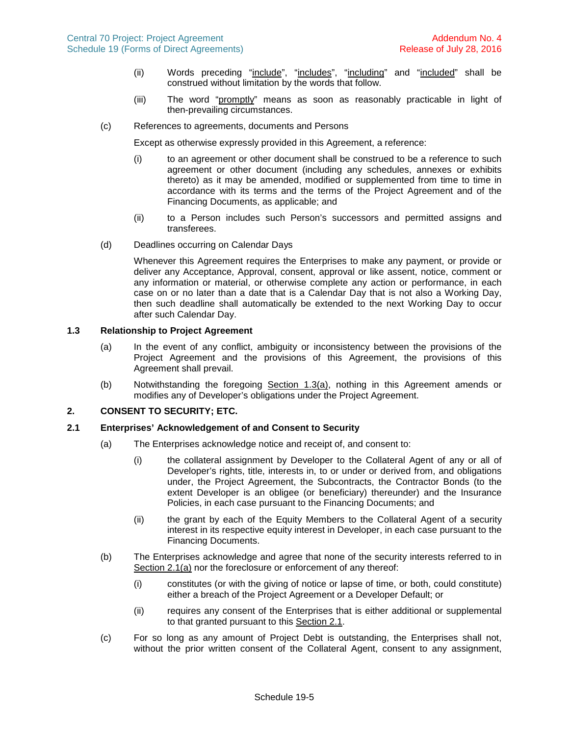(ii) Words preceding "include", "includes", "including" and "included" shall be construed without limitation by the words that follow.

(iii) The word "promptly" means as soon as reasonably practicable in light of then-prevailing circumstances.

(c) References to agreements, documents and Persons

Except as otherwise expressly provided in this Agreement, a reference:

(i) to an agreement or other document shall be construed to be a reference to such agreement or other document (including any schedules, annexes or exhibits thereto) as it may be amended, modified or supplemented from time to time in accordance with its terms and the terms of the Project Agreement and of the Financing Documents, as applicable; and

(ii) to a Person includes such Person's successors and permitted assigns and transferees.

(d) Deadlines occurring on Calendar Days

Whenever this Agreement requires the Enterprises to make any payment, or provide or deliver any Acceptance, Approval, consent, approval or like assent, notice, comment or any information or material, or otherwise complete any action or performance, in each case on or no later than a date that is a Calendar Day that is not also a Working Day, then such deadline shall automatically be extended to the next Working Day to occur after such Calendar Day.

**1.3 Relationship to Project Agreement**

(a) In the event of any conflict, ambiguity or inconsistency between the provisions of the Project Agreement and the provisions of this Agreement, the provisions of this Agreement shall prevail.

(b) Notwithstanding the foregoing Section 1.3(a), nothing in this Agreement amends or modifies any of Developer's obligations under the Project Agreement.

## 2. CONSENT TO SECURITY; ETC.

**2.1 Enterprises' Acknowledgement of and Consent to Security**

(a) The Enterprises acknowledge notice and receipt of, and consent to:

(i) the collateral assignment by Developer to the Collateral Agent of any or all of Developer's rights, title, interests in, to or under or derived from, and obligations under, the Project Agreement, the Subcontracts, the Contractor Bonds (to the extent Developer is an obligee (or beneficiary) thereunder) and the Insurance Policies, in each case pursuant to the Financing Documents; and

(ii) the grant by each of the Equity Members to the Collateral Agent of a security interest in its respective equity interest in Developer, in each case pursuant to the Financing Documents.

(b) The Enterprises acknowledge and agree that none of the security interests referred to in Section 2.1(a) nor the foreclosure or enforcement of any thereof:

(i) constitutes (or with the giving of notice or lapse of time, or both, could constitute) either a breach of the Project Agreement or a Developer Default; or

(ii) requires any consent of the Enterprises that is either additional or supplemental to that granted pursuant to this Section 2.1.

(c) For so long as any amount of Project Debt is outstanding, the Enterprises shall not, without the prior written consent of the Collateral Agent, consent to any assignment,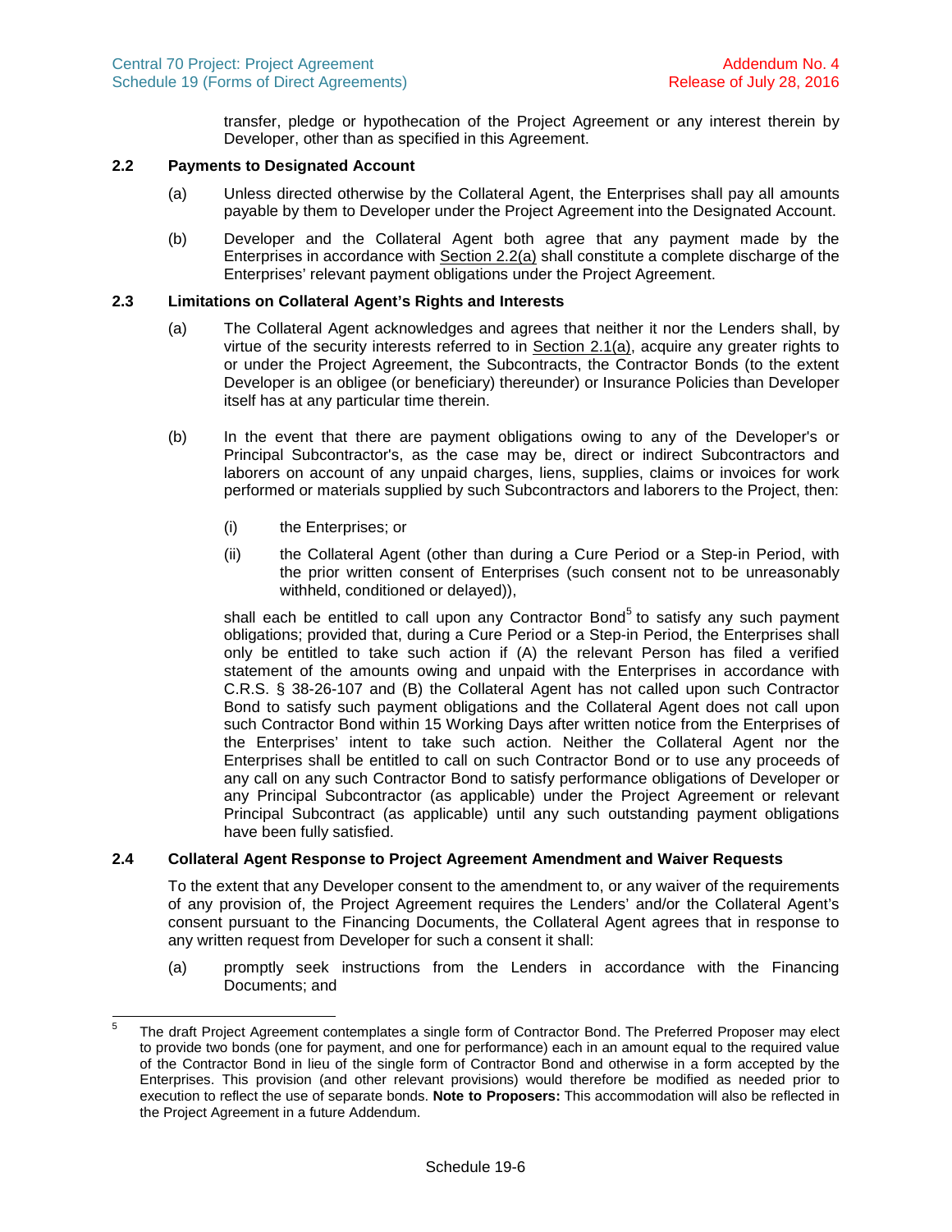transfer, pledge or hypothecation of the Project Agreement or any interest therein by Developer, other than as specified in this Agreement.

### 2.2 Payments to Designated Account

(a) Unless directed otherwise by the Collateral Agent, the Enterprises shall pay all amounts payable by them to Developer under the Project Agreement into the Designated Account.

(b) Developer and the Collateral Agent both agree that any payment made by the Enterprises in accordance with Section 2.2(a) shall constitute a complete discharge of the Enterprises' relevant payment obligations under the Project Agreement.

### 2.3 Limitations on Collateral Agent's Rights and Interests

(a) The Collateral Agent acknowledges and agrees that neither it nor the Lenders shall, by virtue of the security interests referred to in Section 2.1(a), acquire any greater rights to or under the Project Agreement, the Subcontracts, the Contractor Bonds (to the extent Developer is an obligee (or beneficiary) thereunder) or Insurance Policies than Developer itself has at any particular time therein.

(b) In the event that there are payment obligations owing to any of the Developer's or Principal Subcontractor's, as the case may be, direct or indirect Subcontractors and laborers on account of any unpaid charges, liens, supplies, claims or invoices for work performed or materials supplied by such Subcontractors and laborers to the Project, then:

(i) the Enterprises; or

(ii) the Collateral Agent (other than during a Cure Period or a Step-in Period, with the prior written consent of Enterprises (such consent not to be unreasonably withheld, conditioned or delayed)),

shall each be entitled to call upon any Contractor Bond[5] to satisfy any such payment obligations; provided that, during a Cure Period or a Step-in Period, the Enterprises shall only be entitled to take such action if (A) the relevant Person has filed a verified statement of the amounts owing and unpaid with the Enterprises in accordance with C.R.S. § 38-26-107 and (B) the Collateral Agent has not called upon such Contractor Bond to satisfy such payment obligations and the Collateral Agent does not call upon such Contractor Bond within 15 Working Days after written notice from the Enterprises of the Enterprises' intent to take such action. Neither the Collateral Agent nor the Enterprises shall be entitled to call on such Contractor Bond or to use any proceeds of any call on any such Contractor Bond to satisfy performance obligations of Developer or any Principal Subcontractor (as applicable) under the Project Agreement or relevant Principal Subcontract (as applicable) until any such outstanding payment obligations have been fully satisfied.

### 2.4 Collateral Agent Response to Project Agreement Amendment and Waiver Requests

To the extent that any Developer consent to the amendment to, or any waiver of the requirements of any provision of, the Project Agreement requires the Lenders' and/or the Collateral Agent's consent pursuant to the Financing Documents, the Collateral Agent agrees that in response to any written request from Developer for such a consent it shall:

(a) promptly seek instructions from the Lenders in accordance with the Financing Documents; and

---

[5] The draft Project Agreement contemplates a single form of Contractor Bond. The Preferred Proposer may elect to provide two bonds (one for payment, and one for performance) each in an amount equal to the required value of the Contractor Bond in lieu of the single form of Contractor Bond and otherwise in a form accepted by the Enterprises. This provision (and other relevant provisions) would therefore be modified as needed prior to execution to reflect the use of separate bonds. **Note to Proposers:** This accommodation will also be reflected in the Project Agreement in a future Addendum.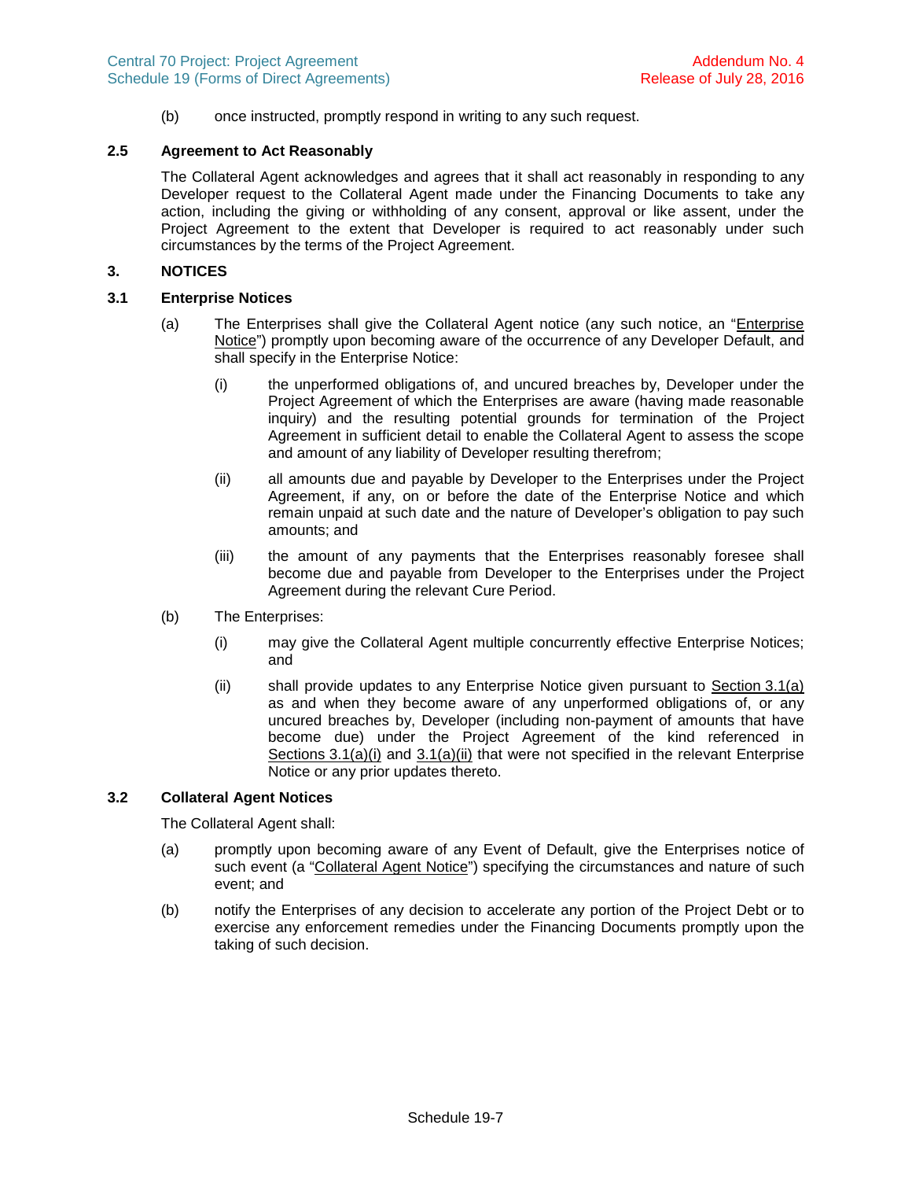(b) once instructed, promptly respond in writing to any such request.

### 2.5 Agreement to Act Reasonably

The Collateral Agent acknowledges and agrees that it shall act reasonably in responding to any Developer request to the Collateral Agent made under the Financing Documents to take any action, including the giving or withholding of any consent, approval or like assent, under the Project Agreement to the extent that Developer is required to act reasonably under such circumstances by the terms of the Project Agreement.

## 3. NOTICES

### 3.1 Enterprise Notices

(a) The Enterprises shall give the Collateral Agent notice (any such notice, an "Enterprise Notice") promptly upon becoming aware of the occurrence of any Developer Default, and shall specify in the Enterprise Notice:

(i) the unperformed obligations of, and uncured breaches by, Developer under the Project Agreement of which the Enterprises are aware (having made reasonable inquiry) and the resulting potential grounds for termination of the Project Agreement in sufficient detail to enable the Collateral Agent to assess the scope and amount of any liability of Developer resulting therefrom;

(ii) all amounts due and payable by Developer to the Enterprises under the Project Agreement, if any, on or before the date of the Enterprise Notice and which remain unpaid at such date and the nature of Developer's obligation to pay such amounts; and

(iii) the amount of any payments that the Enterprises reasonably foresee shall become due and payable from Developer to the Enterprises under the Project Agreement during the relevant Cure Period.

(b) The Enterprises:

(i) may give the Collateral Agent multiple concurrently effective Enterprise Notices; and

(ii) shall provide updates to any Enterprise Notice given pursuant to Section 3.1(a) as and when they become aware of any unperformed obligations of, or any uncured breaches by, Developer (including non-payment of amounts that have become due) under the Project Agreement of the kind referenced in Sections 3.1(a)(i) and 3.1(a)(ii) that were not specified in the relevant Enterprise Notice or any prior updates thereto.

### 3.2 Collateral Agent Notices

The Collateral Agent shall:

(a) promptly upon becoming aware of any Event of Default, give the Enterprises notice of such event (a "Collateral Agent Notice") specifying the circumstances and nature of such event; and

(b) notify the Enterprises of any decision to accelerate any portion of the Project Debt or to exercise any enforcement remedies under the Financing Documents promptly upon the taking of such decision.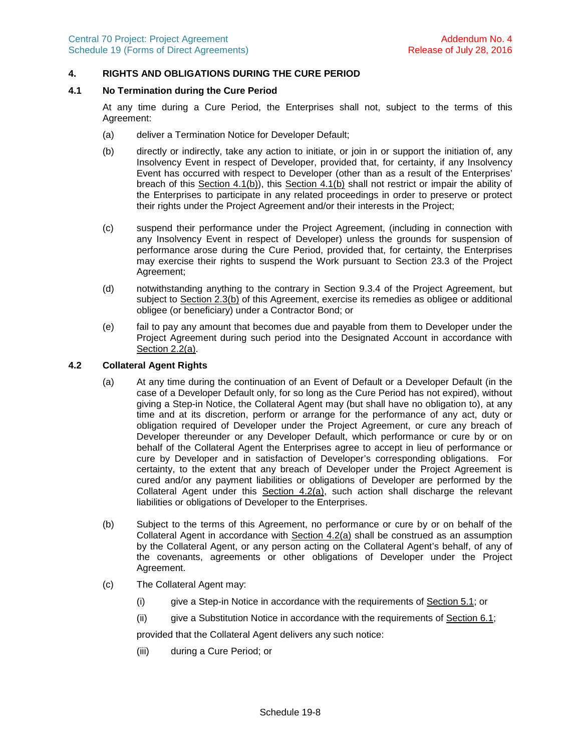## 4. RIGHTS AND OBLIGATIONS DURING THE CURE PERIOD

### 4.1 No Termination during the Cure Period

At any time during a Cure Period, the Enterprises shall not, subject to the terms of this Agreement:

(a) deliver a Termination Notice for Developer Default;

(b) directly or indirectly, take any action to initiate, or join in or support the initiation of, any Insolvency Event in respect of Developer, provided that, for certainty, if any Insolvency Event has occurred with respect to Developer (other than as a result of the Enterprises' breach of this Section 4.1(b)), this Section 4.1(b) shall not restrict or impair the ability of the Enterprises to participate in any related proceedings in order to preserve or protect their rights under the Project Agreement and/or their interests in the Project;

(c) suspend their performance under the Project Agreement, (including in connection with any Insolvency Event in respect of Developer) unless the grounds for suspension of performance arose during the Cure Period, provided that, for certainty, the Enterprises may exercise their rights to suspend the Work pursuant to Section 23.3 of the Project Agreement;

(d) notwithstanding anything to the contrary in Section 9.3.4 of the Project Agreement, but subject to Section 2.3(b) of this Agreement, exercise its remedies as obligee or additional obligee (or beneficiary) under a Contractor Bond; or

(e) fail to pay any amount that becomes due and payable from them to Developer under the Project Agreement during such period into the Designated Account in accordance with Section 2.2(a).

### 4.2 Collateral Agent Rights

(a) At any time during the continuation of an Event of Default or a Developer Default (in the case of a Developer Default only, for so long as the Cure Period has not expired), without giving a Step-in Notice, the Collateral Agent may (but shall have no obligation to), at any time and at its discretion, perform or arrange for the performance of any act, duty or obligation required of Developer under the Project Agreement, or cure any breach of Developer thereunder or any Developer Default, which performance or cure by or on behalf of the Collateral Agent the Enterprises agree to accept in lieu of performance or cure by Developer and in satisfaction of Developer's corresponding obligations. For certainty, to the extent that any breach of Developer under the Project Agreement is cured and/or any payment liabilities or obligations of Developer are performed by the Collateral Agent under this Section 4.2(a), such action shall discharge the relevant liabilities or obligations of Developer to the Enterprises.

(b) Subject to the terms of this Agreement, no performance or cure by or on behalf of the Collateral Agent in accordance with Section 4.2(a) shall be construed as an assumption by the Collateral Agent, or any person acting on the Collateral Agent's behalf, of any of the covenants, agreements or other obligations of Developer under the Project Agreement.

(c) The Collateral Agent may:

(i) give a Step-in Notice in accordance with the requirements of Section 5.1; or

(ii) give a Substitution Notice in accordance with the requirements of Section 6.1;

provided that the Collateral Agent delivers any such notice:

(iii) during a Cure Period; or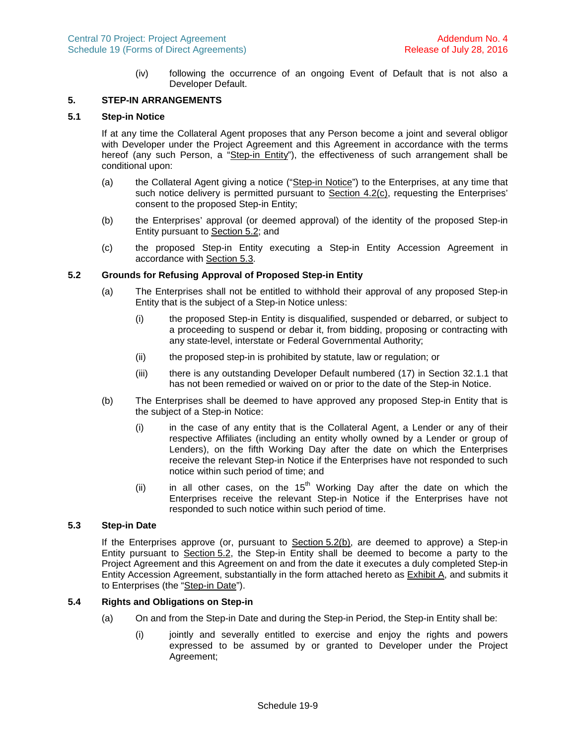(iv) following the occurrence of an ongoing Event of Default that is not also a Developer Default.

## 5. STEP-IN ARRANGEMENTS

### 5.1 Step-in Notice

If at any time the Collateral Agent proposes that any Person become a joint and several obligor with Developer under the Project Agreement and this Agreement in accordance with the terms hereof (any such Person, a "Step-in Entity"), the effectiveness of such arrangement shall be conditional upon:

(a) the Collateral Agent giving a notice ("Step-in Notice") to the Enterprises, at any time that such notice delivery is permitted pursuant to Section 4.2(c), requesting the Enterprises' consent to the proposed Step-in Entity;

(b) the Enterprises' approval (or deemed approval) of the identity of the proposed Step-in Entity pursuant to Section 5.2; and

(c) the proposed Step-in Entity executing a Step-in Entity Accession Agreement in accordance with Section 5.3.

### 5.2 Grounds for Refusing Approval of Proposed Step-in Entity

(a) The Enterprises shall not be entitled to withhold their approval of any proposed Step-in Entity that is the subject of a Step-in Notice unless:

(i) the proposed Step-in Entity is disqualified, suspended or debarred, or subject to a proceeding to suspend or debar it, from bidding, proposing or contracting with any state-level, interstate or Federal Governmental Authority;

(ii) the proposed step-in is prohibited by statute, law or regulation; or

(iii) there is any outstanding Developer Default numbered (17) in Section 32.1.1 that has not been remedied or waived on or prior to the date of the Step-in Notice.

(b) The Enterprises shall be deemed to have approved any proposed Step-in Entity that is the subject of a Step-in Notice:

(i) in the case of any entity that is the Collateral Agent, a Lender or any of their respective Affiliates (including an entity wholly owned by a Lender or group of Lenders), on the fifth Working Day after the date on which the Enterprises receive the relevant Step-in Notice if the Enterprises have not responded to such notice within such period of time; and

(ii) in all other cases, on the 15th Working Day after the date on which the Enterprises receive the relevant Step-in Notice if the Enterprises have not responded to such notice within such period of time.

### 5.3 Step-in Date

If the Enterprises approve (or, pursuant to Section 5.2(b), are deemed to approve) a Step-in Entity pursuant to Section 5.2, the Step-in Entity shall be deemed to become a party to the Project Agreement and this Agreement on and from the date it executes a duly completed Step-in Entity Accession Agreement, substantially in the form attached hereto as Exhibit A, and submits it to Enterprises (the "Step-in Date").

### 5.4 Rights and Obligations on Step-in

(a) On and from the Step-in Date and during the Step-in Period, the Step-in Entity shall be:

(i) jointly and severally entitled to exercise and enjoy the rights and powers expressed to be assumed by or granted to Developer under the Project Agreement;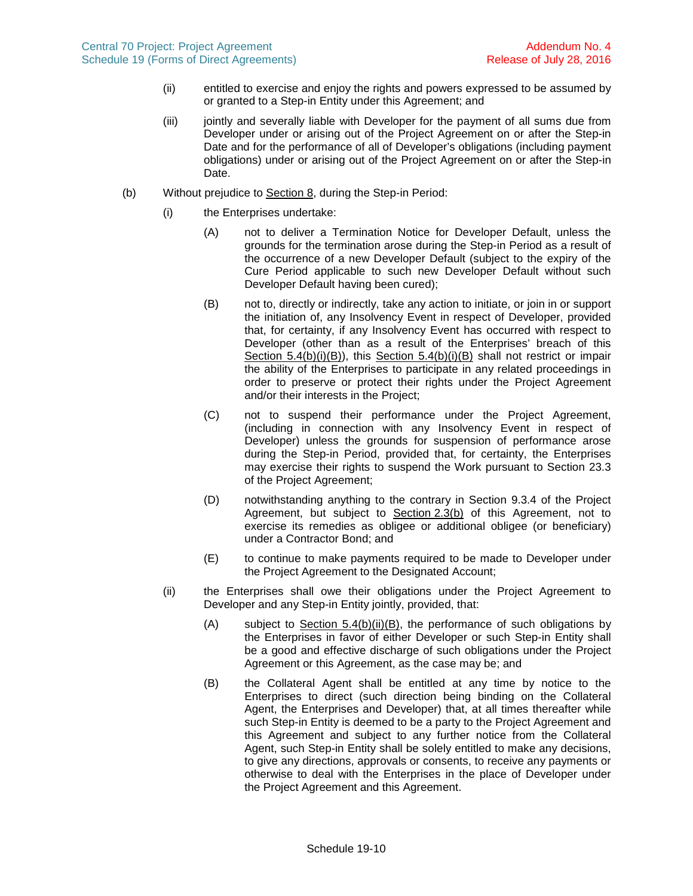(ii) entitled to exercise and enjoy the rights and powers expressed to be assumed by or granted to a Step-in Entity under this Agreement; and

(iii) jointly and severally liable with Developer for the payment of all sums due from Developer under or arising out of the Project Agreement on or after the Step-in Date and for the performance of all of Developer's obligations (including payment obligations) under or arising out of the Project Agreement on or after the Step-in Date.

(b) Without prejudice to Section 8, during the Step-in Period:

(i) the Enterprises undertake:

(A) not to deliver a Termination Notice for Developer Default, unless the grounds for the termination arose during the Step-in Period as a result of the occurrence of a new Developer Default (subject to the expiry of the Cure Period applicable to such new Developer Default without such Developer Default having been cured);

(B) not to, directly or indirectly, take any action to initiate, or join in or support the initiation of, any Insolvency Event in respect of Developer, provided that, for certainty, if any Insolvency Event has occurred with respect to Developer (other than as a result of the Enterprises' breach of this Section 5.4(b)(i)(B)), this Section 5.4(b)(i)(B) shall not restrict or impair the ability of the Enterprises to participate in any related proceedings in order to preserve or protect their rights under the Project Agreement and/or their interests in the Project;

(C) not to suspend their performance under the Project Agreement, (including in connection with any Insolvency Event in respect of Developer) unless the grounds for suspension of performance arose during the Step-in Period, provided that, for certainty, the Enterprises may exercise their rights to suspend the Work pursuant to Section 23.3 of the Project Agreement;

(D) notwithstanding anything to the contrary in Section 9.3.4 of the Project Agreement, but subject to Section 2.3(b) of this Agreement, not to exercise its remedies as obligee or additional obligee (or beneficiary) under a Contractor Bond; and

(E) to continue to make payments required to be made to Developer under the Project Agreement to the Designated Account;

(ii) the Enterprises shall owe their obligations under the Project Agreement to Developer and any Step-in Entity jointly, provided, that:

(A) subject to Section 5.4(b)(ii)(B), the performance of such obligations by the Enterprises in favor of either Developer or such Step-in Entity shall be a good and effective discharge of such obligations under the Project Agreement or this Agreement, as the case may be; and

(B) the Collateral Agent shall be entitled at any time by notice to the Enterprises to direct (such direction being binding on the Collateral Agent, the Enterprises and Developer) that, at all times thereafter while such Step-in Entity is deemed to be a party to the Project Agreement and this Agreement and subject to any further notice from the Collateral Agent, such Step-in Entity shall be solely entitled to make any decisions, to give any directions, approvals or consents, to receive any payments or otherwise to deal with the Enterprises in the place of Developer under the Project Agreement and this Agreement.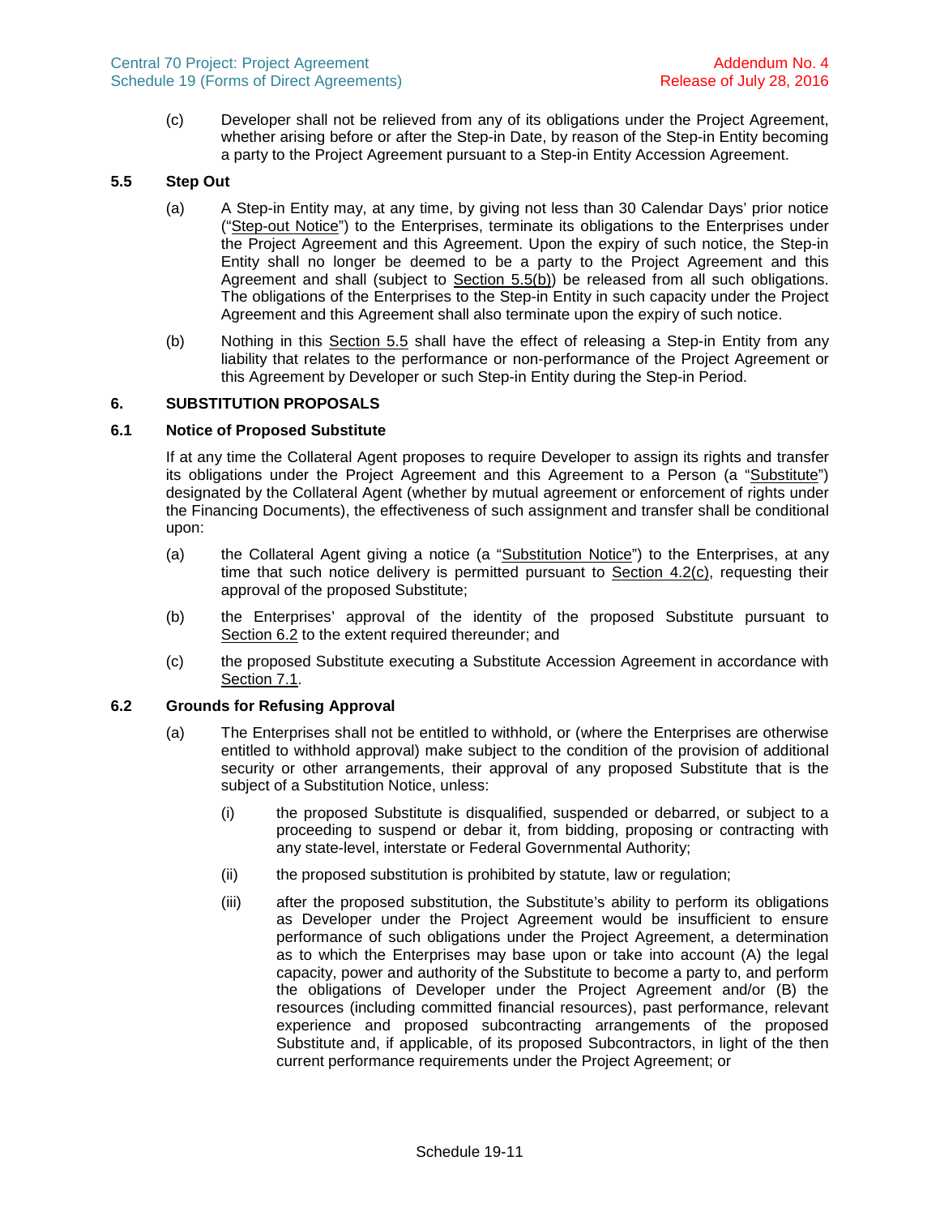(c) Developer shall not be relieved from any of its obligations under the Project Agreement, whether arising before or after the Step-in Date, by reason of the Step-in Entity becoming a party to the Project Agreement pursuant to a Step-in Entity Accession Agreement.

### 5.5 Step Out

(a) A Step-in Entity may, at any time, by giving not less than 30 Calendar Days' prior notice ("Step-out Notice") to the Enterprises, terminate its obligations to the Enterprises under the Project Agreement and this Agreement. Upon the expiry of such notice, the Step-in Entity shall no longer be deemed to be a party to the Project Agreement and this Agreement and shall (subject to Section 5.5(b)) be released from all such obligations. The obligations of the Enterprises to the Step-in Entity in such capacity under the Project Agreement and this Agreement shall also terminate upon the expiry of such notice.

(b) Nothing in this Section 5.5 shall have the effect of releasing a Step-in Entity from any liability that relates to the performance or non-performance of the Project Agreement or this Agreement by Developer or such Step-in Entity during the Step-in Period.

## 6. SUBSTITUTION PROPOSALS

### 6.1 Notice of Proposed Substitute

If at any time the Collateral Agent proposes to require Developer to assign its rights and transfer its obligations under the Project Agreement and this Agreement to a Person (a "Substitute") designated by the Collateral Agent (whether by mutual agreement or enforcement of rights under the Financing Documents), the effectiveness of such assignment and transfer shall be conditional upon:

(a) the Collateral Agent giving a notice (a "Substitution Notice") to the Enterprises, at any time that such notice delivery is permitted pursuant to Section 4.2(c), requesting their approval of the proposed Substitute;

(b) the Enterprises' approval of the identity of the proposed Substitute pursuant to Section 6.2 to the extent required thereunder; and

(c) the proposed Substitute executing a Substitute Accession Agreement in accordance with Section 7.1.

### 6.2 Grounds for Refusing Approval

(a) The Enterprises shall not be entitled to withhold, or (where the Enterprises are otherwise entitled to withhold approval) make subject to the condition of the provision of additional security or other arrangements, their approval of any proposed Substitute that is the subject of a Substitution Notice, unless:

(i) the proposed Substitute is disqualified, suspended or debarred, or subject to a proceeding to suspend or debar it, from bidding, proposing or contracting with any state-level, interstate or Federal Governmental Authority;

(ii) the proposed substitution is prohibited by statute, law or regulation;

(iii) after the proposed substitution, the Substitute's ability to perform its obligations as Developer under the Project Agreement would be insufficient to ensure performance of such obligations under the Project Agreement, a determination as to which the Enterprises may base upon or take into account (A) the legal capacity, power and authority of the Substitute to become a party to, and perform the obligations of Developer under the Project Agreement and/or (B) the resources (including committed financial resources), past performance, relevant experience and proposed subcontracting arrangements of the proposed Substitute and, if applicable, of its proposed Subcontractors, in light of the then current performance requirements under the Project Agreement; or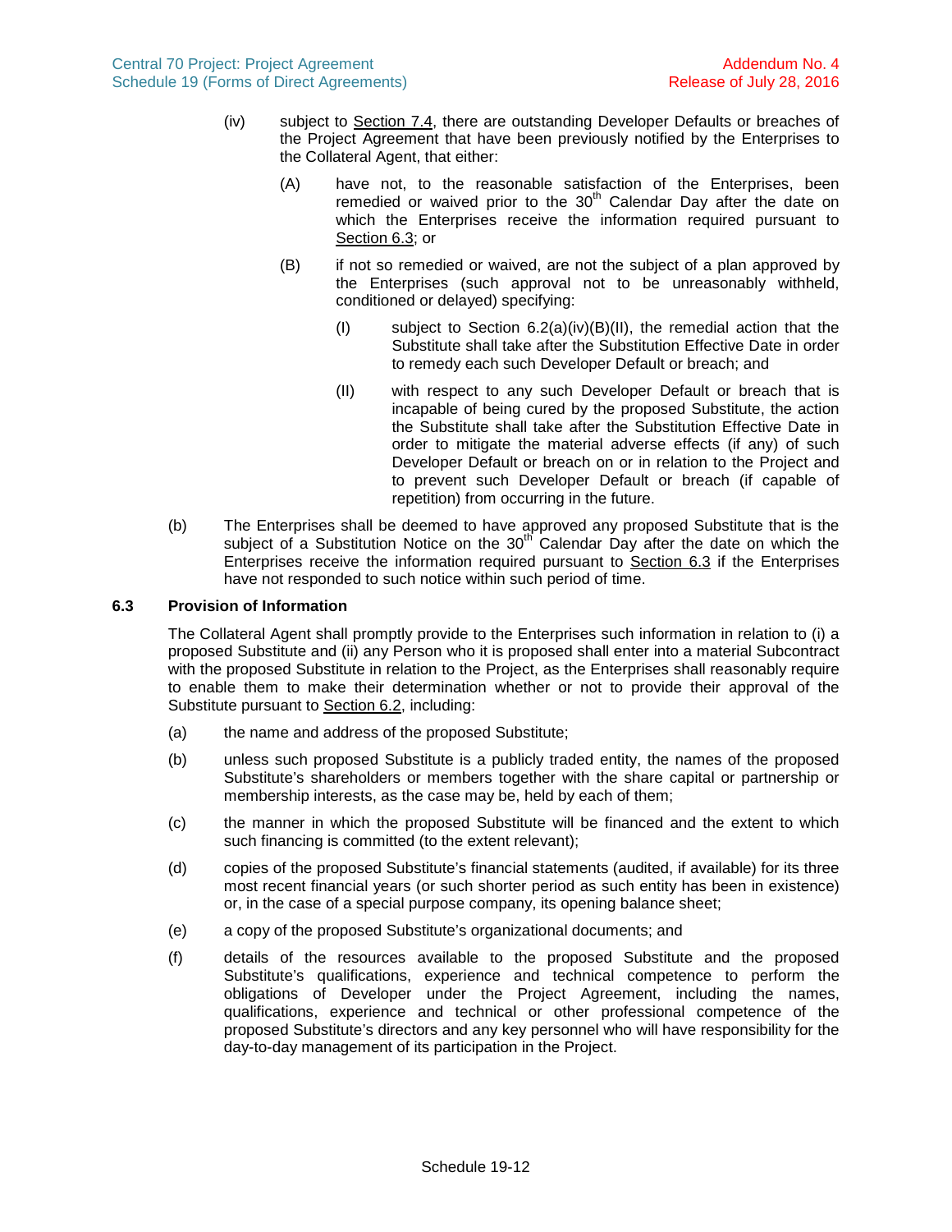(iv) subject to Section 7.4, there are outstanding Developer Defaults or breaches of the Project Agreement that have been previously notified by the Enterprises to the Collateral Agent, that either:

(A) have not, to the reasonable satisfaction of the Enterprises, been remedied or waived prior to the 30th Calendar Day after the date on which the Enterprises receive the information required pursuant to Section 6.3; or

(B) if not so remedied or waived, are not the subject of a plan approved by the Enterprises (such approval not to be unreasonably withheld, conditioned or delayed) specifying:

(I) subject to Section 6.2(a)(iv)(B)(II), the remedial action that the Substitute shall take after the Substitution Effective Date in order to remedy each such Developer Default or breach; and

(II) with respect to any such Developer Default or breach that is incapable of being cured by the proposed Substitute, the action the Substitute shall take after the Substitution Effective Date in order to mitigate the material adverse effects (if any) of such Developer Default or breach on or in relation to the Project and to prevent such Developer Default or breach (if capable of repetition) from occurring in the future.

(b) The Enterprises shall be deemed to have approved any proposed Substitute that is the subject of a Substitution Notice on the 30th Calendar Day after the date on which the Enterprises receive the information required pursuant to Section 6.3 if the Enterprises have not responded to such notice within such period of time.

### 6.3 Provision of Information

The Collateral Agent shall promptly provide to the Enterprises such information in relation to (i) a proposed Substitute and (ii) any Person who it is proposed shall enter into a material Subcontract with the proposed Substitute in relation to the Project, as the Enterprises shall reasonably require to enable them to make their determination whether or not to provide their approval of the Substitute pursuant to Section 6.2, including:

(a) the name and address of the proposed Substitute;

(b) unless such proposed Substitute is a publicly traded entity, the names of the proposed Substitute's shareholders or members together with the share capital or partnership or membership interests, as the case may be, held by each of them;

(c) the manner in which the proposed Substitute will be financed and the extent to which such financing is committed (to the extent relevant);

(d) copies of the proposed Substitute's financial statements (audited, if available) for its three most recent financial years (or such shorter period as such entity has been in existence) or, in the case of a special purpose company, its opening balance sheet;

(e) a copy of the proposed Substitute's organizational documents; and

(f) details of the resources available to the proposed Substitute and the proposed Substitute's qualifications, experience and technical competence to perform the obligations of Developer under the Project Agreement, including the names, qualifications, experience and technical or other professional competence of the proposed Substitute's directors and any key personnel who will have responsibility for the day-to-day management of its participation in the Project.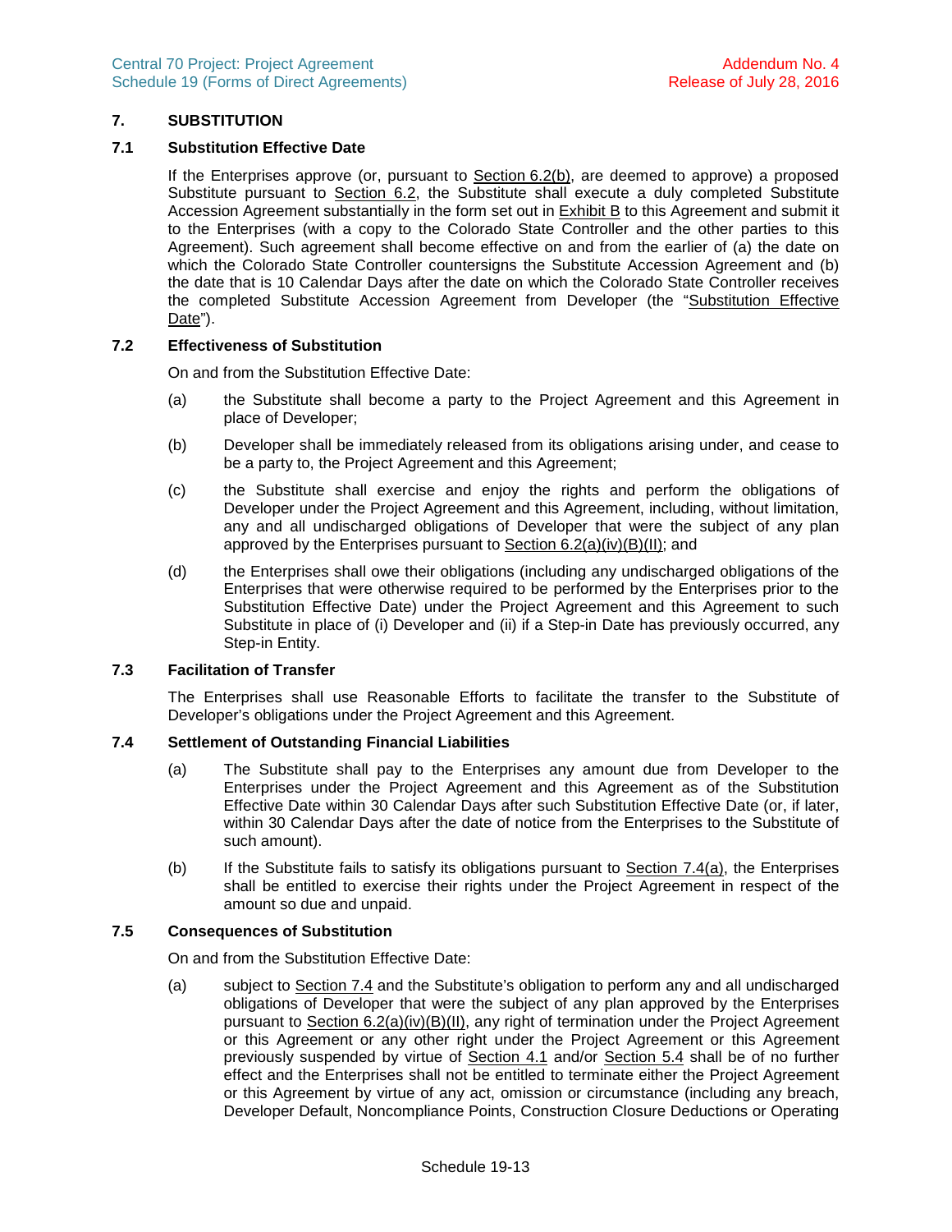## 7. SUBSTITUTION

### 7.1 Substitution Effective Date

If the Enterprises approve (or, pursuant to Section 6.2(b), are deemed to approve) a proposed Substitute pursuant to Section 6.2, the Substitute shall execute a duly completed Substitute Accession Agreement substantially in the form set out in Exhibit B to this Agreement and submit it to the Enterprises (with a copy to the Colorado State Controller and the other parties to this Agreement). Such agreement shall become effective on and from the earlier of (a) the date on which the Colorado State Controller countersigns the Substitute Accession Agreement and (b) the date that is 10 Calendar Days after the date on which the Colorado State Controller receives the completed Substitute Accession Agreement from Developer (the "Substitution Effective Date").

### 7.2 Effectiveness of Substitution

On and from the Substitution Effective Date:

(a) the Substitute shall become a party to the Project Agreement and this Agreement in place of Developer;

(b) Developer shall be immediately released from its obligations arising under, and cease to be a party to, the Project Agreement and this Agreement;

(c) the Substitute shall exercise and enjoy the rights and perform the obligations of Developer under the Project Agreement and this Agreement, including, without limitation, any and all undischarged obligations of Developer that were the subject of any plan approved by the Enterprises pursuant to Section 6.2(a)(iv)(B)(II); and

(d) the Enterprises shall owe their obligations (including any undischarged obligations of the Enterprises that were otherwise required to be performed by the Enterprises prior to the Substitution Effective Date) under the Project Agreement and this Agreement to such Substitute in place of (i) Developer and (ii) if a Step-in Date has previously occurred, any Step-in Entity.

### 7.3 Facilitation of Transfer

The Enterprises shall use Reasonable Efforts to facilitate the transfer to the Substitute of Developer's obligations under the Project Agreement and this Agreement.

### 7.4 Settlement of Outstanding Financial Liabilities

(a) The Substitute shall pay to the Enterprises any amount due from Developer to the Enterprises under the Project Agreement and this Agreement as of the Substitution Effective Date within 30 Calendar Days after such Substitution Effective Date (or, if later, within 30 Calendar Days after the date of notice from the Enterprises to the Substitute of such amount).

(b) If the Substitute fails to satisfy its obligations pursuant to Section 7.4(a), the Enterprises shall be entitled to exercise their rights under the Project Agreement in respect of the amount so due and unpaid.

### 7.5 Consequences of Substitution

On and from the Substitution Effective Date:

(a) subject to Section 7.4 and the Substitute's obligation to perform any and all undischarged obligations of Developer that were the subject of any plan approved by the Enterprises pursuant to Section 6.2(a)(iv)(B)(II), any right of termination under the Project Agreement or this Agreement or any other right under the Project Agreement or this Agreement previously suspended by virtue of Section 4.1 and/or Section 5.4 shall be of no further effect and the Enterprises shall not be entitled to terminate either the Project Agreement or this Agreement by virtue of any act, omission or circumstance (including any breach, Developer Default, Noncompliance Points, Construction Closure Deductions or Operating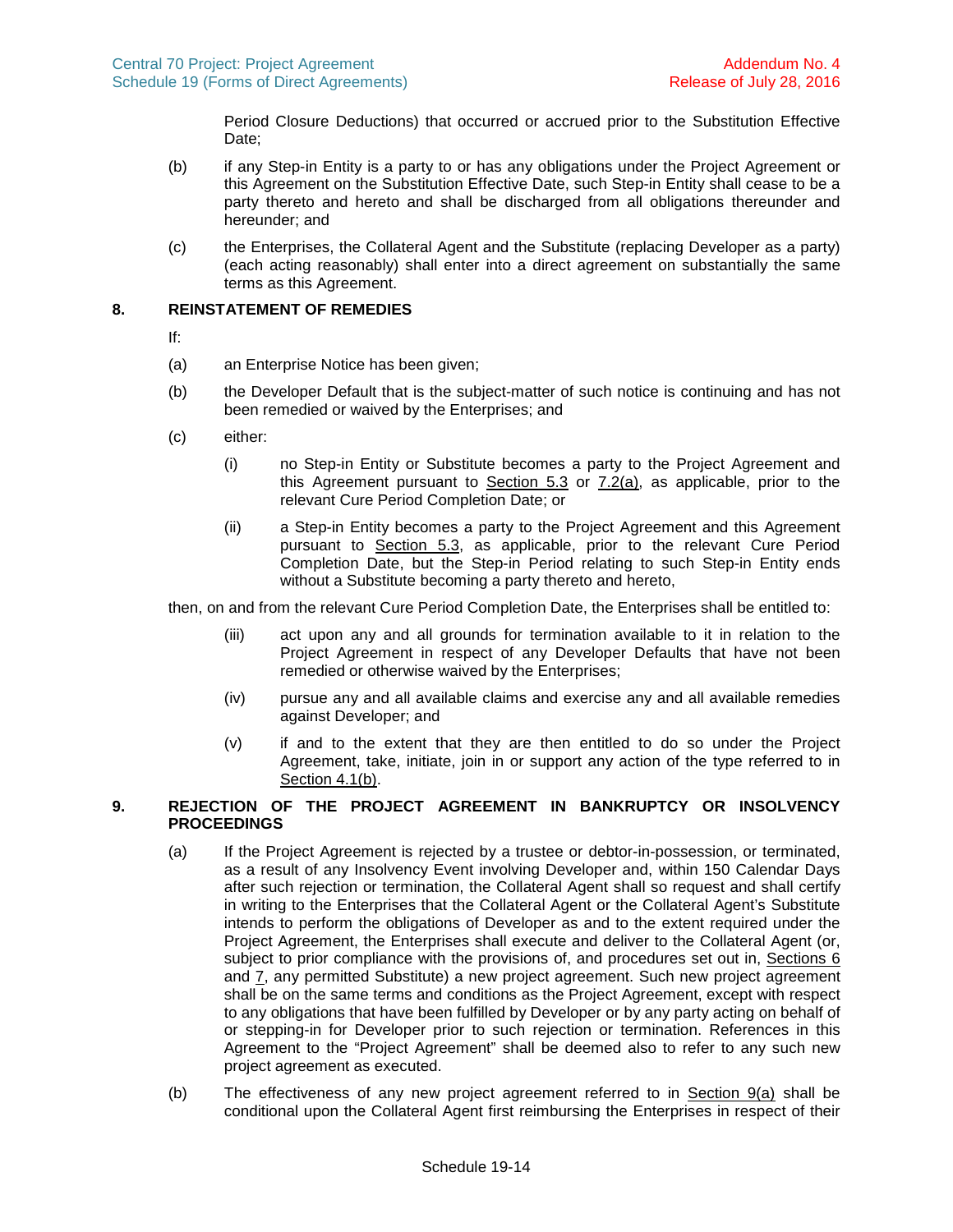Period Closure Deductions) that occurred or accrued prior to the Substitution Effective Date;

(b) if any Step-in Entity is a party to or has any obligations under the Project Agreement or this Agreement on the Substitution Effective Date, such Step-in Entity shall cease to be a party thereto and hereto and shall be discharged from all obligations thereunder and hereunder; and

(c) the Enterprises, the Collateral Agent and the Substitute (replacing Developer as a party) (each acting reasonably) shall enter into a direct agreement on substantially the same terms as this Agreement.

## 8. REINSTATEMENT OF REMEDIES

If:

(a) an Enterprise Notice has been given;

(b) the Developer Default that is the subject-matter of such notice is continuing and has not been remedied or waived by the Enterprises; and

(c) either:

(i) no Step-in Entity or Substitute becomes a party to the Project Agreement and this Agreement pursuant to Section 5.3 or 7.2(a), as applicable, prior to the relevant Cure Period Completion Date; or

(ii) a Step-in Entity becomes a party to the Project Agreement and this Agreement pursuant to Section 5.3, as applicable, prior to the relevant Cure Period Completion Date, but the Step-in Period relating to such Step-in Entity ends without a Substitute becoming a party thereto and hereto,

then, on and from the relevant Cure Period Completion Date, the Enterprises shall be entitled to:

(iii) act upon any and all grounds for termination available to it in relation to the Project Agreement in respect of any Developer Defaults that have not been remedied or otherwise waived by the Enterprises;

(iv) pursue any and all available claims and exercise any and all available remedies against Developer; and

(v) if and to the extent that they are then entitled to do so under the Project Agreement, take, initiate, join in or support any action of the type referred to in Section 4.1(b).

## 9. REJECTION OF THE PROJECT AGREEMENT IN BANKRUPTCY OR INSOLVENCY PROCEEDINGS

(a) If the Project Agreement is rejected by a trustee or debtor-in-possession, or terminated, as a result of any Insolvency Event involving Developer and, within 150 Calendar Days after such rejection or termination, the Collateral Agent shall so request and shall certify in writing to the Enterprises that the Collateral Agent or the Collateral Agent's Substitute intends to perform the obligations of Developer as and to the extent required under the Project Agreement, the Enterprises shall execute and deliver to the Collateral Agent (or, subject to prior compliance with the provisions of, and procedures set out in, Sections 6 and 7, any permitted Substitute) a new project agreement. Such new project agreement shall be on the same terms and conditions as the Project Agreement, except with respect to any obligations that have been fulfilled by Developer or by any party acting on behalf of or stepping-in for Developer prior to such rejection or termination. References in this Agreement to the "Project Agreement" shall be deemed also to refer to any such new project agreement as executed.

(b) The effectiveness of any new project agreement referred to in Section 9(a) shall be conditional upon the Collateral Agent first reimbursing the Enterprises in respect of their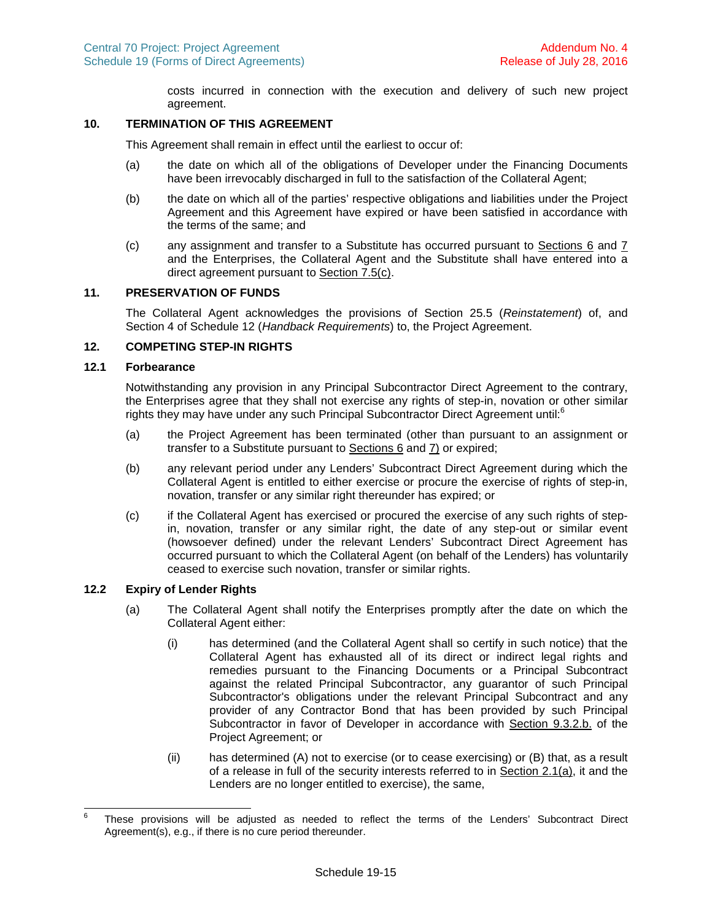costs incurred in connection with the execution and delivery of such new project agreement.

## 10. TERMINATION OF THIS AGREEMENT

This Agreement shall remain in effect until the earliest to occur of:

(a) the date on which all of the obligations of Developer under the Financing Documents have been irrevocably discharged in full to the satisfaction of the Collateral Agent;

(b) the date on which all of the parties' respective obligations and liabilities under the Project Agreement and this Agreement have expired or have been satisfied in accordance with the terms of the same; and

(c) any assignment and transfer to a Substitute has occurred pursuant to Sections 6 and 7 and the Enterprises, the Collateral Agent and the Substitute shall have entered into a direct agreement pursuant to Section 7.5(c).

## 11. PRESERVATION OF FUNDS

The Collateral Agent acknowledges the provisions of Section 25.5 (*Reinstatement*) of, and Section 4 of Schedule 12 (*Handback Requirements*) to, the Project Agreement.

## 12. COMPETING STEP-IN RIGHTS

### 12.1 Forbearance

Notwithstanding any provision in any Principal Subcontractor Direct Agreement to the contrary, the Enterprises agree that they shall not exercise any rights of step-in, novation or other similar rights they may have under any such Principal Subcontractor Direct Agreement until:[6]

(a) the Project Agreement has been terminated (other than pursuant to an assignment or transfer to a Substitute pursuant to Sections 6 and 7) or expired;

(b) any relevant period under any Lenders' Subcontract Direct Agreement during which the Collateral Agent is entitled to either exercise or procure the exercise of rights of step-in, novation, transfer or any similar right thereunder has expired; or

(c) if the Collateral Agent has exercised or procured the exercise of any such rights of step-in, novation, transfer or any similar right, the date of any step-out or similar event (howsoever defined) under the relevant Lenders' Subcontract Direct Agreement has occurred pursuant to which the Collateral Agent (on behalf of the Lenders) has voluntarily ceased to exercise such novation, transfer or similar rights.

### 12.2 Expiry of Lender Rights

(a) The Collateral Agent shall notify the Enterprises promptly after the date on which the Collateral Agent either:

(i) has determined (and the Collateral Agent shall so certify in such notice) that the Collateral Agent has exhausted all of its direct or indirect legal rights and remedies pursuant to the Financing Documents or a Principal Subcontract against the related Principal Subcontractor, any guarantor of such Principal Subcontractor's obligations under the relevant Principal Subcontract and any provider of any Contractor Bond that has been provided by such Principal Subcontractor in favor of Developer in accordance with Section 9.3.2.b. of the Project Agreement; or

(ii) has determined (A) not to exercise (or to cease exercising) or (B) that, as a result of a release in full of the security interests referred to in Section 2.1(a), it and the Lenders are no longer entitled to exercise), the same,

[6] These provisions will be adjusted as needed to reflect the terms of the Lenders' Subcontract Direct Agreement(s), e.g., if there is no cure period thereunder.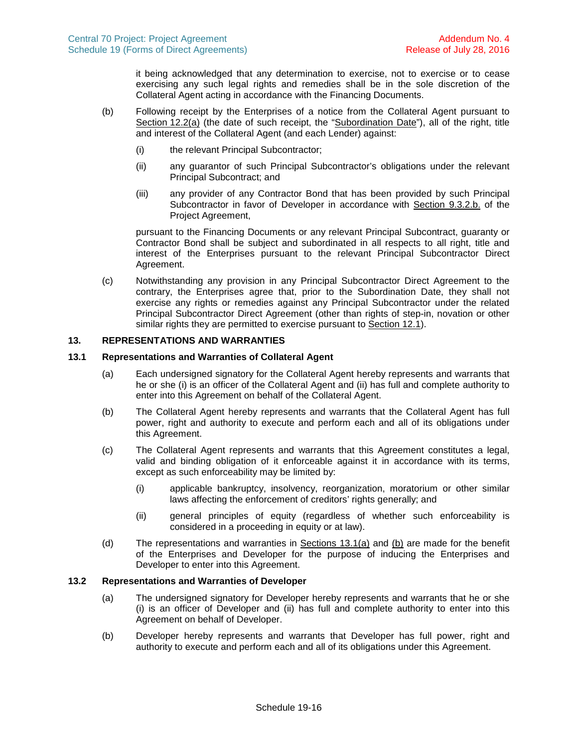it being acknowledged that any determination to exercise, not to exercise or to cease exercising any such legal rights and remedies shall be in the sole discretion of the Collateral Agent acting in accordance with the Financing Documents.

(b) Following receipt by the Enterprises of a notice from the Collateral Agent pursuant to Section 12.2(a) (the date of such receipt, the "Subordination Date"), all of the right, title and interest of the Collateral Agent (and each Lender) against:

   (i) the relevant Principal Subcontractor;

   (ii) any guarantor of such Principal Subcontractor's obligations under the relevant Principal Subcontract; and

   (iii) any provider of any Contractor Bond that has been provided by such Principal Subcontractor in favor of Developer in accordance with Section 9.3.2.b. of the Project Agreement,

pursuant to the Financing Documents or any relevant Principal Subcontract, guaranty or Contractor Bond shall be subject and subordinated in all respects to all right, title and interest of the Enterprises pursuant to the relevant Principal Subcontractor Direct Agreement.

(c) Notwithstanding any provision in any Principal Subcontractor Direct Agreement to the contrary, the Enterprises agree that, prior to the Subordination Date, they shall not exercise any rights or remedies against any Principal Subcontractor under the related Principal Subcontractor Direct Agreement (other than rights of step-in, novation or other similar rights they are permitted to exercise pursuant to Section 12.1).

## 13. REPRESENTATIONS AND WARRANTIES

### 13.1 Representations and Warranties of Collateral Agent

(a) Each undersigned signatory for the Collateral Agent hereby represents and warrants that he or she (i) is an officer of the Collateral Agent and (ii) has full and complete authority to enter into this Agreement on behalf of the Collateral Agent.

(b) The Collateral Agent hereby represents and warrants that the Collateral Agent has full power, right and authority to execute and perform each and all of its obligations under this Agreement.

(c) The Collateral Agent represents and warrants that this Agreement constitutes a legal, valid and binding obligation of it enforceable against it in accordance with its terms, except as such enforceability may be limited by:

   (i) applicable bankruptcy, insolvency, reorganization, moratorium or other similar laws affecting the enforcement of creditors' rights generally; and

   (ii) general principles of equity (regardless of whether such enforceability is considered in a proceeding in equity or at law).

(d) The representations and warranties in Sections 13.1(a) and (b) are made for the benefit of the Enterprises and Developer for the purpose of inducing the Enterprises and Developer to enter into this Agreement.

### 13.2 Representations and Warranties of Developer

(a) The undersigned signatory for Developer hereby represents and warrants that he or she (i) is an officer of Developer and (ii) has full and complete authority to enter into this Agreement on behalf of Developer.

(b) Developer hereby represents and warrants that Developer has full power, right and authority to execute and perform each and all of its obligations under this Agreement.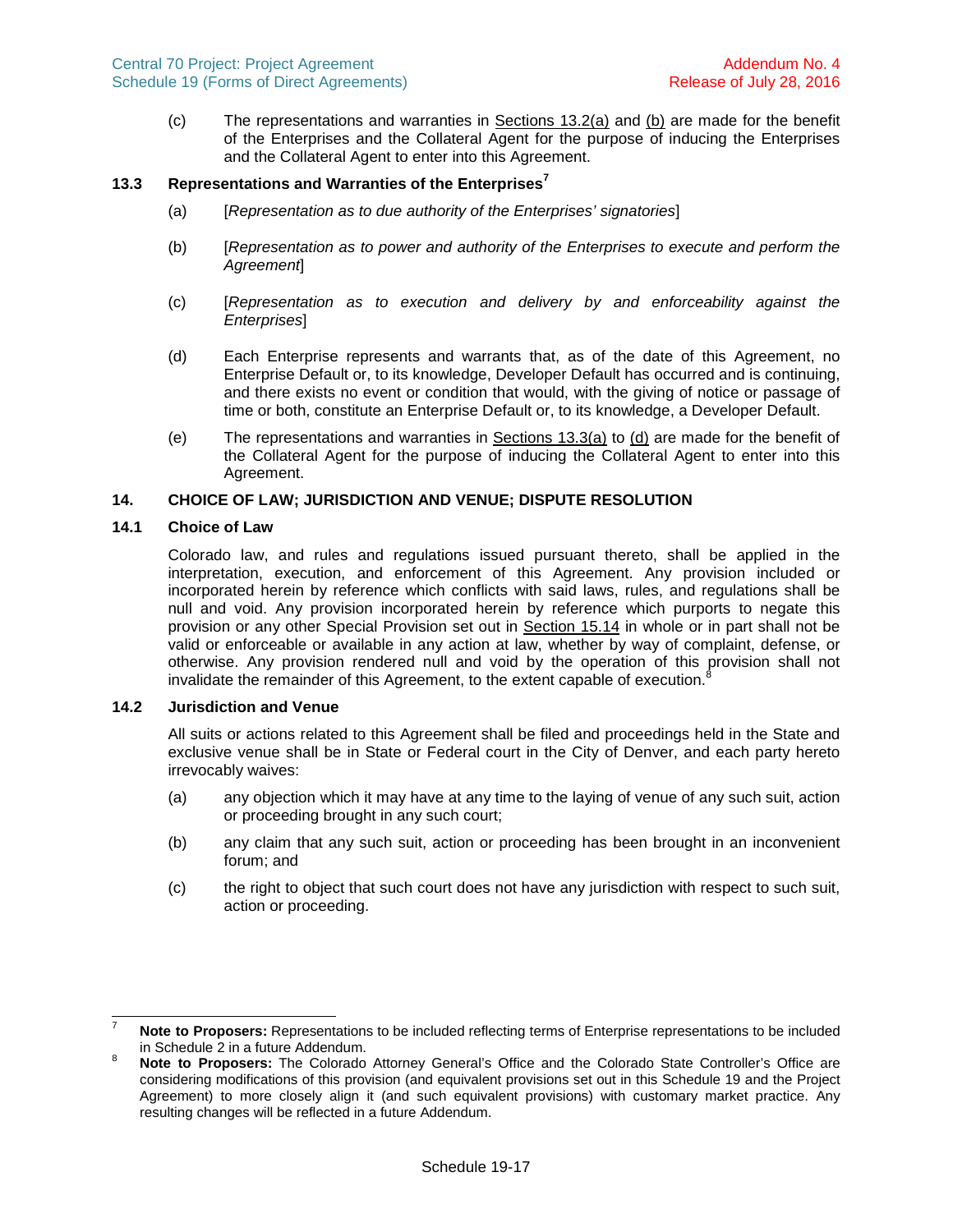(c) The representations and warranties in Sections 13.2(a) and (b) are made for the benefit of the Enterprises and the Collateral Agent for the purpose of inducing the Enterprises and the Collateral Agent to enter into this Agreement.

### 13.3 Representations and Warranties of the Enterprises[7]

(a) [*Representation as to due authority of the Enterprises' signatories*]

(b) [*Representation as to power and authority of the Enterprises to execute and perform the Agreement*]

(c) [*Representation as to execution and delivery by and enforceability against the Enterprises*]

(d) Each Enterprise represents and warrants that, as of the date of this Agreement, no Enterprise Default or, to its knowledge, Developer Default has occurred and is continuing, and there exists no event or condition that would, with the giving of notice or passage of time or both, constitute an Enterprise Default or, to its knowledge, a Developer Default.

(e) The representations and warranties in Sections 13.3(a) to (d) are made for the benefit of the Collateral Agent for the purpose of inducing the Collateral Agent to enter into this Agreement.

## 14. CHOICE OF LAW; JURISDICTION AND VENUE; DISPUTE RESOLUTION

### 14.1 Choice of Law

Colorado law, and rules and regulations issued pursuant thereto, shall be applied in the interpretation, execution, and enforcement of this Agreement. Any provision included or incorporated herein by reference which conflicts with said laws, rules, and regulations shall be null and void. Any provision incorporated herein by reference which purports to negate this provision or any other Special Provision set out in Section 15.14 in whole or in part shall not be valid or enforceable or available in any action at law, whether by way of complaint, defense, or otherwise. Any provision rendered null and void by the operation of this provision shall not invalidate the remainder of this Agreement, to the extent capable of execution.[8]

### 14.2 Jurisdiction and Venue

All suits or actions related to this Agreement shall be filed and proceedings held in the State and exclusive venue shall be in State or Federal court in the City of Denver, and each party hereto irrevocably waives:

(a) any objection which it may have at any time to the laying of venue of any such suit, action or proceeding brought in any such court;

(b) any claim that any such suit, action or proceeding has been brought in an inconvenient forum; and

(c) the right to object that such court does not have any jurisdiction with respect to such suit, action or proceeding.

---

[7] **Note to Proposers:** Representations to be included reflecting terms of Enterprise representations to be included in Schedule 2 in a future Addendum.

[8] **Note to Proposers:** The Colorado Attorney General's Office and the Colorado State Controller's Office are considering modifications of this provision (and equivalent provisions set out in this Schedule 19 and the Project Agreement) to more closely align it (and such equivalent provisions) with customary market practice. Any resulting changes will be reflected in a future Addendum.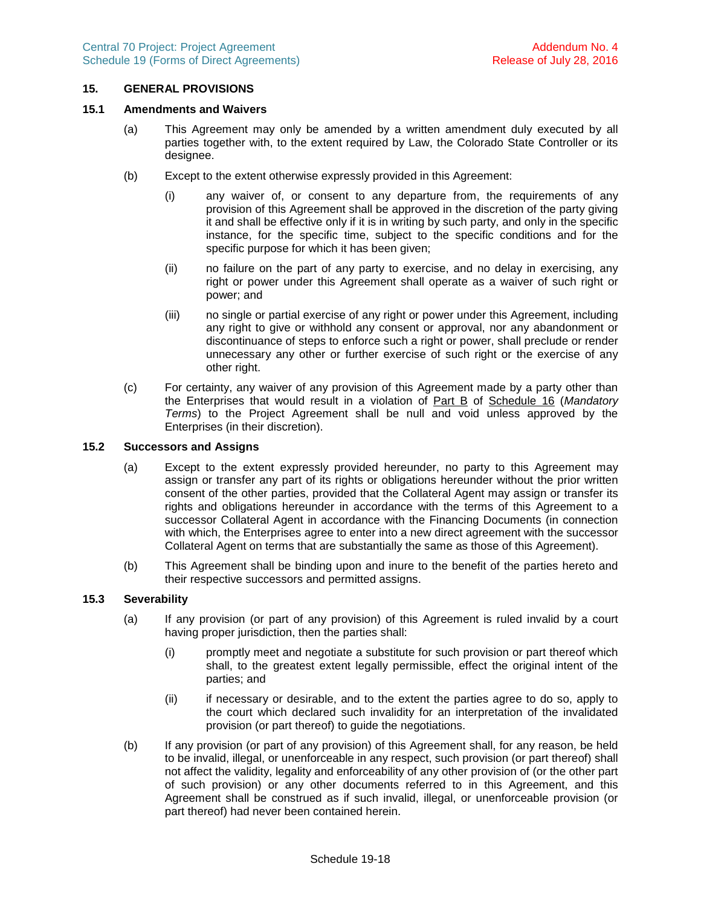## 15. GENERAL PROVISIONS

### 15.1 Amendments and Waivers

(a) This Agreement may only be amended by a written amendment duly executed by all parties together with, to the extent required by Law, the Colorado State Controller or its designee.

(b) Except to the extent otherwise expressly provided in this Agreement:

(i) any waiver of, or consent to any departure from, the requirements of any provision of this Agreement shall be approved in the discretion of the party giving it and shall be effective only if it is in writing by such party, and only in the specific instance, for the specific time, subject to the specific conditions and for the specific purpose for which it has been given;

(ii) no failure on the part of any party to exercise, and no delay in exercising, any right or power under this Agreement shall operate as a waiver of such right or power; and

(iii) no single or partial exercise of any right or power under this Agreement, including any right to give or withhold any consent or approval, nor any abandonment or discontinuance of steps to enforce such a right or power, shall preclude or render unnecessary any other or further exercise of such right or the exercise of any other right.

(c) For certainty, any waiver of any provision of this Agreement made by a party other than the Enterprises that would result in a violation of Part B of Schedule 16 (*Mandatory Terms*) to the Project Agreement shall be null and void unless approved by the Enterprises (in their discretion).

### 15.2 Successors and Assigns

(a) Except to the extent expressly provided hereunder, no party to this Agreement may assign or transfer any part of its rights or obligations hereunder without the prior written consent of the other parties, provided that the Collateral Agent may assign or transfer its rights and obligations hereunder in accordance with the terms of this Agreement to a successor Collateral Agent in accordance with the Financing Documents (in connection with which, the Enterprises agree to enter into a new direct agreement with the successor Collateral Agent on terms that are substantially the same as those of this Agreement).

(b) This Agreement shall be binding upon and inure to the benefit of the parties hereto and their respective successors and permitted assigns.

### 15.3 Severability

(a) If any provision (or part of any provision) of this Agreement is ruled invalid by a court having proper jurisdiction, then the parties shall:

(i) promptly meet and negotiate a substitute for such provision or part thereof which shall, to the greatest extent legally permissible, effect the original intent of the parties; and

(ii) if necessary or desirable, and to the extent the parties agree to do so, apply to the court which declared such invalidity for an interpretation of the invalidated provision (or part thereof) to guide the negotiations.

(b) If any provision (or part of any provision) of this Agreement shall, for any reason, be held to be invalid, illegal, or unenforceable in any respect, such provision (or part thereof) shall not affect the validity, legality and enforceability of any other provision of (or the other part of such provision) or any other documents referred to in this Agreement, and this Agreement shall be construed as if such invalid, illegal, or unenforceable provision (or part thereof) had never been contained herein.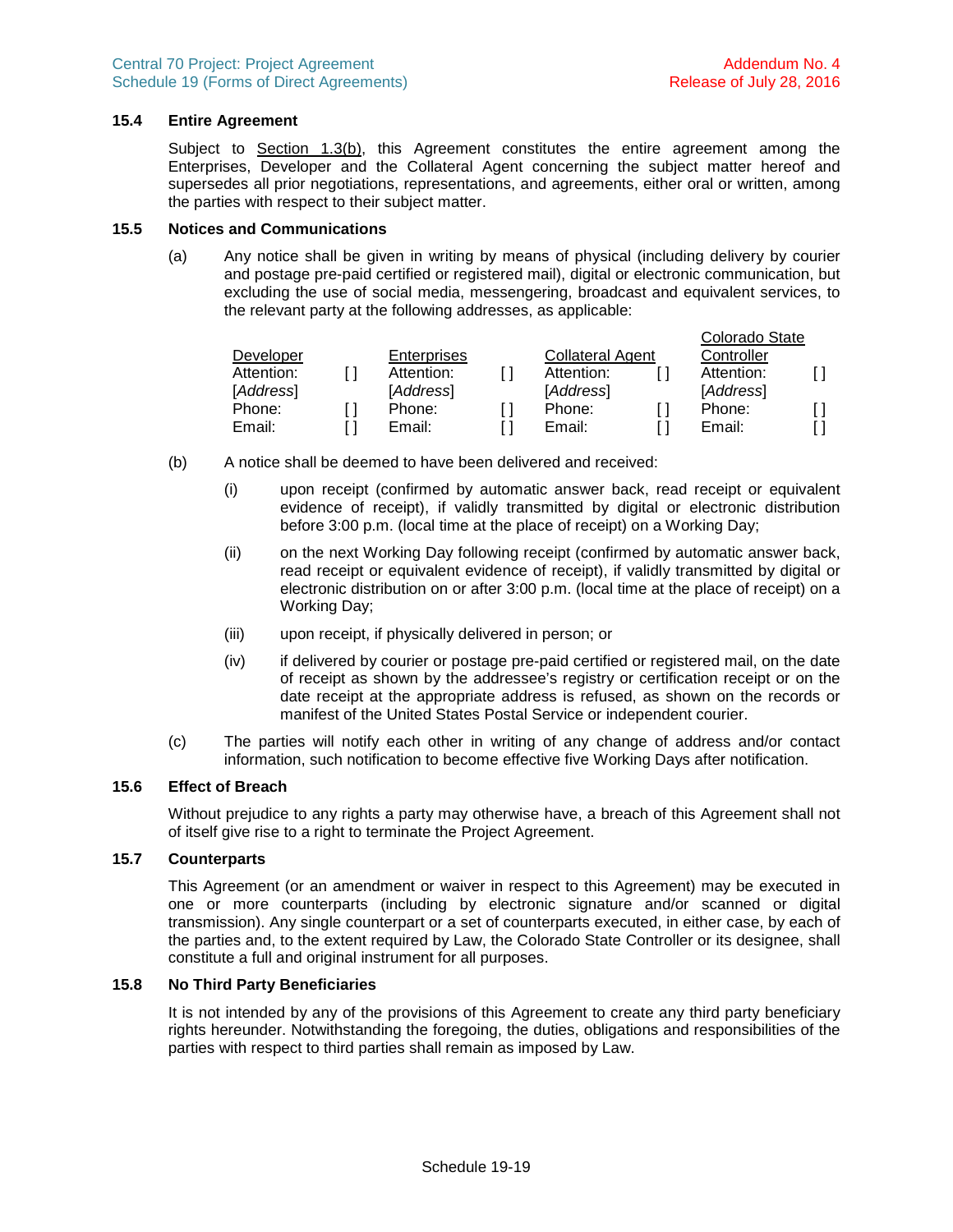### 15.4 Entire Agreement

Subject to Section 1.3(b), this Agreement constitutes the entire agreement among the Enterprises, Developer and the Collateral Agent concerning the subject matter hereof and supersedes all prior negotiations, representations, and agreements, either oral or written, among the parties with respect to their subject matter.

### 15.5 Notices and Communications

(a) Any notice shall be given in writing by means of physical (including delivery by courier and postage pre-paid certified or registered mail), digital or electronic communication, but excluding the use of social media, messengering, broadcast and equivalent services, to the relevant party at the following addresses, as applicable:

| Developer | | Enterprises | | Collateral Agent | | Colorado State Controller | |
|---|---|---|---|---|---|---|---|
| Attention: | [ ] | Attention: | [ ] | Attention: | [ ] | Attention: | [ ] |
| *[Address]* | | *[Address]* | | *[Address]* | | *[Address]* | |
| Phone: | [ ] | Phone: | [ ] | Phone: | [ ] | Phone: | [ ] |
| Email: | [ ] | Email: | [ ] | Email: | [ ] | Email: | [ ] |

(b) A notice shall be deemed to have been delivered and received:

(i) upon receipt (confirmed by automatic answer back, read receipt or equivalent evidence of receipt), if validly transmitted by digital or electronic distribution before 3:00 p.m. (local time at the place of receipt) on a Working Day;

(ii) on the next Working Day following receipt (confirmed by automatic answer back, read receipt or equivalent evidence of receipt), if validly transmitted by digital or electronic distribution on or after 3:00 p.m. (local time at the place of receipt) on a Working Day;

(iii) upon receipt, if physically delivered in person; or

(iv) if delivered by courier or postage pre-paid certified or registered mail, on the date of receipt as shown by the addressee's registry or certification receipt or on the date receipt at the appropriate address is refused, as shown on the records or manifest of the United States Postal Service or independent courier.

(c) The parties will notify each other in writing of any change of address and/or contact information, such notification to become effective five Working Days after notification.

### 15.6 Effect of Breach

Without prejudice to any rights a party may otherwise have, a breach of this Agreement shall not of itself give rise to a right to terminate the Project Agreement.

### 15.7 Counterparts

This Agreement (or an amendment or waiver in respect to this Agreement) may be executed in one or more counterparts (including by electronic signature and/or scanned or digital transmission). Any single counterpart or a set of counterparts executed, in either case, by each of the parties and, to the extent required by Law, the Colorado State Controller or its designee, shall constitute a full and original instrument for all purposes.

### 15.8 No Third Party Beneficiaries

It is not intended by any of the provisions of this Agreement to create any third party beneficiary rights hereunder. Notwithstanding the foregoing, the duties, obligations and responsibilities of the parties with respect to third parties shall remain as imposed by Law.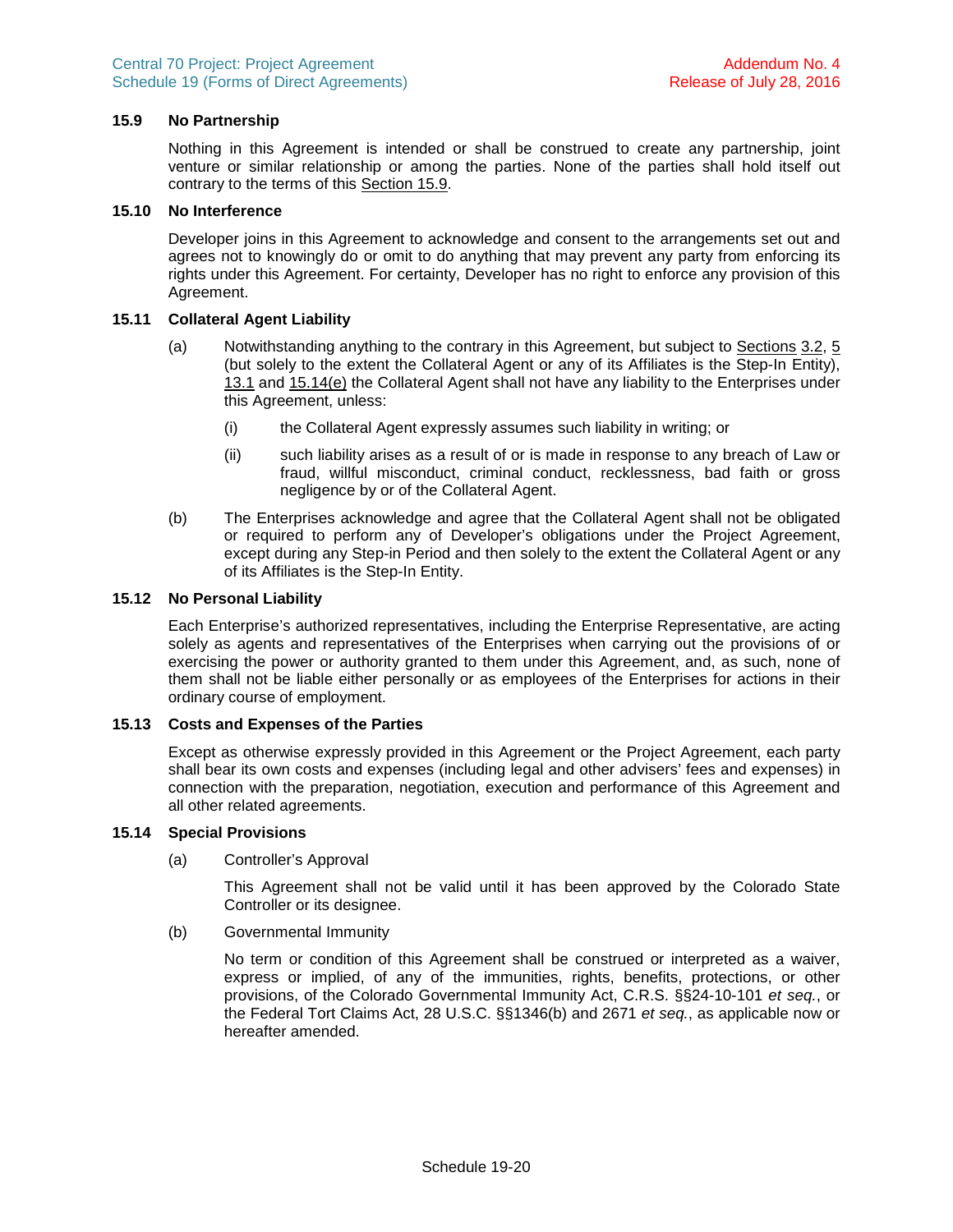### 15.9 No Partnership

Nothing in this Agreement is intended or shall be construed to create any partnership, joint venture or similar relationship or among the parties. None of the parties shall hold itself out contrary to the terms of this Section 15.9.

### 15.10 No Interference

Developer joins in this Agreement to acknowledge and consent to the arrangements set out and agrees not to knowingly do or omit to do anything that may prevent any party from enforcing its rights under this Agreement. For certainty, Developer has no right to enforce any provision of this Agreement.

### 15.11 Collateral Agent Liability

(a) Notwithstanding anything to the contrary in this Agreement, but subject to Sections 3.2, 5 (but solely to the extent the Collateral Agent or any of its Affiliates is the Step-In Entity), 13.1 and 15.14(e) the Collateral Agent shall not have any liability to the Enterprises under this Agreement, unless:

(i) the Collateral Agent expressly assumes such liability in writing; or

(ii) such liability arises as a result of or is made in response to any breach of Law or fraud, willful misconduct, criminal conduct, recklessness, bad faith or gross negligence by or of the Collateral Agent.

(b) The Enterprises acknowledge and agree that the Collateral Agent shall not be obligated or required to perform any of Developer's obligations under the Project Agreement, except during any Step-in Period and then solely to the extent the Collateral Agent or any of its Affiliates is the Step-In Entity.

### 15.12 No Personal Liability

Each Enterprise's authorized representatives, including the Enterprise Representative, are acting solely as agents and representatives of the Enterprises when carrying out the provisions of or exercising the power or authority granted to them under this Agreement, and, as such, none of them shall not be liable either personally or as employees of the Enterprises for actions in their ordinary course of employment.

### 15.13 Costs and Expenses of the Parties

Except as otherwise expressly provided in this Agreement or the Project Agreement, each party shall bear its own costs and expenses (including legal and other advisers' fees and expenses) in connection with the preparation, negotiation, execution and performance of this Agreement and all other related agreements.

### 15.14 Special Provisions

(a) Controller's Approval

This Agreement shall not be valid until it has been approved by the Colorado State Controller or its designee.

(b) Governmental Immunity

No term or condition of this Agreement shall be construed or interpreted as a waiver, express or implied, of any of the immunities, rights, benefits, protections, or other provisions, of the Colorado Governmental Immunity Act, C.R.S. §§24-10-101 *et seq.*, or the Federal Tort Claims Act, 28 U.S.C. §§1346(b) and 2671 *et seq.*, as applicable now or hereafter amended.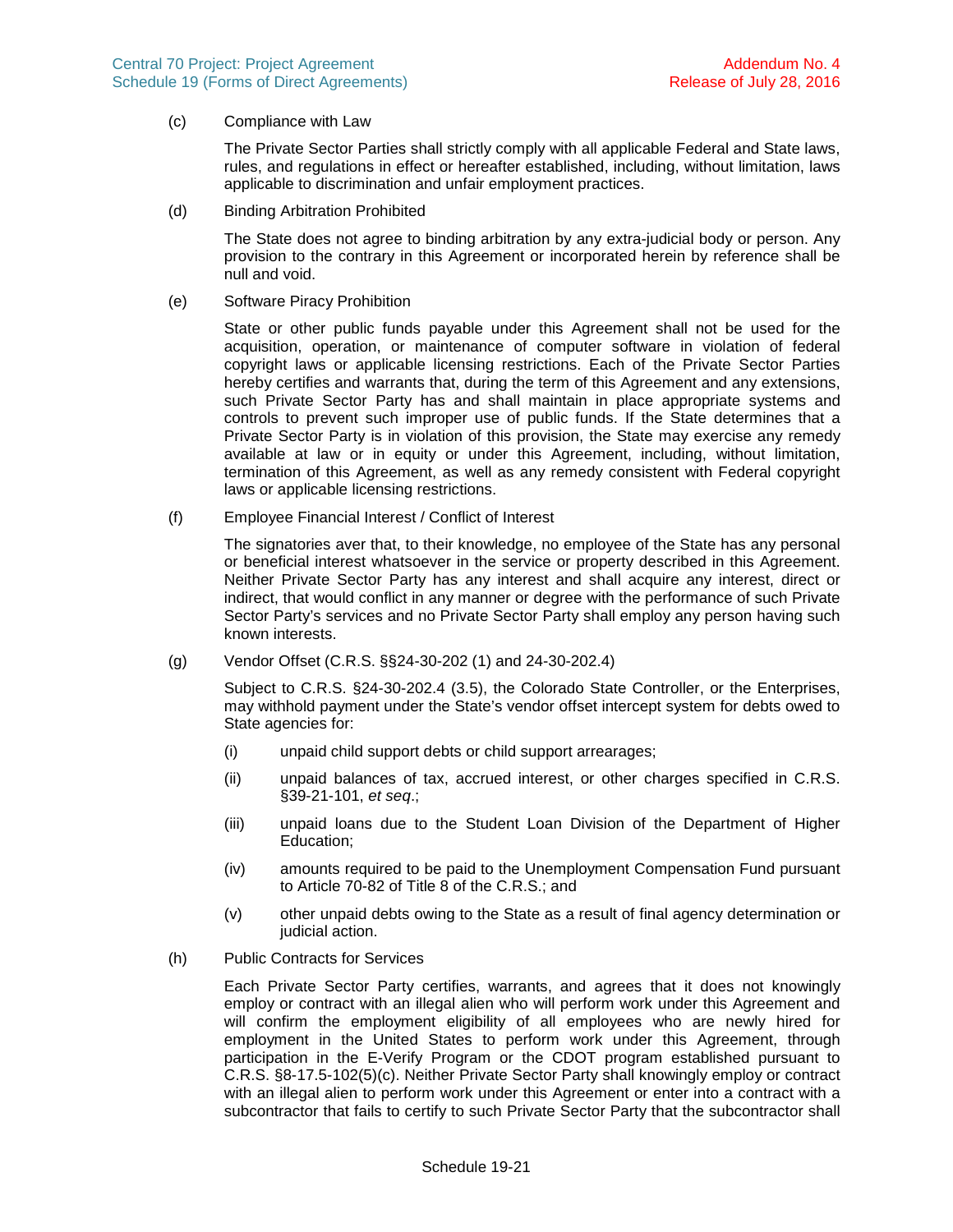(c) Compliance with Law

The Private Sector Parties shall strictly comply with all applicable Federal and State laws, rules, and regulations in effect or hereafter established, including, without limitation, laws applicable to discrimination and unfair employment practices.

(d) Binding Arbitration Prohibited

The State does not agree to binding arbitration by any extra-judicial body or person. Any provision to the contrary in this Agreement or incorporated herein by reference shall be null and void.

(e) Software Piracy Prohibition

State or other public funds payable under this Agreement shall not be used for the acquisition, operation, or maintenance of computer software in violation of federal copyright laws or applicable licensing restrictions. Each of the Private Sector Parties hereby certifies and warrants that, during the term of this Agreement and any extensions, such Private Sector Party has and shall maintain in place appropriate systems and controls to prevent such improper use of public funds. If the State determines that a Private Sector Party is in violation of this provision, the State may exercise any remedy available at law or in equity or under this Agreement, including, without limitation, termination of this Agreement, as well as any remedy consistent with Federal copyright laws or applicable licensing restrictions.

(f) Employee Financial Interest / Conflict of Interest

The signatories aver that, to their knowledge, no employee of the State has any personal or beneficial interest whatsoever in the service or property described in this Agreement. Neither Private Sector Party has any interest and shall acquire any interest, direct or indirect, that would conflict in any manner or degree with the performance of such Private Sector Party's services and no Private Sector Party shall employ any person having such known interests.

(g) Vendor Offset (C.R.S. §§24-30-202 (1) and 24-30-202.4)

Subject to C.R.S. §24-30-202.4 (3.5), the Colorado State Controller, or the Enterprises, may withhold payment under the State's vendor offset intercept system for debts owed to State agencies for:

(i) unpaid child support debts or child support arrearages;

(ii) unpaid balances of tax, accrued interest, or other charges specified in C.R.S. §39-21-101, *et seq*.;

(iii) unpaid loans due to the Student Loan Division of the Department of Higher Education;

(iv) amounts required to be paid to the Unemployment Compensation Fund pursuant to Article 70-82 of Title 8 of the C.R.S.; and

(v) other unpaid debts owing to the State as a result of final agency determination or judicial action.

(h) Public Contracts for Services

Each Private Sector Party certifies, warrants, and agrees that it does not knowingly employ or contract with an illegal alien who will perform work under this Agreement and will confirm the employment eligibility of all employees who are newly hired for employment in the United States to perform work under this Agreement, through participation in the E-Verify Program or the CDOT program established pursuant to C.R.S. §8-17.5-102(5)(c). Neither Private Sector Party shall knowingly employ or contract with an illegal alien to perform work under this Agreement or enter into a contract with a subcontractor that fails to certify to such Private Sector Party that the subcontractor shall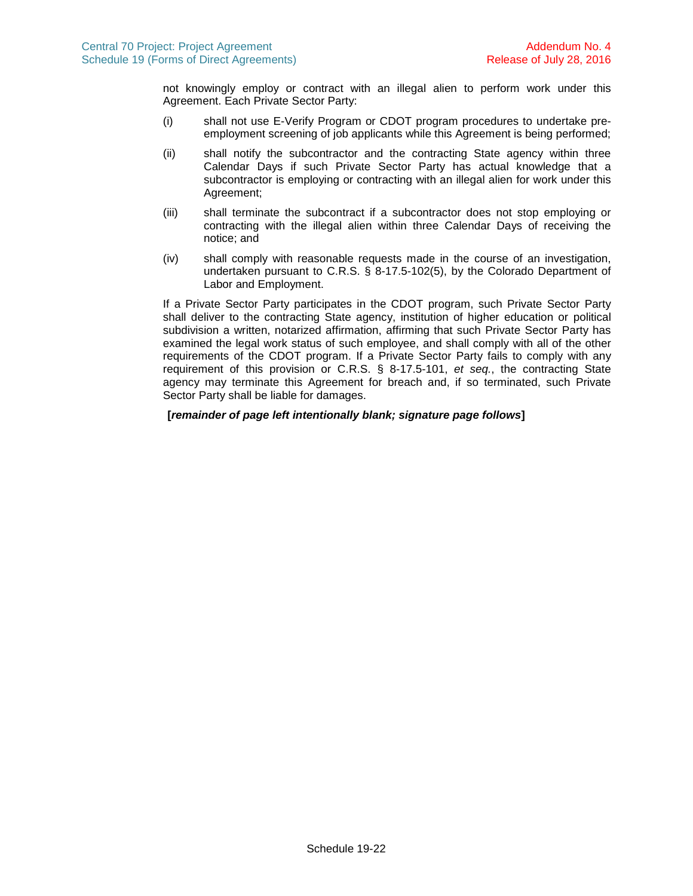not knowingly employ or contract with an illegal alien to perform work under this Agreement. Each Private Sector Party:

(i) shall not use E-Verify Program or CDOT program procedures to undertake pre-employment screening of job applicants while this Agreement is being performed;

(ii) shall notify the subcontractor and the contracting State agency within three Calendar Days if such Private Sector Party has actual knowledge that a subcontractor is employing or contracting with an illegal alien for work under this Agreement;

(iii) shall terminate the subcontract if a subcontractor does not stop employing or contracting with the illegal alien within three Calendar Days of receiving the notice; and

(iv) shall comply with reasonable requests made in the course of an investigation, undertaken pursuant to C.R.S. § 8-17.5-102(5), by the Colorado Department of Labor and Employment.

If a Private Sector Party participates in the CDOT program, such Private Sector Party shall deliver to the contracting State agency, institution of higher education or political subdivision a written, notarized affirmation, affirming that such Private Sector Party has examined the legal work status of such employee, and shall comply with all of the other requirements of the CDOT program. If a Private Sector Party fails to comply with any requirement of this provision or C.R.S. § 8-17.5-101, *et seq.*, the contracting State agency may terminate this Agreement for breach and, if so terminated, such Private Sector Party shall be liable for damages.

**[*remainder of page left intentionally blank; signature page follows*]**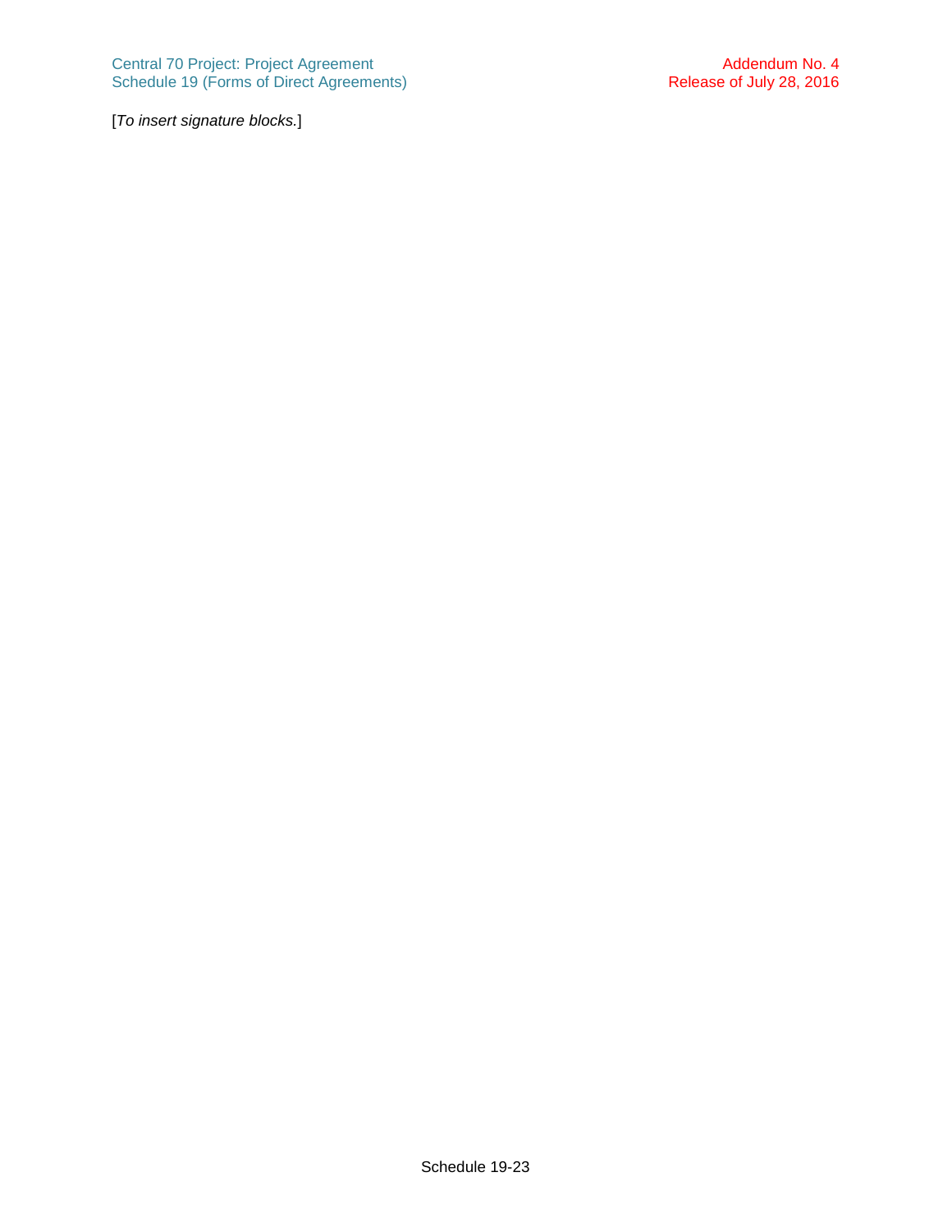[*To insert signature blocks.*]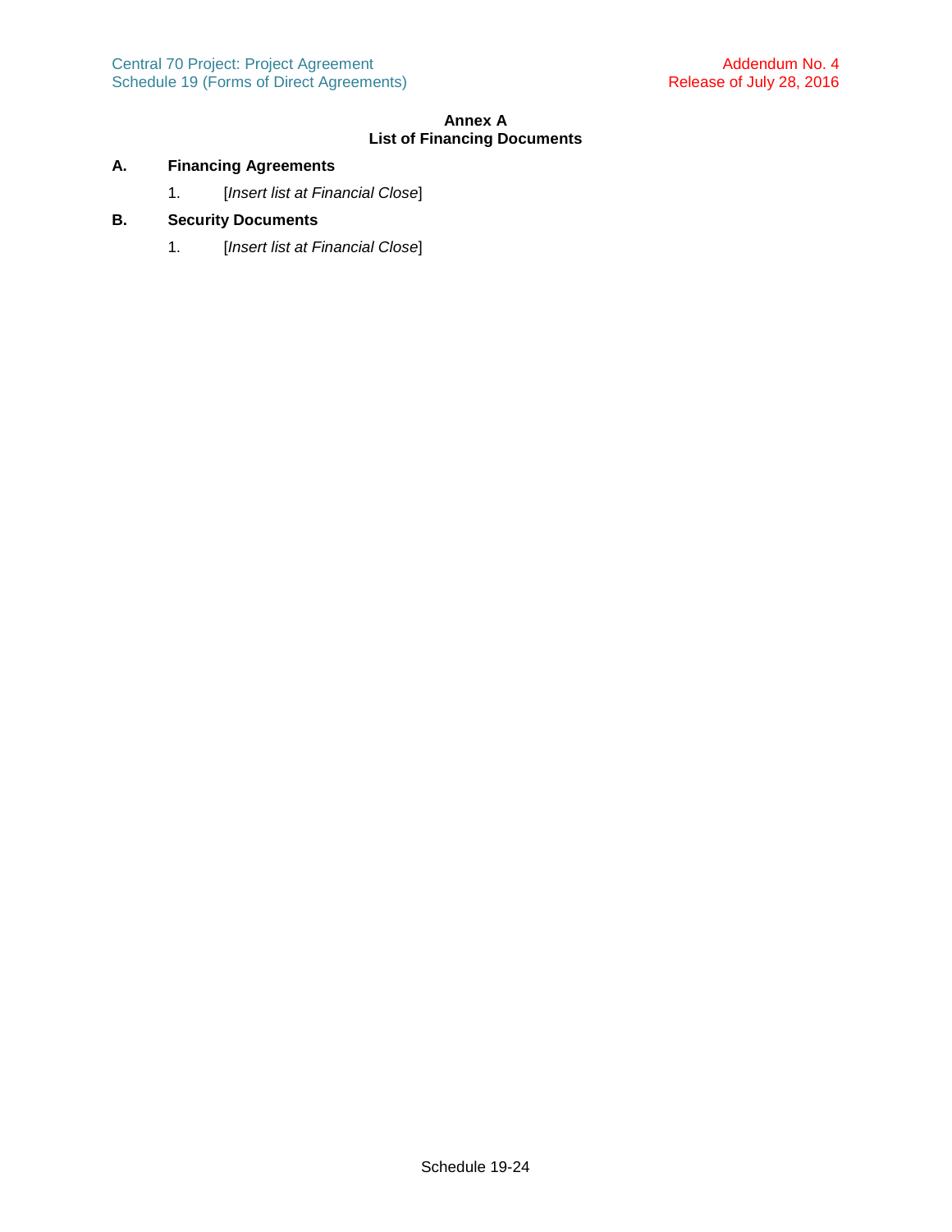## Annex A
## List of Financing Documents

**A. Financing Agreements**

1. [*Insert list at Financial Close*]

**B. Security Documents**

1. [*Insert list at Financial Close*]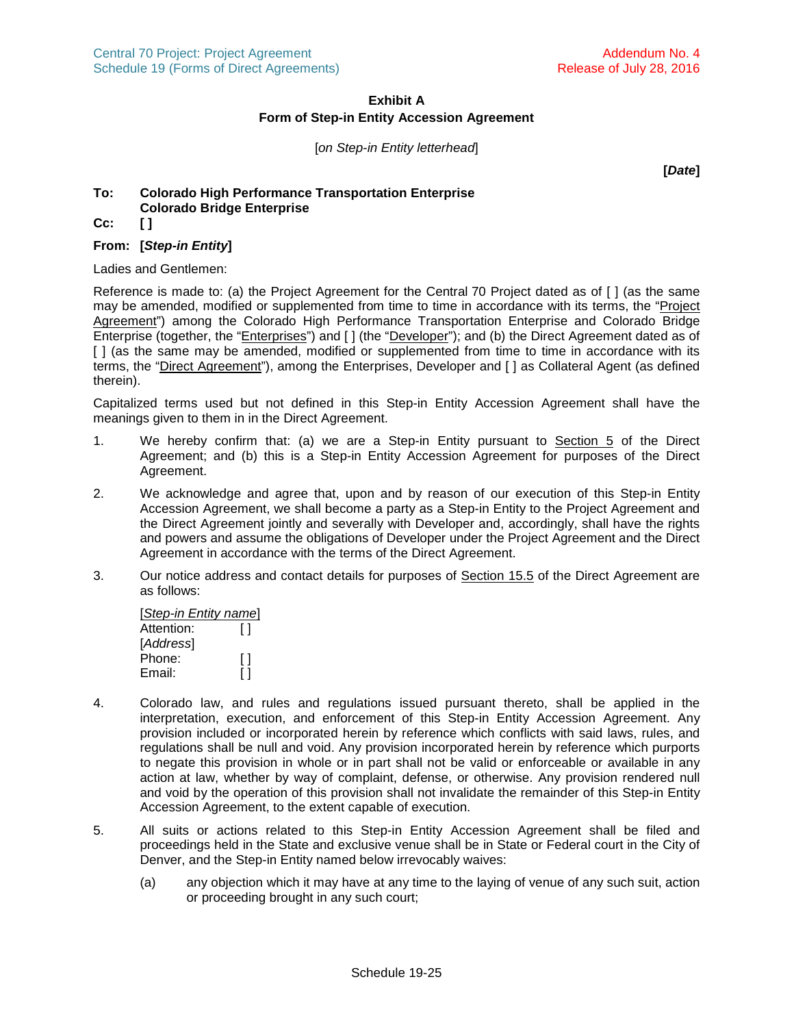**Exhibit A**
**Form of Step-in Entity Accession Agreement**

[*on Step-in Entity letterhead*]

**[*Date*]**

**To:** **Colorado High Performance Transportation Enterprise**
**Colorado Bridge Enterprise**

**Cc:** **[ ]**

**From:** **[*Step-in Entity*]**

Ladies and Gentlemen:

Reference is made to: (a) the Project Agreement for the Central 70 Project dated as of [ ] (as the same may be amended, modified or supplemented from time to time in accordance with its terms, the "Project Agreement") among the Colorado High Performance Transportation Enterprise and Colorado Bridge Enterprise (together, the "Enterprises") and [ ] (the "Developer"); and (b) the Direct Agreement dated as of [ ] (as the same may be amended, modified or supplemented from time to time in accordance with its terms, the "Direct Agreement"), among the Enterprises, Developer and [ ] as Collateral Agent (as defined therein).

Capitalized terms used but not defined in this Step-in Entity Accession Agreement shall have the meanings given to them in in the Direct Agreement.

1. We hereby confirm that: (a) we are a Step-in Entity pursuant to Section 5 of the Direct Agreement; and (b) this is a Step-in Entity Accession Agreement for purposes of the Direct Agreement.

2. We acknowledge and agree that, upon and by reason of our execution of this Step-in Entity Accession Agreement, we shall become a party as a Step-in Entity to the Project Agreement and the Direct Agreement jointly and severally with Developer and, accordingly, shall have the rights and powers and assume the obligations of Developer under the Project Agreement and the Direct Agreement in accordance with the terms of the Direct Agreement.

3. Our notice address and contact details for purposes of Section 15.5 of the Direct Agreement are as follows:

   [*Step-in Entity name*]
   Attention: [ ]
   [*Address*]
   Phone: [ ]
   Email: [ ]

4. Colorado law, and rules and regulations issued pursuant thereto, shall be applied in the interpretation, execution, and enforcement of this Step-in Entity Accession Agreement. Any provision included or incorporated herein by reference which conflicts with said laws, rules, and regulations shall be null and void. Any provision incorporated herein by reference which purports to negate this provision in whole or in part shall not be valid or enforceable or available in any action at law, whether by way of complaint, defense, or otherwise. Any provision rendered null and void by the operation of this provision shall not invalidate the remainder of this Step-in Entity Accession Agreement, to the extent capable of execution.

5. All suits or actions related to this Step-in Entity Accession Agreement shall be filed and proceedings held in the State and exclusive venue shall be in State or Federal court in the City of Denver, and the Step-in Entity named below irrevocably waives:

   (a) any objection which it may have at any time to the laying of venue of any such suit, action or proceeding brought in any such court;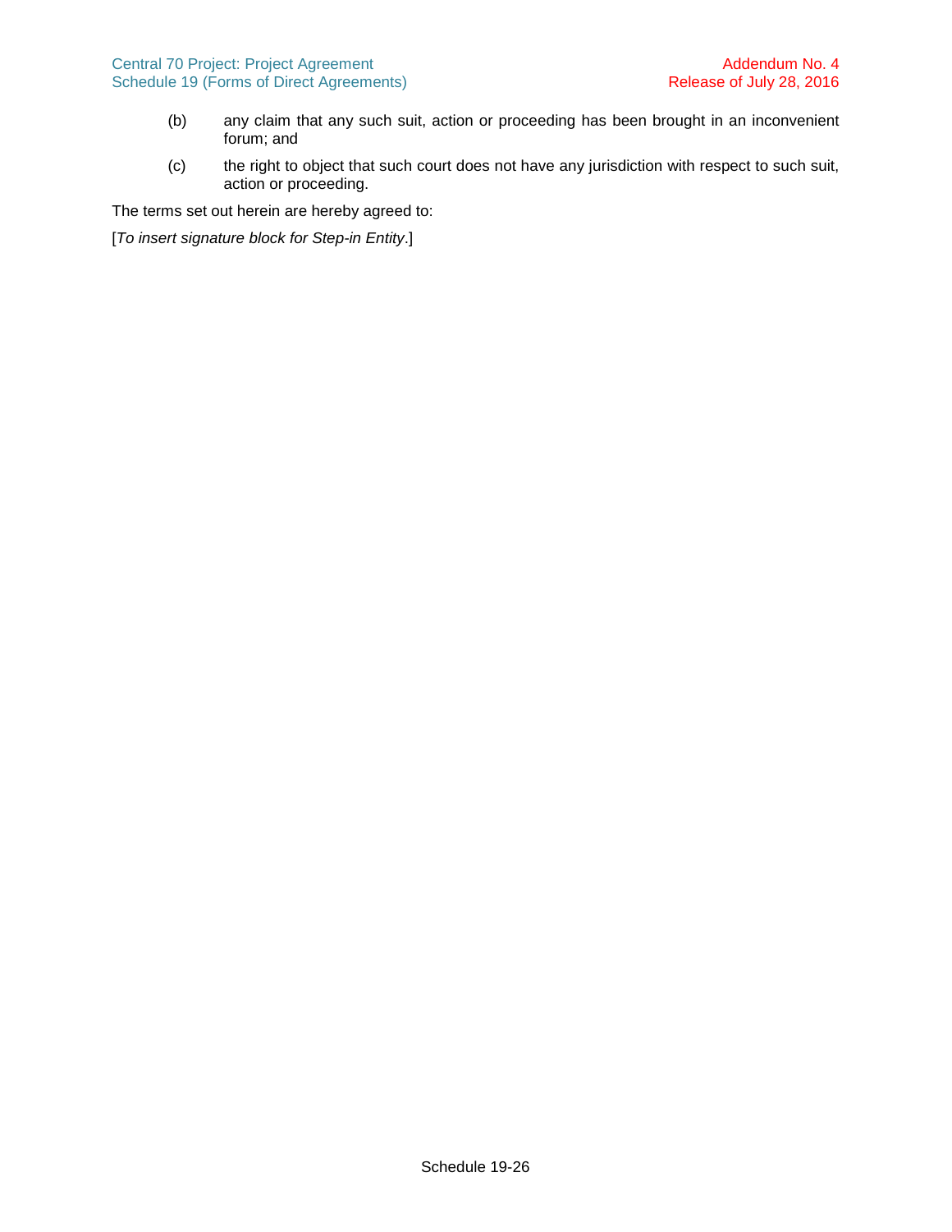(b) any claim that any such suit, action or proceeding has been brought in an inconvenient forum; and

(c) the right to object that such court does not have any jurisdiction with respect to such suit, action or proceeding.

The terms set out herein are hereby agreed to:

[*To insert signature block for Step-in Entity*.]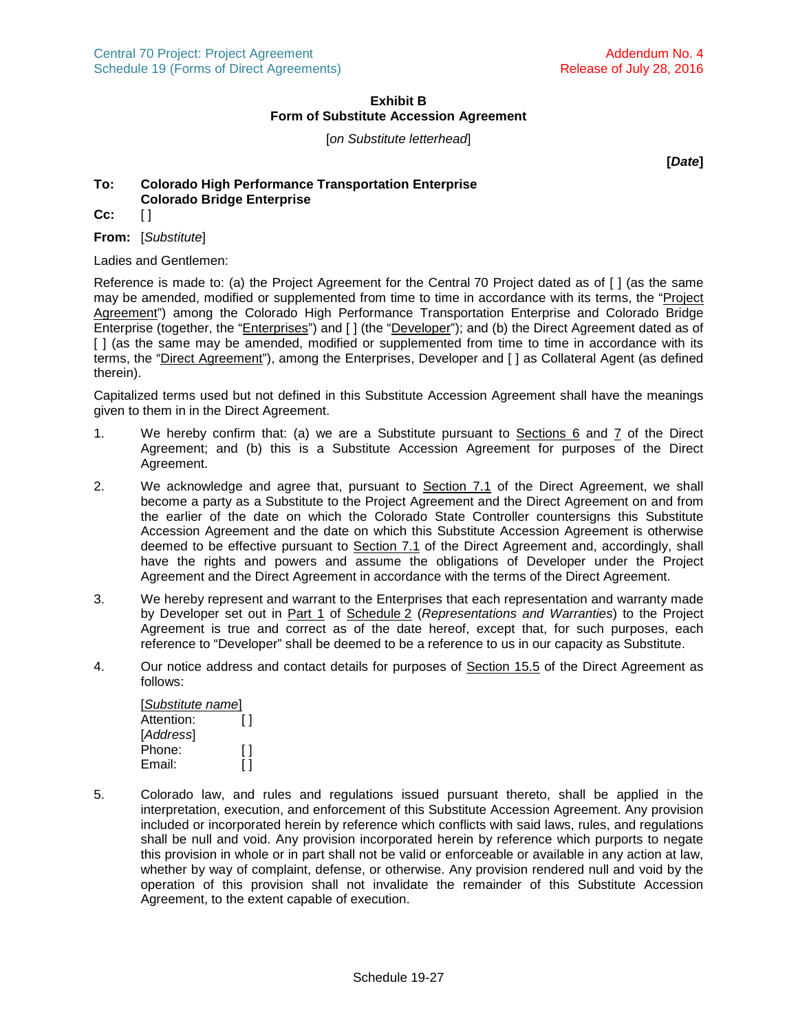**Exhibit B**
**Form of Substitute Accession Agreement**

[*on Substitute letterhead*]

**[*Date*]**

**To:** **Colorado High Performance Transportation Enterprise**
**Colorado Bridge Enterprise**

**Cc:** [ ]

**From:** [*Substitute*]

Ladies and Gentlemen:

Reference is made to: (a) the Project Agreement for the Central 70 Project dated as of [ ] (as the same may be amended, modified or supplemented from time to time in accordance with its terms, the "Project Agreement") among the Colorado High Performance Transportation Enterprise and Colorado Bridge Enterprise (together, the "Enterprises") and [ ] (the "Developer"); and (b) the Direct Agreement dated as of [ ] (as the same may be amended, modified or supplemented from time to time in accordance with its terms, the "Direct Agreement"), among the Enterprises, Developer and [ ] as Collateral Agent (as defined therein).

Capitalized terms used but not defined in this Substitute Accession Agreement shall have the meanings given to them in in the Direct Agreement.

1. We hereby confirm that: (a) we are a Substitute pursuant to Sections 6 and 7 of the Direct Agreement; and (b) this is a Substitute Accession Agreement for purposes of the Direct Agreement.

2. We acknowledge and agree that, pursuant to Section 7.1 of the Direct Agreement, we shall become a party as a Substitute to the Project Agreement and the Direct Agreement on and from the earlier of the date on which the Colorado State Controller countersigns this Substitute Accession Agreement and the date on which this Substitute Accession Agreement is otherwise deemed to be effective pursuant to Section 7.1 of the Direct Agreement and, accordingly, shall have the rights and powers and assume the obligations of Developer under the Project Agreement and the Direct Agreement in accordance with the terms of the Direct Agreement.

3. We hereby represent and warrant to the Enterprises that each representation and warranty made by Developer set out in Part 1 of Schedule 2 (*Representations and Warranties*) to the Project Agreement is true and correct as of the date hereof, except that, for such purposes, each reference to "Developer" shall be deemed to be a reference to us in our capacity as Substitute.

4. Our notice address and contact details for purposes of Section 15.5 of the Direct Agreement as follows:

   [*Substitute name*]
   Attention: [ ]
   [*Address*]
   Phone: [ ]
   Email: [ ]

5. Colorado law, and rules and regulations issued pursuant thereto, shall be applied in the interpretation, execution, and enforcement of this Substitute Accession Agreement. Any provision included or incorporated herein by reference which conflicts with said laws, rules, and regulations shall be null and void. Any provision incorporated herein by reference which purports to negate this provision in whole or in part shall not be valid or enforceable or available in any action at law, whether by way of complaint, defense, or otherwise. Any provision rendered null and void by the operation of this provision shall not invalidate the remainder of this Substitute Accession Agreement, to the extent capable of execution.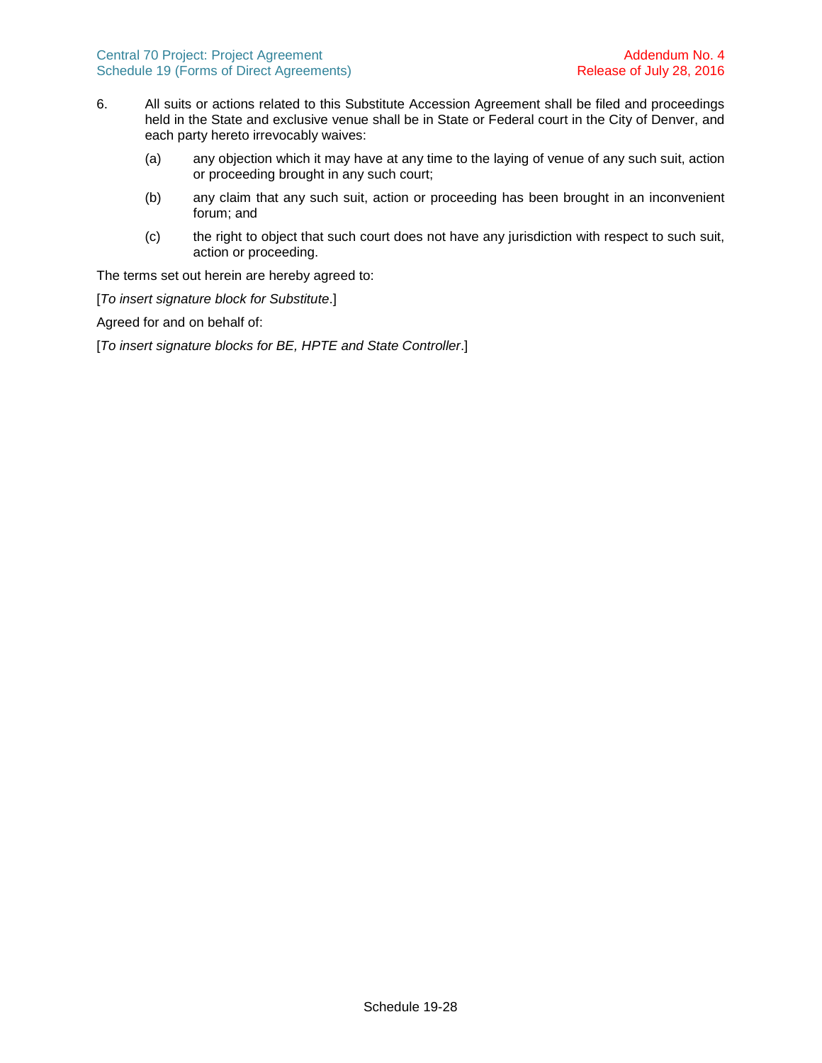6. All suits or actions related to this Substitute Accession Agreement shall be filed and proceedings held in the State and exclusive venue shall be in State or Federal court in the City of Denver, and each party hereto irrevocably waives:

   (a) any objection which it may have at any time to the laying of venue of any such suit, action or proceeding brought in any such court;

   (b) any claim that any such suit, action or proceeding has been brought in an inconvenient forum; and

   (c) the right to object that such court does not have any jurisdiction with respect to such suit, action or proceeding.

The terms set out herein are hereby agreed to:

[*To insert signature block for Substitute*.]

Agreed for and on behalf of:

[*To insert signature blocks for BE, HPTE and State Controller*.]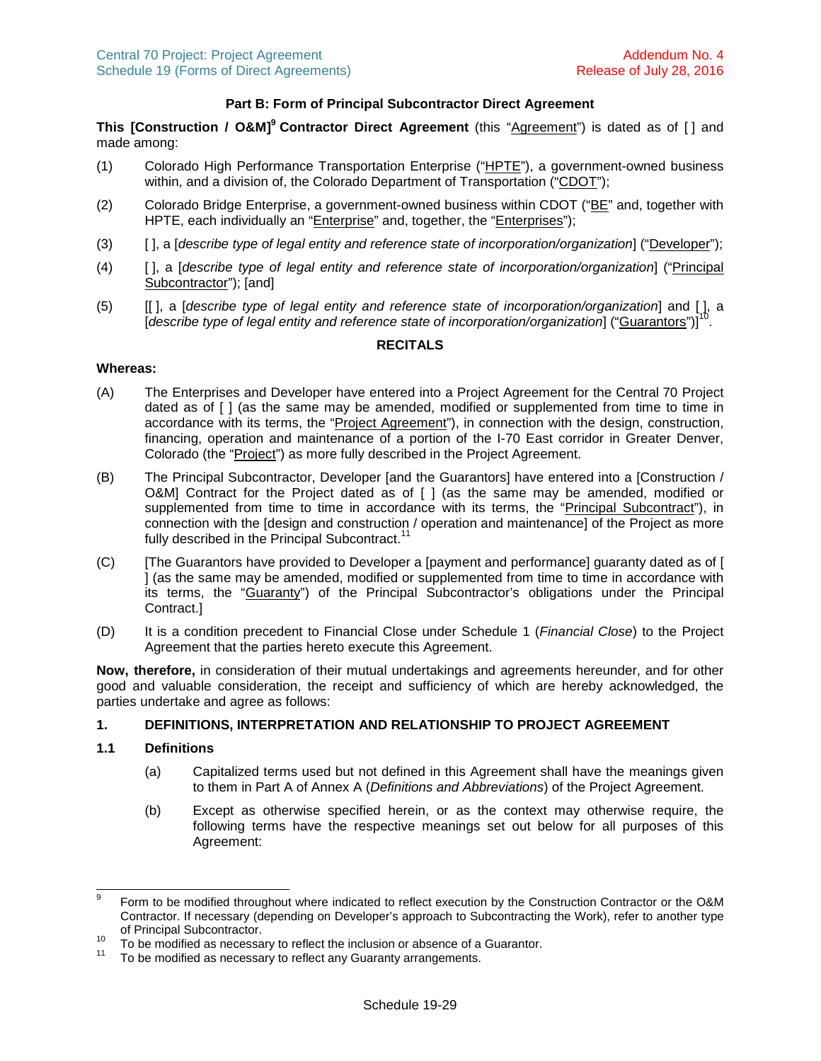**Part B: Form of Principal Subcontractor Direct Agreement**

**This [Construction / O&M][9] Contractor Direct Agreement** (this "Agreement") is dated as of [ ] and made among:

(1) Colorado High Performance Transportation Enterprise ("HPTE"), a government-owned business within, and a division of, the Colorado Department of Transportation ("CDOT");

(2) Colorado Bridge Enterprise, a government-owned business within CDOT ("BE" and, together with HPTE, each individually an "Enterprise" and, together, the "Enterprises");

(3) [ ], a [*describe type of legal entity and reference state of incorporation/organization*] ("Developer");

(4) [ ], a [*describe type of legal entity and reference state of incorporation/organization*] ("Principal Subcontractor"); [and]

(5) [[ ], a [*describe type of legal entity and reference state of incorporation/organization*] and [ ], a [*describe type of legal entity and reference state of incorporation/organization*] ("Guarantors")][10].

**RECITALS**

**Whereas:**

(A) The Enterprises and Developer have entered into a Project Agreement for the Central 70 Project dated as of [ ] (as the same may be amended, modified or supplemented from time to time in accordance with its terms, the "Project Agreement"), in connection with the design, construction, financing, operation and maintenance of a portion of the I-70 East corridor in Greater Denver, Colorado (the "Project") as more fully described in the Project Agreement.

(B) The Principal Subcontractor, Developer [and the Guarantors] have entered into a [Construction / O&M] Contract for the Project dated as of [ ] (as the same may be amended, modified or supplemented from time to time in accordance with its terms, the "Principal Subcontract"), in connection with the [design and construction / operation and maintenance] of the Project as more fully described in the Principal Subcontract.[11]

(C) [The Guarantors have provided to Developer a [payment and performance] guaranty dated as of [ ] (as the same may be amended, modified or supplemented from time to time in accordance with its terms, the "Guaranty") of the Principal Subcontractor's obligations under the Principal Contract.]

(D) It is a condition precedent to Financial Close under Schedule 1 (*Financial Close*) to the Project Agreement that the parties hereto execute this Agreement.

**Now, therefore,** in consideration of their mutual undertakings and agreements hereunder, and for other good and valuable consideration, the receipt and sufficiency of which are hereby acknowledged, the parties undertake and agree as follows:

## 1. DEFINITIONS, INTERPRETATION AND RELATIONSHIP TO PROJECT AGREEMENT

### 1.1 Definitions

(a) Capitalized terms used but not defined in this Agreement shall have the meanings given to them in Part A of Annex A (*Definitions and Abbreviations*) of the Project Agreement.

(b) Except as otherwise specified herein, or as the context may otherwise require, the following terms have the respective meanings set out below for all purposes of this Agreement:

---

[9] Form to be modified throughout where indicated to reflect execution by the Construction Contractor or the O&M Contractor. If necessary (depending on Developer's approach to Subcontracting the Work), refer to another type of Principal Subcontractor.

[10] To be modified as necessary to reflect the inclusion or absence of a Guarantor.

[11] To be modified as necessary to reflect any Guaranty arrangements.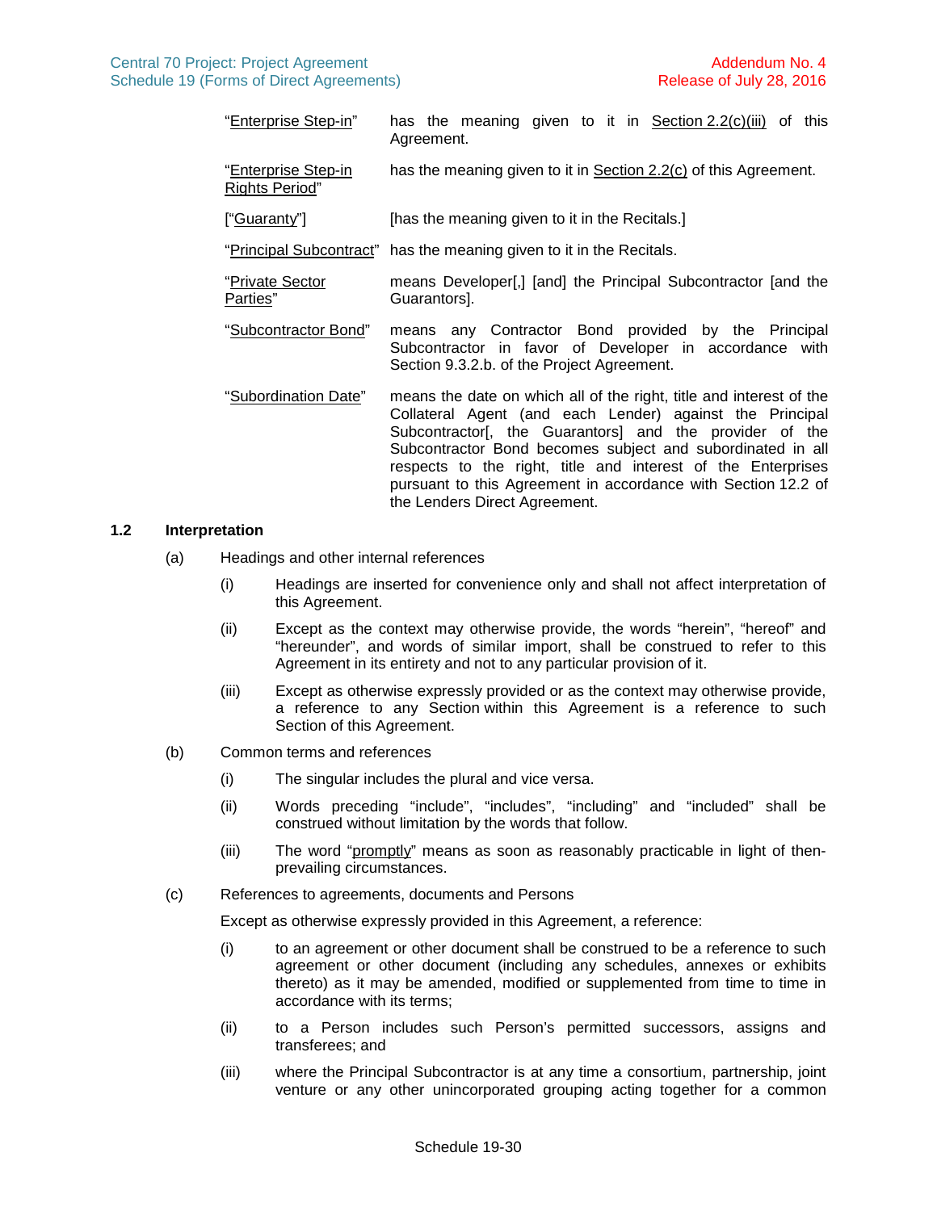| | |
|---|---|
| "Enterprise Step-in" | has the meaning given to it in Section 2.2(c)(iii) of this Agreement. |
| "Enterprise Step-in Rights Period" | has the meaning given to it in Section 2.2(c) of this Agreement. |
| ["Guaranty"] | [has the meaning given to it in the Recitals.] |
| "Principal Subcontract" | has the meaning given to it in the Recitals. |
| "Private Sector Parties" | means Developer[,] [and] the Principal Subcontractor [and the Guarantors]. |
| "Subcontractor Bond" | means any Contractor Bond provided by the Principal Subcontractor in favor of Developer in accordance with Section 9.3.2.b. of the Project Agreement. |
| "Subordination Date" | means the date on which all of the right, title and interest of the Collateral Agent (and each Lender) against the Principal Subcontractor[, the Guarantors] and the provider of the Subcontractor Bond becomes subject and subordinated in all respects to the right, title and interest of the Enterprises pursuant to this Agreement in accordance with Section 12.2 of the Lenders Direct Agreement. |

### 1.2 Interpretation

(a) Headings and other internal references

(i) Headings are inserted for convenience only and shall not affect interpretation of this Agreement.

(ii) Except as the context may otherwise provide, the words "herein", "hereof" and "hereunder", and words of similar import, shall be construed to refer to this Agreement in its entirety and not to any particular provision of it.

(iii) Except as otherwise expressly provided or as the context may otherwise provide, a reference to any Section within this Agreement is a reference to such Section of this Agreement.

(b) Common terms and references

(i) The singular includes the plural and vice versa.

(ii) Words preceding "include", "includes", "including" and "included" shall be construed without limitation by the words that follow.

(iii) The word "promptly" means as soon as reasonably practicable in light of then-prevailing circumstances.

(c) References to agreements, documents and Persons

Except as otherwise expressly provided in this Agreement, a reference:

(i) to an agreement or other document shall be construed to be a reference to such agreement or other document (including any schedules, annexes or exhibits thereto) as it may be amended, modified or supplemented from time to time in accordance with its terms;

(ii) to a Person includes such Person's permitted successors, assigns and transferees; and

(iii) where the Principal Subcontractor is at any time a consortium, partnership, joint venture or any other unincorporated grouping acting together for a common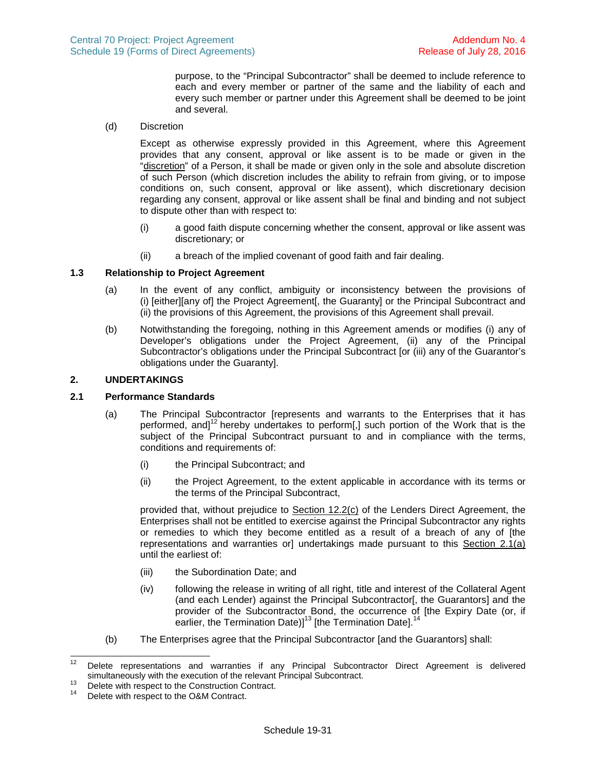purpose, to the "Principal Subcontractor" shall be deemed to include reference to each and every member or partner of the same and the liability of each and every such member or partner under this Agreement shall be deemed to be joint and several.

(d) Discretion

Except as otherwise expressly provided in this Agreement, where this Agreement provides that any consent, approval or like assent is to be made or given in the "discretion" of a Person, it shall be made or given only in the sole and absolute discretion of such Person (which discretion includes the ability to refrain from giving, or to impose conditions on, such consent, approval or like assent), which discretionary decision regarding any consent, approval or like assent shall be final and binding and not subject to dispute other than with respect to:

(i) a good faith dispute concerning whether the consent, approval or like assent was discretionary; or

(ii) a breach of the implied covenant of good faith and fair dealing.

### 1.3 Relationship to Project Agreement

(a) In the event of any conflict, ambiguity or inconsistency between the provisions of (i) [either][any of] the Project Agreement[, the Guaranty] or the Principal Subcontract and (ii) the provisions of this Agreement, the provisions of this Agreement shall prevail.

(b) Notwithstanding the foregoing, nothing in this Agreement amends or modifies (i) any of Developer's obligations under the Project Agreement, (ii) any of the Principal Subcontractor's obligations under the Principal Subcontract [or (iii) any of the Guarantor's obligations under the Guaranty].

## 2. UNDERTAKINGS

### 2.1 Performance Standards

(a) The Principal Subcontractor [represents and warrants to the Enterprises that it has performed, and][12] hereby undertakes to perform[,] such portion of the Work that is the subject of the Principal Subcontract pursuant to and in compliance with the terms, conditions and requirements of:

(i) the Principal Subcontract; and

(ii) the Project Agreement, to the extent applicable in accordance with its terms or the terms of the Principal Subcontract,

provided that, without prejudice to Section 12.2(c) of the Lenders Direct Agreement, the Enterprises shall not be entitled to exercise against the Principal Subcontractor any rights or remedies to which they become entitled as a result of a breach of any of [the representations and warranties or] undertakings made pursuant to this Section 2.1(a) until the earliest of:

(iii) the Subordination Date; and

(iv) following the release in writing of all right, title and interest of the Collateral Agent (and each Lender) against the Principal Subcontractor[, the Guarantors] and the provider of the Subcontractor Bond, the occurrence of [the Expiry Date (or, if earlier, the Termination Date)][13] [the Termination Date].[14]

(b) The Enterprises agree that the Principal Subcontractor [and the Guarantors] shall:

---

[12] Delete representations and warranties if any Principal Subcontractor Direct Agreement is delivered simultaneously with the execution of the relevant Principal Subcontract.

[13] Delete with respect to the Construction Contract.

[14] Delete with respect to the O&M Contract.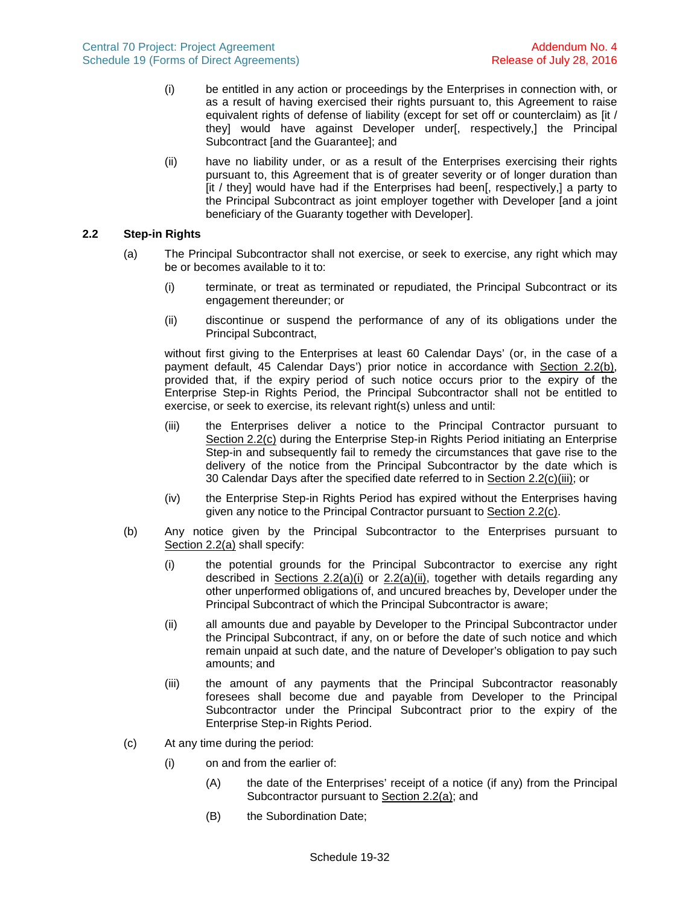(i) be entitled in any action or proceedings by the Enterprises in connection with, or as a result of having exercised their rights pursuant to, this Agreement to raise equivalent rights of defense of liability (except for set off or counterclaim) as [it / they] would have against Developer under[, respectively,] the Principal Subcontract [and the Guarantee]; and

(ii) have no liability under, or as a result of the Enterprises exercising their rights pursuant to, this Agreement that is of greater severity or of longer duration than [it / they] would have had if the Enterprises had been[, respectively,] a party to the Principal Subcontract as joint employer together with Developer [and a joint beneficiary of the Guaranty together with Developer].

### 2.2 Step-in Rights

(a) The Principal Subcontractor shall not exercise, or seek to exercise, any right which may be or becomes available to it to:

(i) terminate, or treat as terminated or repudiated, the Principal Subcontract or its engagement thereunder; or

(ii) discontinue or suspend the performance of any of its obligations under the Principal Subcontract,

without first giving to the Enterprises at least 60 Calendar Days' (or, in the case of a payment default, 45 Calendar Days') prior notice in accordance with Section 2.2(b), provided that, if the expiry period of such notice occurs prior to the expiry of the Enterprise Step-in Rights Period, the Principal Subcontractor shall not be entitled to exercise, or seek to exercise, its relevant right(s) unless and until:

(iii) the Enterprises deliver a notice to the Principal Contractor pursuant to Section 2.2(c) during the Enterprise Step-in Rights Period initiating an Enterprise Step-in and subsequently fail to remedy the circumstances that gave rise to the delivery of the notice from the Principal Subcontractor by the date which is 30 Calendar Days after the specified date referred to in Section 2.2(c)(iii); or

(iv) the Enterprise Step-in Rights Period has expired without the Enterprises having given any notice to the Principal Contractor pursuant to Section 2.2(c).

(b) Any notice given by the Principal Subcontractor to the Enterprises pursuant to Section 2.2(a) shall specify:

(i) the potential grounds for the Principal Subcontractor to exercise any right described in Sections 2.2(a)(i) or 2.2(a)(ii), together with details regarding any other unperformed obligations of, and uncured breaches by, Developer under the Principal Subcontract of which the Principal Subcontractor is aware;

(ii) all amounts due and payable by Developer to the Principal Subcontractor under the Principal Subcontract, if any, on or before the date of such notice and which remain unpaid at such date, and the nature of Developer's obligation to pay such amounts; and

(iii) the amount of any payments that the Principal Subcontractor reasonably foresees shall become due and payable from Developer to the Principal Subcontractor under the Principal Subcontract prior to the expiry of the Enterprise Step-in Rights Period.

(c) At any time during the period:

(i) on and from the earlier of:

(A) the date of the Enterprises' receipt of a notice (if any) from the Principal Subcontractor pursuant to Section 2.2(a); and

(B) the Subordination Date;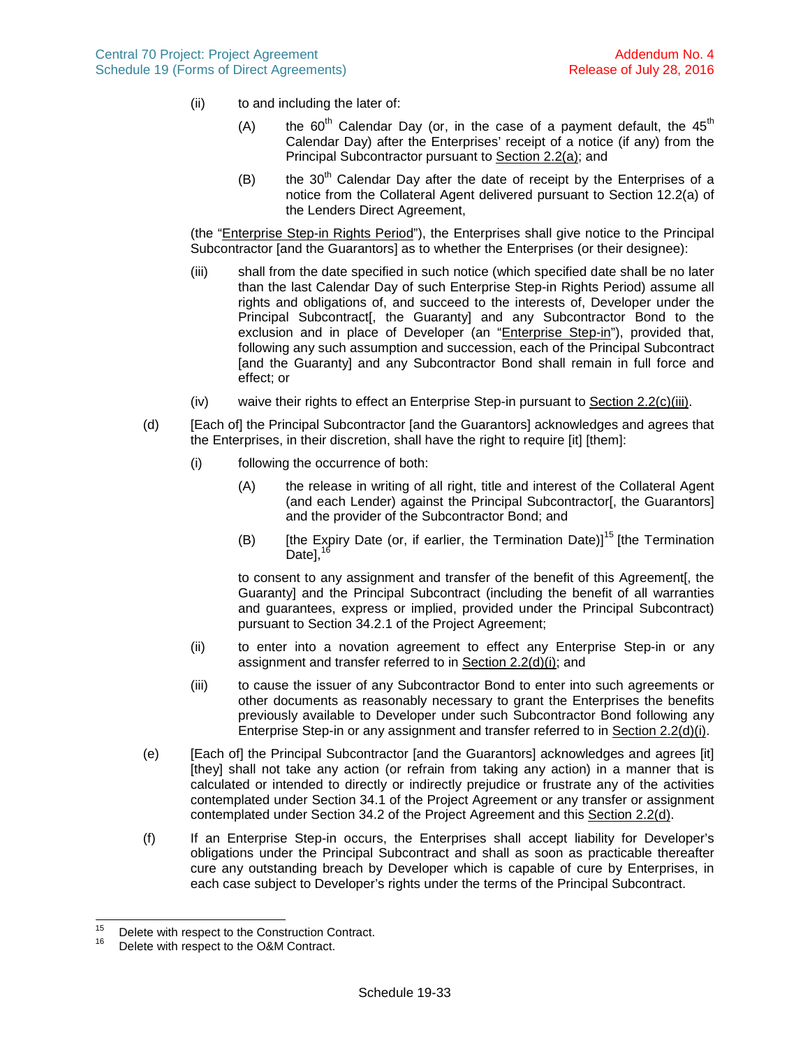(ii) to and including the later of:

(A) the 60th Calendar Day (or, in the case of a payment default, the 45th Calendar Day) after the Enterprises' receipt of a notice (if any) from the Principal Subcontractor pursuant to Section 2.2(a); and

(B) the 30th Calendar Day after the date of receipt by the Enterprises of a notice from the Collateral Agent delivered pursuant to Section 12.2(a) of the Lenders Direct Agreement,

(the "Enterprise Step-in Rights Period"), the Enterprises shall give notice to the Principal Subcontractor [and the Guarantors] as to whether the Enterprises (or their designee):

(iii) shall from the date specified in such notice (which specified date shall be no later than the last Calendar Day of such Enterprise Step-in Rights Period) assume all rights and obligations of, and succeed to the interests of, Developer under the Principal Subcontract[, the Guaranty] and any Subcontractor Bond to the exclusion and in place of Developer (an "Enterprise Step-in"), provided that, following any such assumption and succession, each of the Principal Subcontract [and the Guaranty] and any Subcontractor Bond shall remain in full force and effect; or

(iv) waive their rights to effect an Enterprise Step-in pursuant to Section 2.2(c)(iii).

(d) [Each of] the Principal Subcontractor [and the Guarantors] acknowledges and agrees that the Enterprises, in their discretion, shall have the right to require [it] [them]:

(i) following the occurrence of both:

(A) the release in writing of all right, title and interest of the Collateral Agent (and each Lender) against the Principal Subcontractor[, the Guarantors] and the provider of the Subcontractor Bond; and

(B) [the Expiry Date (or, if earlier, the Termination Date)][15] [the Termination Date],[16]

to consent to any assignment and transfer of the benefit of this Agreement[, the Guaranty] and the Principal Subcontract (including the benefit of all warranties and guarantees, express or implied, provided under the Principal Subcontract) pursuant to Section 34.2.1 of the Project Agreement;

(ii) to enter into a novation agreement to effect any Enterprise Step-in or any assignment and transfer referred to in Section 2.2(d)(i); and

(iii) to cause the issuer of any Subcontractor Bond to enter into such agreements or other documents as reasonably necessary to grant the Enterprises the benefits previously available to Developer under such Subcontractor Bond following any Enterprise Step-in or any assignment and transfer referred to in Section 2.2(d)(i).

(e) [Each of] the Principal Subcontractor [and the Guarantors] acknowledges and agrees [it] [they] shall not take any action (or refrain from taking any action) in a manner that is calculated or intended to directly or indirectly prejudice or frustrate any of the activities contemplated under Section 34.1 of the Project Agreement or any transfer or assignment contemplated under Section 34.2 of the Project Agreement and this Section 2.2(d).

(f) If an Enterprise Step-in occurs, the Enterprises shall accept liability for Developer's obligations under the Principal Subcontract and shall as soon as practicable thereafter cure any outstanding breach by Developer which is capable of cure by Enterprises, in each case subject to Developer's rights under the terms of the Principal Subcontract.

---

[15] Delete with respect to the Construction Contract.

[16] Delete with respect to the O&M Contract.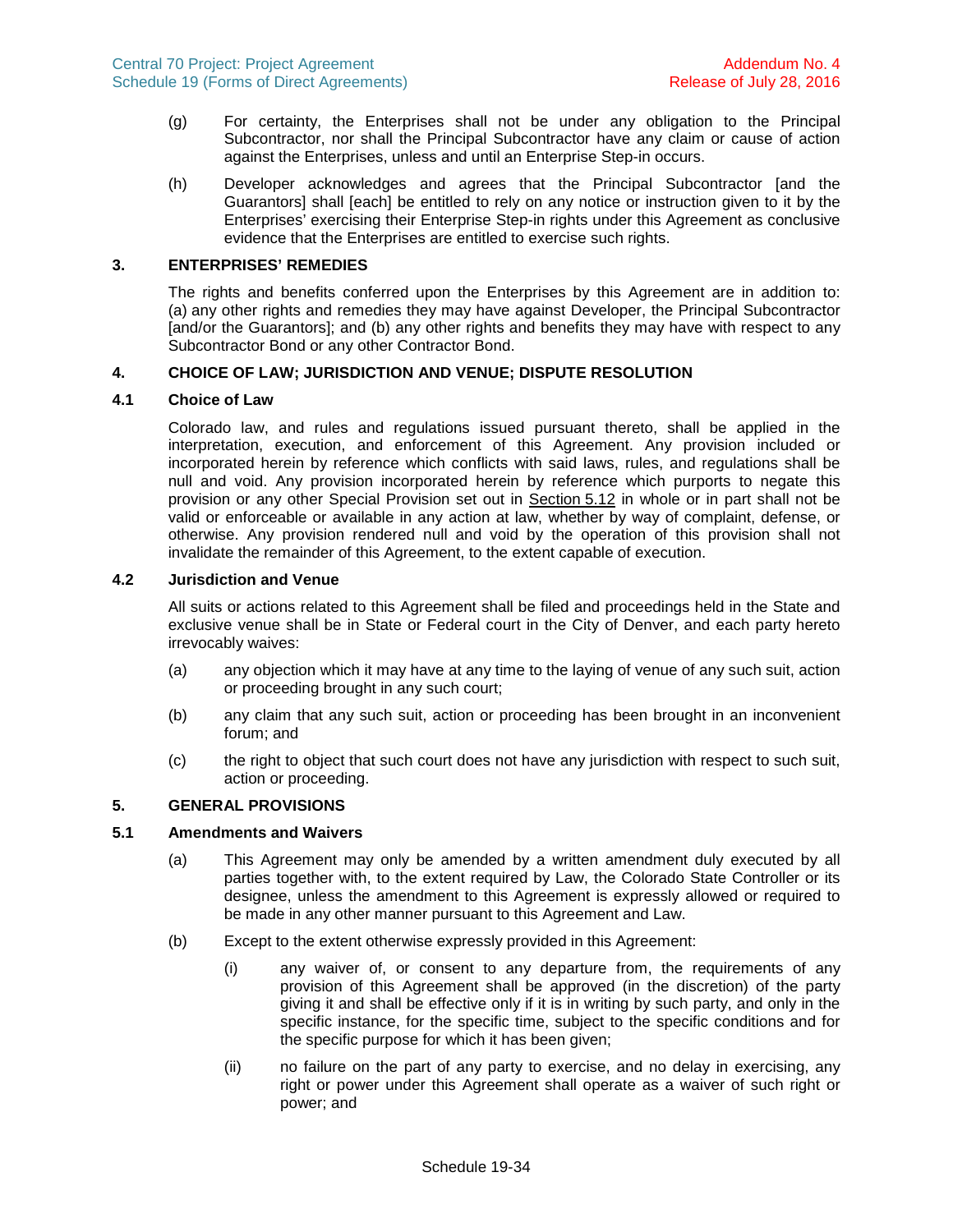(g) For certainty, the Enterprises shall not be under any obligation to the Principal Subcontractor, nor shall the Principal Subcontractor have any claim or cause of action against the Enterprises, unless and until an Enterprise Step-in occurs.

(h) Developer acknowledges and agrees that the Principal Subcontractor [and the Guarantors] shall [each] be entitled to rely on any notice or instruction given to it by the Enterprises' exercising their Enterprise Step-in rights under this Agreement as conclusive evidence that the Enterprises are entitled to exercise such rights.

## 3. ENTERPRISES' REMEDIES

The rights and benefits conferred upon the Enterprises by this Agreement are in addition to: (a) any other rights and remedies they may have against Developer, the Principal Subcontractor [and/or the Guarantors]; and (b) any other rights and benefits they may have with respect to any Subcontractor Bond or any other Contractor Bond.

## 4. CHOICE OF LAW; JURISDICTION AND VENUE; DISPUTE RESOLUTION

### 4.1 Choice of Law

Colorado law, and rules and regulations issued pursuant thereto, shall be applied in the interpretation, execution, and enforcement of this Agreement. Any provision included or incorporated herein by reference which conflicts with said laws, rules, and regulations shall be null and void. Any provision incorporated herein by reference which purports to negate this provision or any other Special Provision set out in Section 5.12 in whole or in part shall not be valid or enforceable or available in any action at law, whether by way of complaint, defense, or otherwise. Any provision rendered null and void by the operation of this provision shall not invalidate the remainder of this Agreement, to the extent capable of execution.

### 4.2 Jurisdiction and Venue

All suits or actions related to this Agreement shall be filed and proceedings held in the State and exclusive venue shall be in State or Federal court in the City of Denver, and each party hereto irrevocably waives:

(a) any objection which it may have at any time to the laying of venue of any such suit, action or proceeding brought in any such court;

(b) any claim that any such suit, action or proceeding has been brought in an inconvenient forum; and

(c) the right to object that such court does not have any jurisdiction with respect to such suit, action or proceeding.

## 5. GENERAL PROVISIONS

### 5.1 Amendments and Waivers

(a) This Agreement may only be amended by a written amendment duly executed by all parties together with, to the extent required by Law, the Colorado State Controller or its designee, unless the amendment to this Agreement is expressly allowed or required to be made in any other manner pursuant to this Agreement and Law.

(b) Except to the extent otherwise expressly provided in this Agreement:

(i) any waiver of, or consent to any departure from, the requirements of any provision of this Agreement shall be approved (in the discretion) of the party giving it and shall be effective only if it is in writing by such party, and only in the specific instance, for the specific time, subject to the specific conditions and for the specific purpose for which it has been given;

(ii) no failure on the part of any party to exercise, and no delay in exercising, any right or power under this Agreement shall operate as a waiver of such right or power; and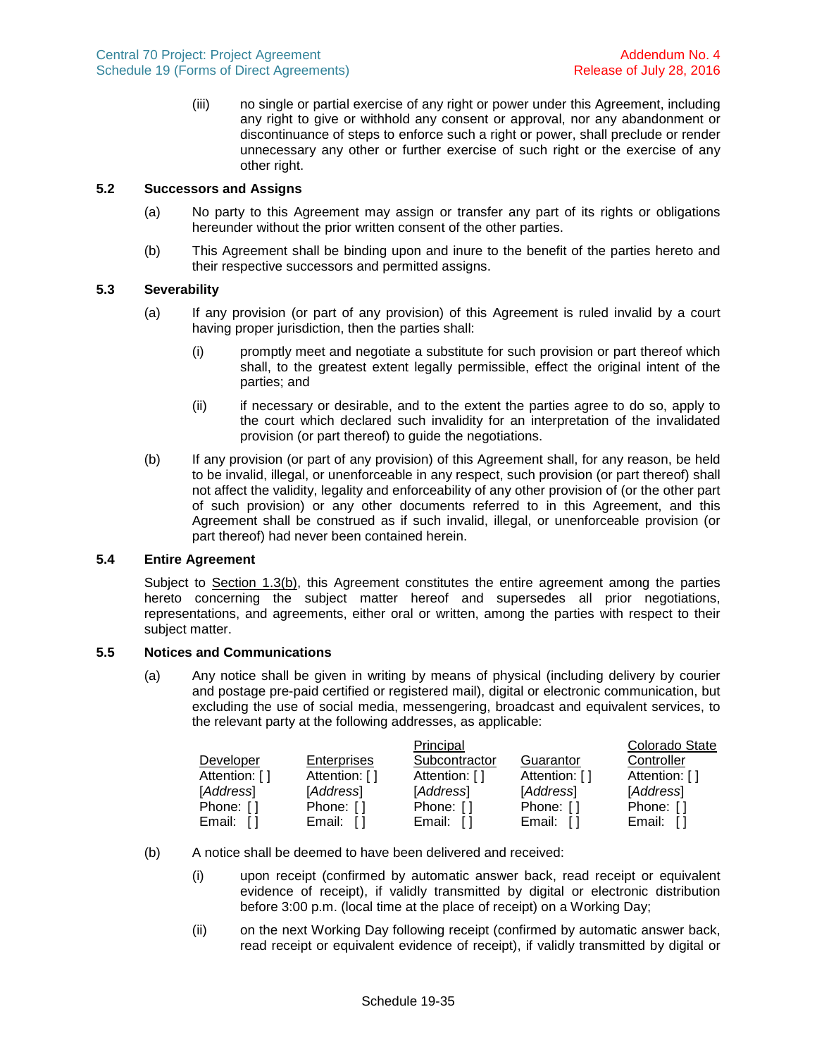(iii) no single or partial exercise of any right or power under this Agreement, including any right to give or withhold any consent or approval, nor any abandonment or discontinuance of steps to enforce such a right or power, shall preclude or render unnecessary any other or further exercise of such right or the exercise of any other right.

### 5.2 Successors and Assigns

(a) No party to this Agreement may assign or transfer any part of its rights or obligations hereunder without the prior written consent of the other parties.

(b) This Agreement shall be binding upon and inure to the benefit of the parties hereto and their respective successors and permitted assigns.

### 5.3 Severability

(a) If any provision (or part of any provision) of this Agreement is ruled invalid by a court having proper jurisdiction, then the parties shall:

(i) promptly meet and negotiate a substitute for such provision or part thereof which shall, to the greatest extent legally permissible, effect the original intent of the parties; and

(ii) if necessary or desirable, and to the extent the parties agree to do so, apply to the court which declared such invalidity for an interpretation of the invalidated provision (or part thereof) to guide the negotiations.

(b) If any provision (or part of any provision) of this Agreement shall, for any reason, be held to be invalid, illegal, or unenforceable in any respect, such provision (or part thereof) shall not affect the validity, legality and enforceability of any other provision of (or the other part of such provision) or any other documents referred to in this Agreement, and this Agreement shall be construed as if such invalid, illegal, or unenforceable provision (or part thereof) had never been contained herein.

### 5.4 Entire Agreement

Subject to Section 1.3(b), this Agreement constitutes the entire agreement among the parties hereto concerning the subject matter hereof and supersedes all prior negotiations, representations, and agreements, either oral or written, among the parties with respect to their subject matter.

### 5.5 Notices and Communications

(a) Any notice shall be given in writing by means of physical (including delivery by courier and postage pre-paid certified or registered mail), digital or electronic communication, but excluding the use of social media, messengering, broadcast and equivalent services, to the relevant party at the following addresses, as applicable:

| Developer | Enterprises | Principal Subcontractor | Guarantor | Colorado State Controller |
|---|---|---|---|---|
| Attention: [ ] | Attention: [ ] | Attention: [ ] | Attention: [ ] | Attention: [ ] |
| [*Address*] | [*Address*] | [*Address*] | [*Address*] | [*Address*] |
| Phone: [ ] | Phone: [ ] | Phone: [ ] | Phone: [ ] | Phone: [ ] |
| Email: [ ] | Email: [ ] | Email: [ ] | Email: [ ] | Email: [ ] |

(b) A notice shall be deemed to have been delivered and received:

(i) upon receipt (confirmed by automatic answer back, read receipt or equivalent evidence of receipt), if validly transmitted by digital or electronic distribution before 3:00 p.m. (local time at the place of receipt) on a Working Day;

(ii) on the next Working Day following receipt (confirmed by automatic answer back, read receipt or equivalent evidence of receipt), if validly transmitted by digital or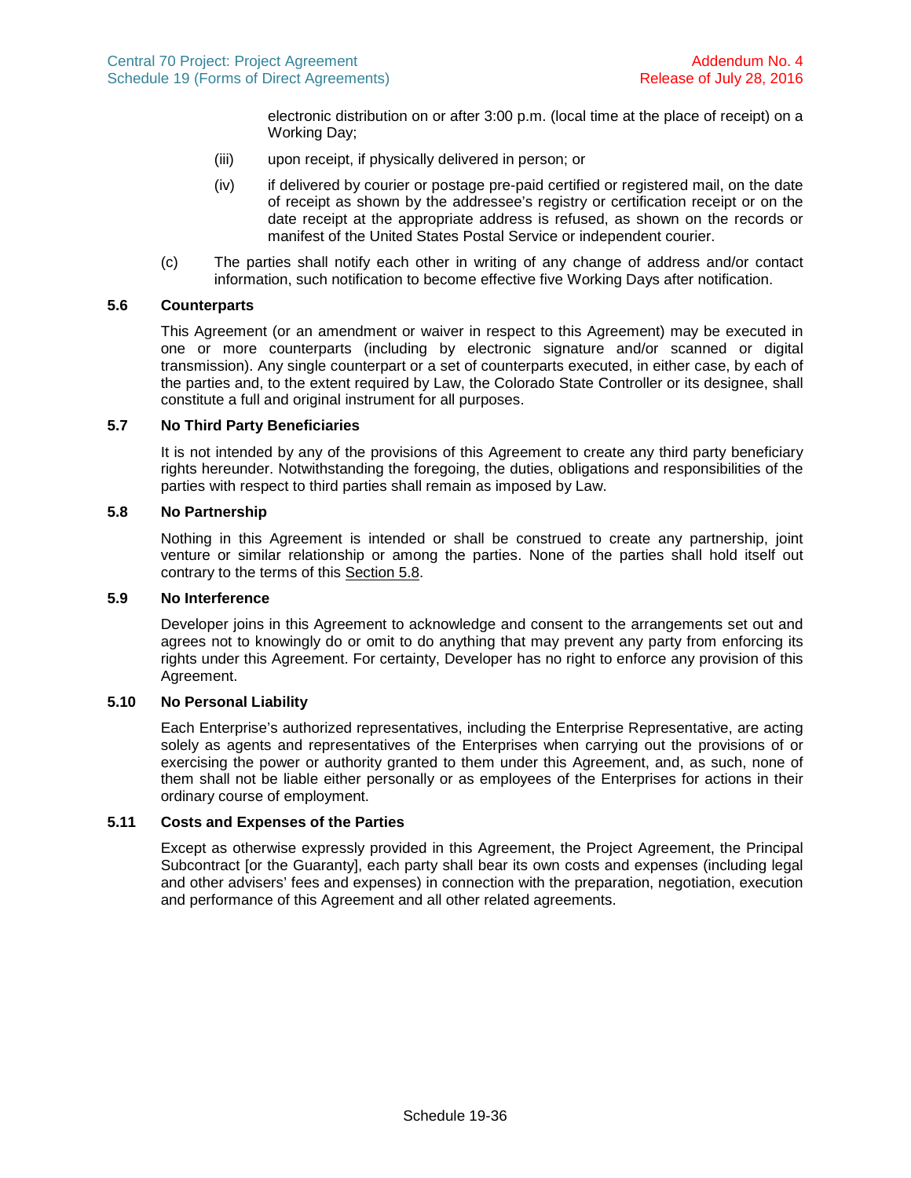electronic distribution on or after 3:00 p.m. (local time at the place of receipt) on a Working Day;

(iii) upon receipt, if physically delivered in person; or

(iv) if delivered by courier or postage pre-paid certified or registered mail, on the date of receipt as shown by the addressee's registry or certification receipt or on the date receipt at the appropriate address is refused, as shown on the records or manifest of the United States Postal Service or independent courier.

(c) The parties shall notify each other in writing of any change of address and/or contact information, such notification to become effective five Working Days after notification.

### 5.6 Counterparts

This Agreement (or an amendment or waiver in respect to this Agreement) may be executed in one or more counterparts (including by electronic signature and/or scanned or digital transmission). Any single counterpart or a set of counterparts executed, in either case, by each of the parties and, to the extent required by Law, the Colorado State Controller or its designee, shall constitute a full and original instrument for all purposes.

### 5.7 No Third Party Beneficiaries

It is not intended by any of the provisions of this Agreement to create any third party beneficiary rights hereunder. Notwithstanding the foregoing, the duties, obligations and responsibilities of the parties with respect to third parties shall remain as imposed by Law.

### 5.8 No Partnership

Nothing in this Agreement is intended or shall be construed to create any partnership, joint venture or similar relationship or among the parties. None of the parties shall hold itself out contrary to the terms of this Section 5.8.

### 5.9 No Interference

Developer joins in this Agreement to acknowledge and consent to the arrangements set out and agrees not to knowingly do or omit to do anything that may prevent any party from enforcing its rights under this Agreement. For certainty, Developer has no right to enforce any provision of this Agreement.

### 5.10 No Personal Liability

Each Enterprise's authorized representatives, including the Enterprise Representative, are acting solely as agents and representatives of the Enterprises when carrying out the provisions of or exercising the power or authority granted to them under this Agreement, and, as such, none of them shall not be liable either personally or as employees of the Enterprises for actions in their ordinary course of employment.

### 5.11 Costs and Expenses of the Parties

Except as otherwise expressly provided in this Agreement, the Project Agreement, the Principal Subcontract [or the Guaranty], each party shall bear its own costs and expenses (including legal and other advisers' fees and expenses) in connection with the preparation, negotiation, execution and performance of this Agreement and all other related agreements.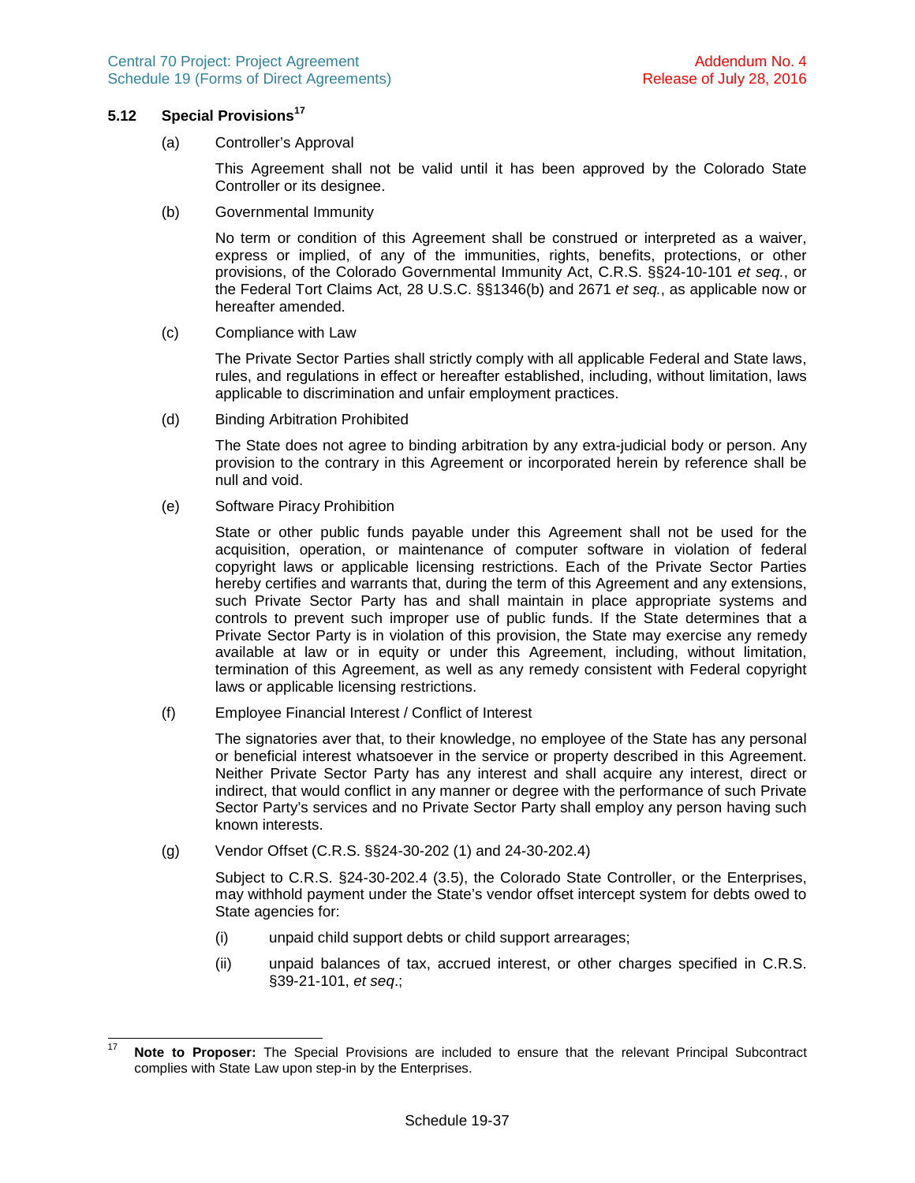### 5.12 Special Provisions[17]

(a) Controller's Approval

This Agreement shall not be valid until it has been approved by the Colorado State Controller or its designee.

(b) Governmental Immunity

No term or condition of this Agreement shall be construed or interpreted as a waiver, express or implied, of any of the immunities, rights, benefits, protections, or other provisions, of the Colorado Governmental Immunity Act, C.R.S. §§24-10-101 *et seq.*, or the Federal Tort Claims Act, 28 U.S.C. §§1346(b) and 2671 *et seq.*, as applicable now or hereafter amended.

(c) Compliance with Law

The Private Sector Parties shall strictly comply with all applicable Federal and State laws, rules, and regulations in effect or hereafter established, including, without limitation, laws applicable to discrimination and unfair employment practices.

(d) Binding Arbitration Prohibited

The State does not agree to binding arbitration by any extra-judicial body or person. Any provision to the contrary in this Agreement or incorporated herein by reference shall be null and void.

(e) Software Piracy Prohibition

State or other public funds payable under this Agreement shall not be used for the acquisition, operation, or maintenance of computer software in violation of federal copyright laws or applicable licensing restrictions. Each of the Private Sector Parties hereby certifies and warrants that, during the term of this Agreement and any extensions, such Private Sector Party has and shall maintain in place appropriate systems and controls to prevent such improper use of public funds. If the State determines that a Private Sector Party is in violation of this provision, the State may exercise any remedy available at law or in equity or under this Agreement, including, without limitation, termination of this Agreement, as well as any remedy consistent with Federal copyright laws or applicable licensing restrictions.

(f) Employee Financial Interest / Conflict of Interest

The signatories aver that, to their knowledge, no employee of the State has any personal or beneficial interest whatsoever in the service or property described in this Agreement. Neither Private Sector Party has any interest and shall acquire any interest, direct or indirect, that would conflict in any manner or degree with the performance of such Private Sector Party's services and no Private Sector Party shall employ any person having such known interests.

(g) Vendor Offset (C.R.S. §§24-30-202 (1) and 24-30-202.4)

Subject to C.R.S. §24-30-202.4 (3.5), the Colorado State Controller, or the Enterprises, may withhold payment under the State's vendor offset intercept system for debts owed to State agencies for:

(i) unpaid child support debts or child support arrearages;

(ii) unpaid balances of tax, accrued interest, or other charges specified in C.R.S. §39-21-101, *et seq*.;

---

[17] **Note to Proposer:** The Special Provisions are included to ensure that the relevant Principal Subcontract complies with State Law upon step-in by the Enterprises.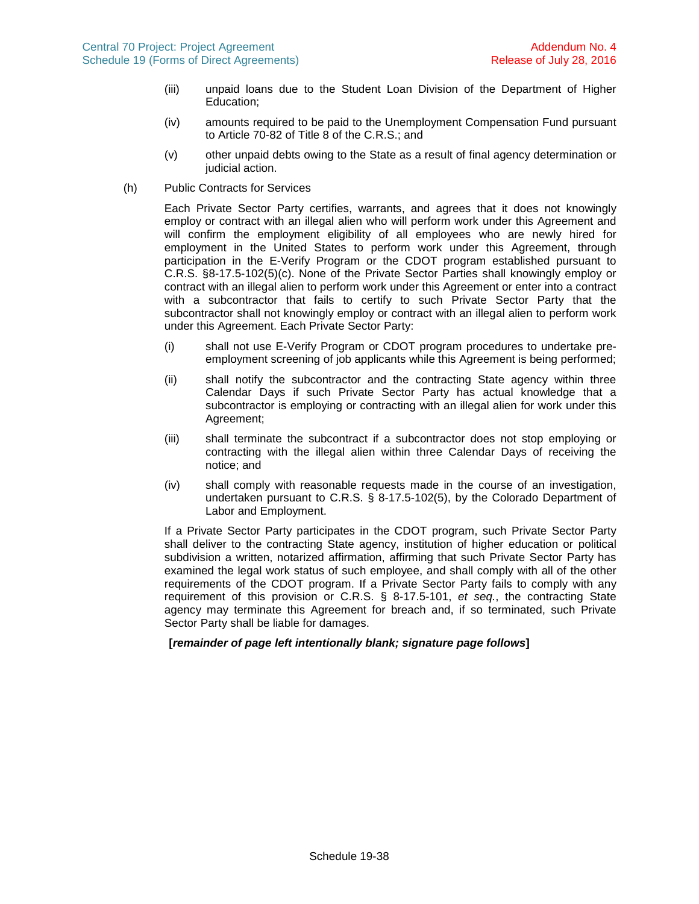(iii) unpaid loans due to the Student Loan Division of the Department of Higher Education;

(iv) amounts required to be paid to the Unemployment Compensation Fund pursuant to Article 70-82 of Title 8 of the C.R.S.; and

(v) other unpaid debts owing to the State as a result of final agency determination or judicial action.

(h) Public Contracts for Services

Each Private Sector Party certifies, warrants, and agrees that it does not knowingly employ or contract with an illegal alien who will perform work under this Agreement and will confirm the employment eligibility of all employees who are newly hired for employment in the United States to perform work under this Agreement, through participation in the E-Verify Program or the CDOT program established pursuant to C.R.S. §8-17.5-102(5)(c). None of the Private Sector Parties shall knowingly employ or contract with an illegal alien to perform work under this Agreement or enter into a contract with a subcontractor that fails to certify to such Private Sector Party that the subcontractor shall not knowingly employ or contract with an illegal alien to perform work under this Agreement. Each Private Sector Party:

(i) shall not use E-Verify Program or CDOT program procedures to undertake pre-employment screening of job applicants while this Agreement is being performed;

(ii) shall notify the subcontractor and the contracting State agency within three Calendar Days if such Private Sector Party has actual knowledge that a subcontractor is employing or contracting with an illegal alien for work under this Agreement;

(iii) shall terminate the subcontract if a subcontractor does not stop employing or contracting with the illegal alien within three Calendar Days of receiving the notice; and

(iv) shall comply with reasonable requests made in the course of an investigation, undertaken pursuant to C.R.S. § 8-17.5-102(5), by the Colorado Department of Labor and Employment.

If a Private Sector Party participates in the CDOT program, such Private Sector Party shall deliver to the contracting State agency, institution of higher education or political subdivision a written, notarized affirmation, affirming that such Private Sector Party has examined the legal work status of such employee, and shall comply with all of the other requirements of the CDOT program. If a Private Sector Party fails to comply with any requirement of this provision or C.R.S. § 8-17.5-101, *et seq.*, the contracting State agency may terminate this Agreement for breach and, if so terminated, such Private Sector Party shall be liable for damages.

**[*remainder of page left intentionally blank; signature page follows*]**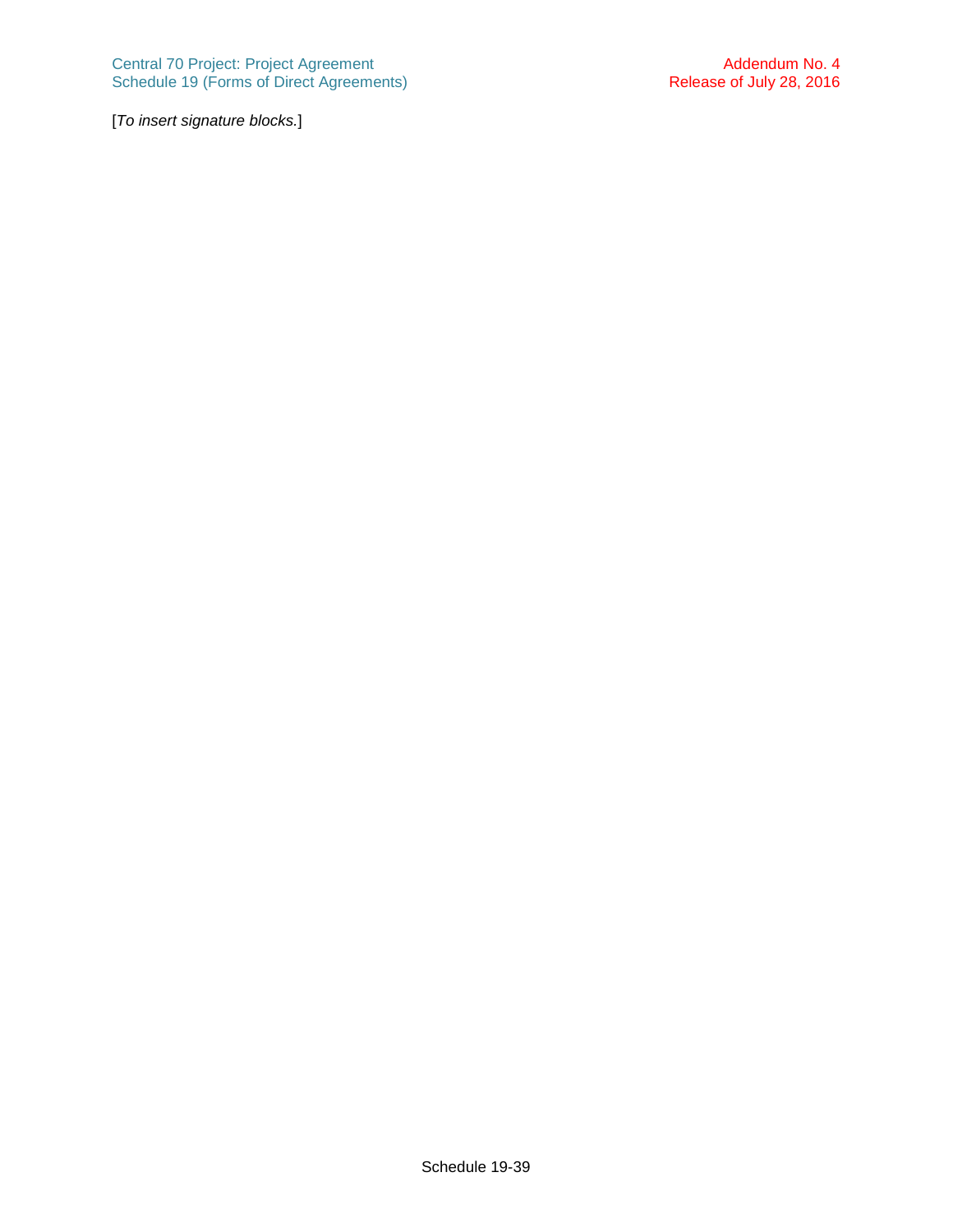[*To insert signature blocks.*]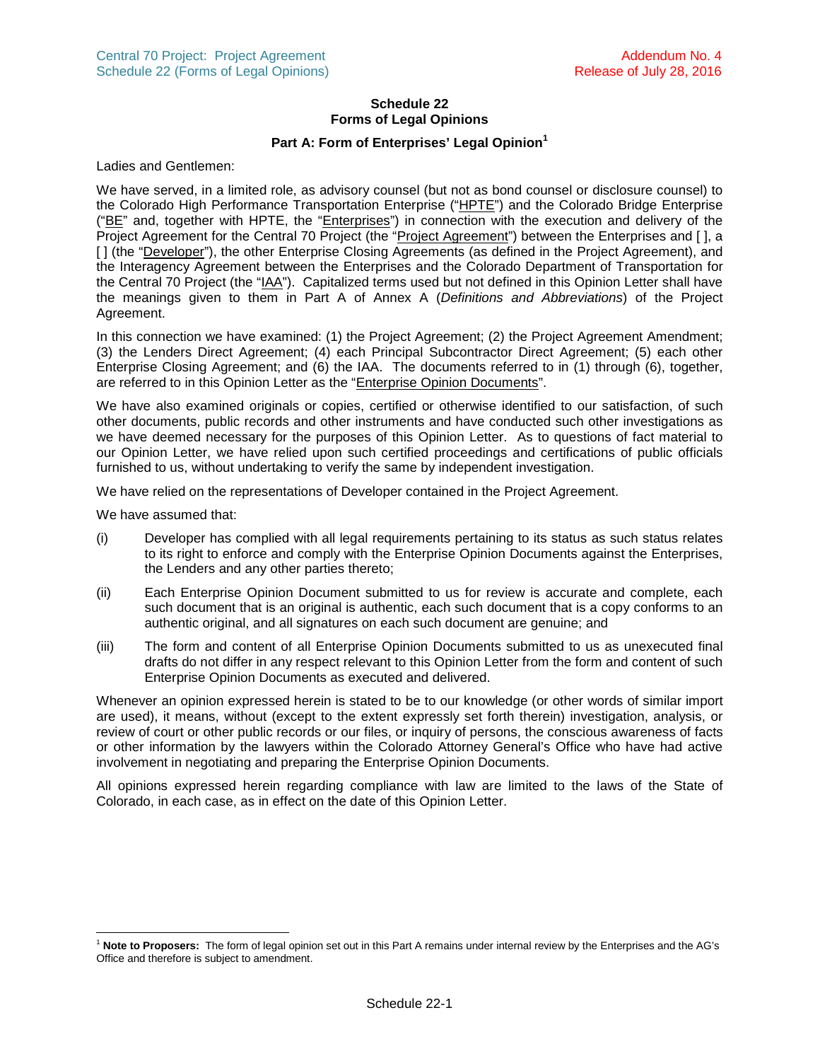# Schedule 22
# Forms of Legal Opinions

## Part A: Form of Enterprises' Legal Opinion[1]

Ladies and Gentlemen:

We have served, in a limited role, as advisory counsel (but not as bond counsel or disclosure counsel) to the Colorado High Performance Transportation Enterprise ("HPTE") and the Colorado Bridge Enterprise ("BE" and, together with HPTE, the "Enterprises") in connection with the execution and delivery of the Project Agreement for the Central 70 Project (the "Project Agreement") between the Enterprises and [ ], a [ ] (the "Developer"), the other Enterprise Closing Agreements (as defined in the Project Agreement), and the Interagency Agreement between the Enterprises and the Colorado Department of Transportation for the Central 70 Project (the "IAA"). Capitalized terms used but not defined in this Opinion Letter shall have the meanings given to them in Part A of Annex A (*Definitions and Abbreviations*) of the Project Agreement.

In this connection we have examined: (1) the Project Agreement; (2) the Project Agreement Amendment; (3) the Lenders Direct Agreement; (4) each Principal Subcontractor Direct Agreement; (5) each other Enterprise Closing Agreement; and (6) the IAA. The documents referred to in (1) through (6), together, are referred to in this Opinion Letter as the "Enterprise Opinion Documents".

We have also examined originals or copies, certified or otherwise identified to our satisfaction, of such other documents, public records and other instruments and have conducted such other investigations as we have deemed necessary for the purposes of this Opinion Letter. As to questions of fact material to our Opinion Letter, we have relied upon such certified proceedings and certifications of public officials furnished to us, without undertaking to verify the same by independent investigation.

We have relied on the representations of Developer contained in the Project Agreement.

We have assumed that:

(i) Developer has complied with all legal requirements pertaining to its status as such status relates to its right to enforce and comply with the Enterprise Opinion Documents against the Enterprises, the Lenders and any other parties thereto;

(ii) Each Enterprise Opinion Document submitted to us for review is accurate and complete, each such document that is an original is authentic, each such document that is a copy conforms to an authentic original, and all signatures on each such document are genuine; and

(iii) The form and content of all Enterprise Opinion Documents submitted to us as unexecuted final drafts do not differ in any respect relevant to this Opinion Letter from the form and content of such Enterprise Opinion Documents as executed and delivered.

Whenever an opinion expressed herein is stated to be to our knowledge (or other words of similar import are used), it means, without (except to the extent expressly set forth therein) investigation, analysis, or review of court or other public records or our files, or inquiry of persons, the conscious awareness of facts or other information by the lawyers within the Colorado Attorney General's Office who have had active involvement in negotiating and preparing the Enterprise Opinion Documents.

All opinions expressed herein regarding compliance with law are limited to the laws of the State of Colorado, in each case, as in effect on the date of this Opinion Letter.

---

[1] **Note to Proposers:** The form of legal opinion set out in this Part A remains under internal review by the Enterprises and the AG's Office and therefore is subject to amendment.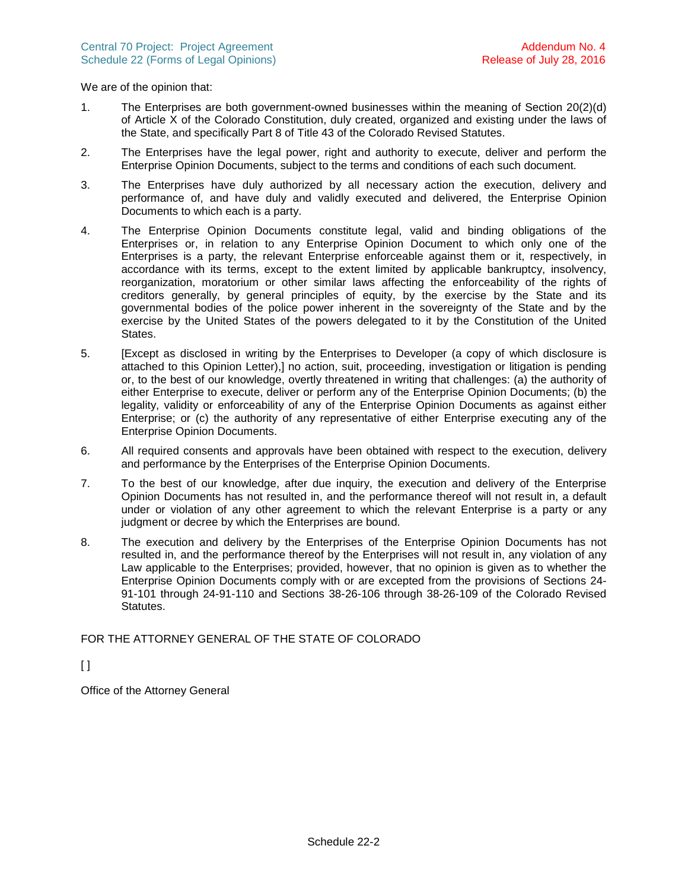We are of the opinion that:

1. The Enterprises are both government-owned businesses within the meaning of Section 20(2)(d) of Article X of the Colorado Constitution, duly created, organized and existing under the laws of the State, and specifically Part 8 of Title 43 of the Colorado Revised Statutes.

2. The Enterprises have the legal power, right and authority to execute, deliver and perform the Enterprise Opinion Documents, subject to the terms and conditions of each such document.

3. The Enterprises have duly authorized by all necessary action the execution, delivery and performance of, and have duly and validly executed and delivered, the Enterprise Opinion Documents to which each is a party.

4. The Enterprise Opinion Documents constitute legal, valid and binding obligations of the Enterprises or, in relation to any Enterprise Opinion Document to which only one of the Enterprises is a party, the relevant Enterprise enforceable against them or it, respectively, in accordance with its terms, except to the extent limited by applicable bankruptcy, insolvency, reorganization, moratorium or other similar laws affecting the enforceability of the rights of creditors generally, by general principles of equity, by the exercise by the State and its governmental bodies of the police power inherent in the sovereignty of the State and by the exercise by the United States of the powers delegated to it by the Constitution of the United States.

5. [Except as disclosed in writing by the Enterprises to Developer (a copy of which disclosure is attached to this Opinion Letter),] no action, suit, proceeding, investigation or litigation is pending or, to the best of our knowledge, overtly threatened in writing that challenges: (a) the authority of either Enterprise to execute, deliver or perform any of the Enterprise Opinion Documents; (b) the legality, validity or enforceability of any of the Enterprise Opinion Documents as against either Enterprise; or (c) the authority of any representative of either Enterprise executing any of the Enterprise Opinion Documents.

6. All required consents and approvals have been obtained with respect to the execution, delivery and performance by the Enterprises of the Enterprise Opinion Documents.

7. To the best of our knowledge, after due inquiry, the execution and delivery of the Enterprise Opinion Documents has not resulted in, and the performance thereof will not result in, a default under or violation of any other agreement to which the relevant Enterprise is a party or any judgment or decree by which the Enterprises are bound.

8. The execution and delivery by the Enterprises of the Enterprise Opinion Documents has not resulted in, and the performance thereof by the Enterprises will not result in, any violation of any Law applicable to the Enterprises; provided, however, that no opinion is given as to whether the Enterprise Opinion Documents comply with or are excepted from the provisions of Sections 24-91-101 through 24-91-110 and Sections 38-26-106 through 38-26-109 of the Colorado Revised Statutes.

FOR THE ATTORNEY GENERAL OF THE STATE OF COLORADO

[ ]

Office of the Attorney General